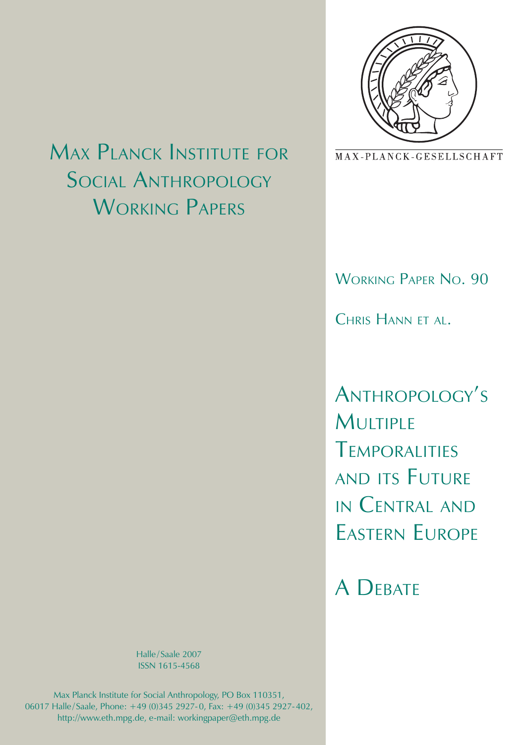# Max Planck Institute for Social Anthropology Working Papers

MAX-PLANCK-GESELLSCHAFT

Working Paper No. 90

Chris Hann et al.

# Anthropology's Multiple Temporalities and its Future in Central and Eastern Europe

# A Debate

Halle/Saale 2007
ISSN 1615-4568

Max Planck Institute for Social Anthropology, PO Box 110351, 06017 Halle/Saale, Phone: +49 (0)345 2927-0, Fax: +49 (0)345 2927-402, http://www.eth.mpg.de, e-mail: workingpaper@eth.mpg.de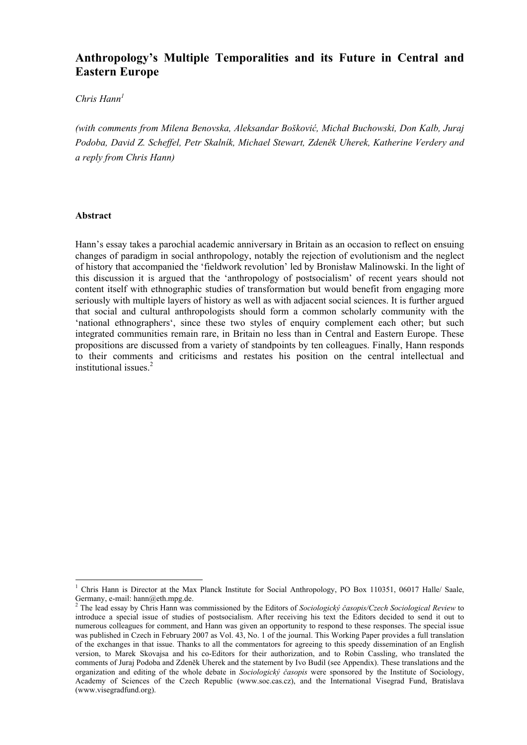# Anthropology's Multiple Temporalities and its Future in Central and Eastern Europe

*Chris Hann*[1]

*(with comments from Milena Benovska, Aleksandar Bošković, Michał Buchowski, Don Kalb, Juraj Podoba, David Z. Scheffel, Petr Skalník, Michael Stewart, Zdeněk Uherek, Katherine Verdery and a reply from Chris Hann)*

#### Abstract

Hann's essay takes a parochial academic anniversary in Britain as an occasion to reflect on ensuing changes of paradigm in social anthropology, notably the rejection of evolutionism and the neglect of history that accompanied the 'fieldwork revolution' led by Bronisław Malinowski. In the light of this discussion it is argued that the 'anthropology of postsocialism' of recent years should not content itself with ethnographic studies of transformation but would benefit from engaging more seriously with multiple layers of history as well as with adjacent social sciences. It is further argued that social and cultural anthropologists should form a common scholarly community with the 'national ethnographers', since these two styles of enquiry complement each other; but such integrated communities remain rare, in Britain no less than in Central and Eastern Europe. These propositions are discussed from a variety of standpoints by ten colleagues. Finally, Hann responds to their comments and criticisms and restates his position on the central intellectual and institutional issues.[2]

---

[1] Chris Hann is Director at the Max Planck Institute for Social Anthropology, PO Box 110351, 06017 Halle/ Saale, Germany, e-mail: hann@eth.mpg.de.

[2] The lead essay by Chris Hann was commissioned by the Editors of *Sociologický časopis/Czech Sociological Review* to introduce a special issue of studies of postsocialism. After receiving his text the Editors decided to send it out to numerous colleagues for comment, and Hann was given an opportunity to respond to these responses. The special issue was published in Czech in February 2007 as Vol. 43, No. 1 of the journal. This Working Paper provides a full translation of the exchanges in that issue. Thanks to all the commentators for agreeing to this speedy dissemination of an English version, to Marek Skovajsa and his co-Editors for their authorization, and to Robin Cassling, who translated the comments of Juraj Podoba and Zdeněk Uherek and the statement by Ivo Budil (see Appendix). These translations and the organization and editing of the whole debate in *Sociologický časopis* were sponsored by the Institute of Sociology, Academy of Sciences of the Czech Republic (www.soc.cas.cz), and the International Visegrad Fund, Bratislava (www.visegradfund.org).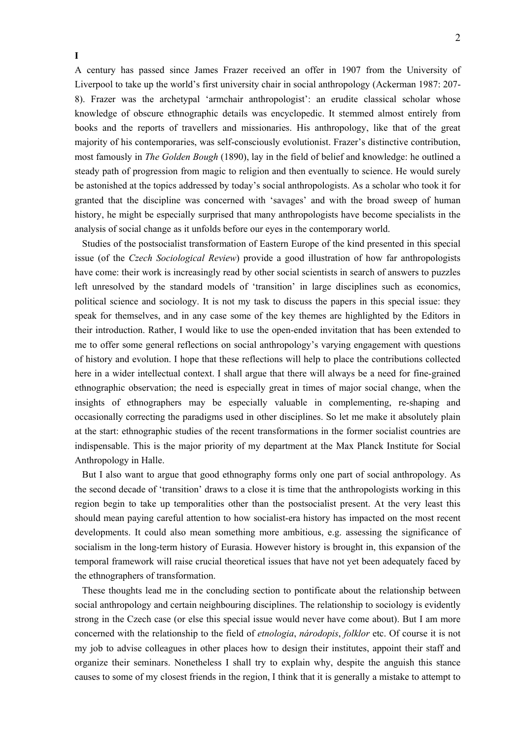# I

A century has passed since James Frazer received an offer in 1907 from the University of Liverpool to take up the world's first university chair in social anthropology (Ackerman 1987: 207-8). Frazer was the archetypal 'armchair anthropologist': an erudite classical scholar whose knowledge of obscure ethnographic details was encyclopedic. It stemmed almost entirely from books and the reports of travellers and missionaries. His anthropology, like that of the great majority of his contemporaries, was self-consciously evolutionist. Frazer's distinctive contribution, most famously in *The Golden Bough* (1890), lay in the field of belief and knowledge: he outlined a steady path of progression from magic to religion and then eventually to science. He would surely be astonished at the topics addressed by today's social anthropologists. As a scholar who took it for granted that the discipline was concerned with 'savages' and with the broad sweep of human history, he might be especially surprised that many anthropologists have become specialists in the analysis of social change as it unfolds before our eyes in the contemporary world.

Studies of the postsocialist transformation of Eastern Europe of the kind presented in this special issue (of the *Czech Sociological Review*) provide a good illustration of how far anthropologists have come: their work is increasingly read by other social scientists in search of answers to puzzles left unresolved by the standard models of 'transition' in large disciplines such as economics, political science and sociology. It is not my task to discuss the papers in this special issue: they speak for themselves, and in any case some of the key themes are highlighted by the Editors in their introduction. Rather, I would like to use the open-ended invitation that has been extended to me to offer some general reflections on social anthropology's varying engagement with questions of history and evolution. I hope that these reflections will help to place the contributions collected here in a wider intellectual context. I shall argue that there will always be a need for fine-grained ethnographic observation; the need is especially great in times of major social change, when the insights of ethnographers may be especially valuable in complementing, re-shaping and occasionally correcting the paradigms used in other disciplines. So let me make it absolutely plain at the start: ethnographic studies of the recent transformations in the former socialist countries are indispensable. This is the major priority of my department at the Max Planck Institute for Social Anthropology in Halle.

But I also want to argue that good ethnography forms only one part of social anthropology. As the second decade of 'transition' draws to a close it is time that the anthropologists working in this region begin to take up temporalities other than the postsocialist present. At the very least this should mean paying careful attention to how socialist-era history has impacted on the most recent developments. It could also mean something more ambitious, e.g. assessing the significance of socialism in the long-term history of Eurasia. However history is brought in, this expansion of the temporal framework will raise crucial theoretical issues that have not yet been adequately faced by the ethnographers of transformation.

These thoughts lead me in the concluding section to pontificate about the relationship between social anthropology and certain neighbouring disciplines. The relationship to sociology is evidently strong in the Czech case (or else this special issue would never have come about). But I am more concerned with the relationship to the field of *etnologia*, *národopis*, *folklor* etc. Of course it is not my job to advise colleagues in other places how to design their institutes, appoint their staff and organize their seminars. Nonetheless I shall try to explain why, despite the anguish this stance causes to some of my closest friends in the region, I think that it is generally a mistake to attempt to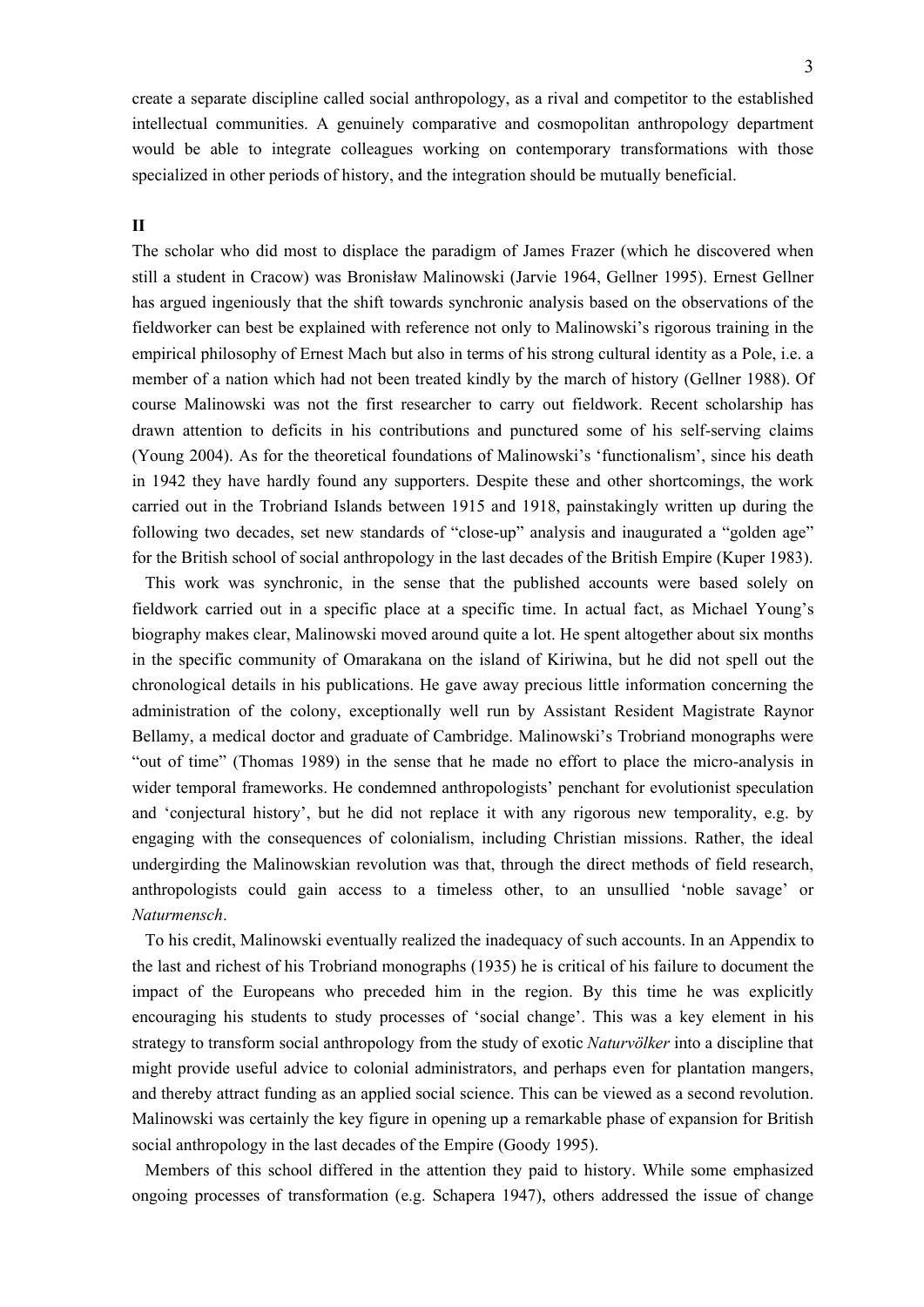create a separate discipline called social anthropology, as a rival and competitor to the established intellectual communities. A genuinely comparative and cosmopolitan anthropology department would be able to integrate colleagues working on contemporary transformations with those specialized in other periods of history, and the integration should be mutually beneficial.

## II

The scholar who did most to displace the paradigm of James Frazer (which he discovered when still a student in Cracow) was Bronisław Malinowski (Jarvie 1964, Gellner 1995). Ernest Gellner has argued ingeniously that the shift towards synchronic analysis based on the observations of the fieldworker can best be explained with reference not only to Malinowski's rigorous training in the empirical philosophy of Ernest Mach but also in terms of his strong cultural identity as a Pole, i.e. a member of a nation which had not been treated kindly by the march of history (Gellner 1988). Of course Malinowski was not the first researcher to carry out fieldwork. Recent scholarship has drawn attention to deficits in his contributions and punctured some of his self-serving claims (Young 2004). As for the theoretical foundations of Malinowski's 'functionalism', since his death in 1942 they have hardly found any supporters. Despite these and other shortcomings, the work carried out in the Trobriand Islands between 1915 and 1918, painstakingly written up during the following two decades, set new standards of "close-up" analysis and inaugurated a "golden age" for the British school of social anthropology in the last decades of the British Empire (Kuper 1983).

This work was synchronic, in the sense that the published accounts were based solely on fieldwork carried out in a specific place at a specific time. In actual fact, as Michael Young's biography makes clear, Malinowski moved around quite a lot. He spent altogether about six months in the specific community of Omarakana on the island of Kiriwina, but he did not spell out the chronological details in his publications. He gave away precious little information concerning the administration of the colony, exceptionally well run by Assistant Resident Magistrate Raynor Bellamy, a medical doctor and graduate of Cambridge. Malinowski's Trobriand monographs were "out of time" (Thomas 1989) in the sense that he made no effort to place the micro-analysis in wider temporal frameworks. He condemned anthropologists' penchant for evolutionist speculation and 'conjectural history', but he did not replace it with any rigorous new temporality, e.g. by engaging with the consequences of colonialism, including Christian missions. Rather, the ideal undergirding the Malinowskian revolution was that, through the direct methods of field research, anthropologists could gain access to a timeless other, to an unsullied 'noble savage' or *Naturmensch*.

To his credit, Malinowski eventually realized the inadequacy of such accounts. In an Appendix to the last and richest of his Trobriand monographs (1935) he is critical of his failure to document the impact of the Europeans who preceded him in the region. By this time he was explicitly encouraging his students to study processes of 'social change'. This was a key element in his strategy to transform social anthropology from the study of exotic *Naturvölker* into a discipline that might provide useful advice to colonial administrators, and perhaps even for plantation mangers, and thereby attract funding as an applied social science. This can be viewed as a second revolution. Malinowski was certainly the key figure in opening up a remarkable phase of expansion for British social anthropology in the last decades of the Empire (Goody 1995).

Members of this school differed in the attention they paid to history. While some emphasized ongoing processes of transformation (e.g. Schapera 1947), others addressed the issue of change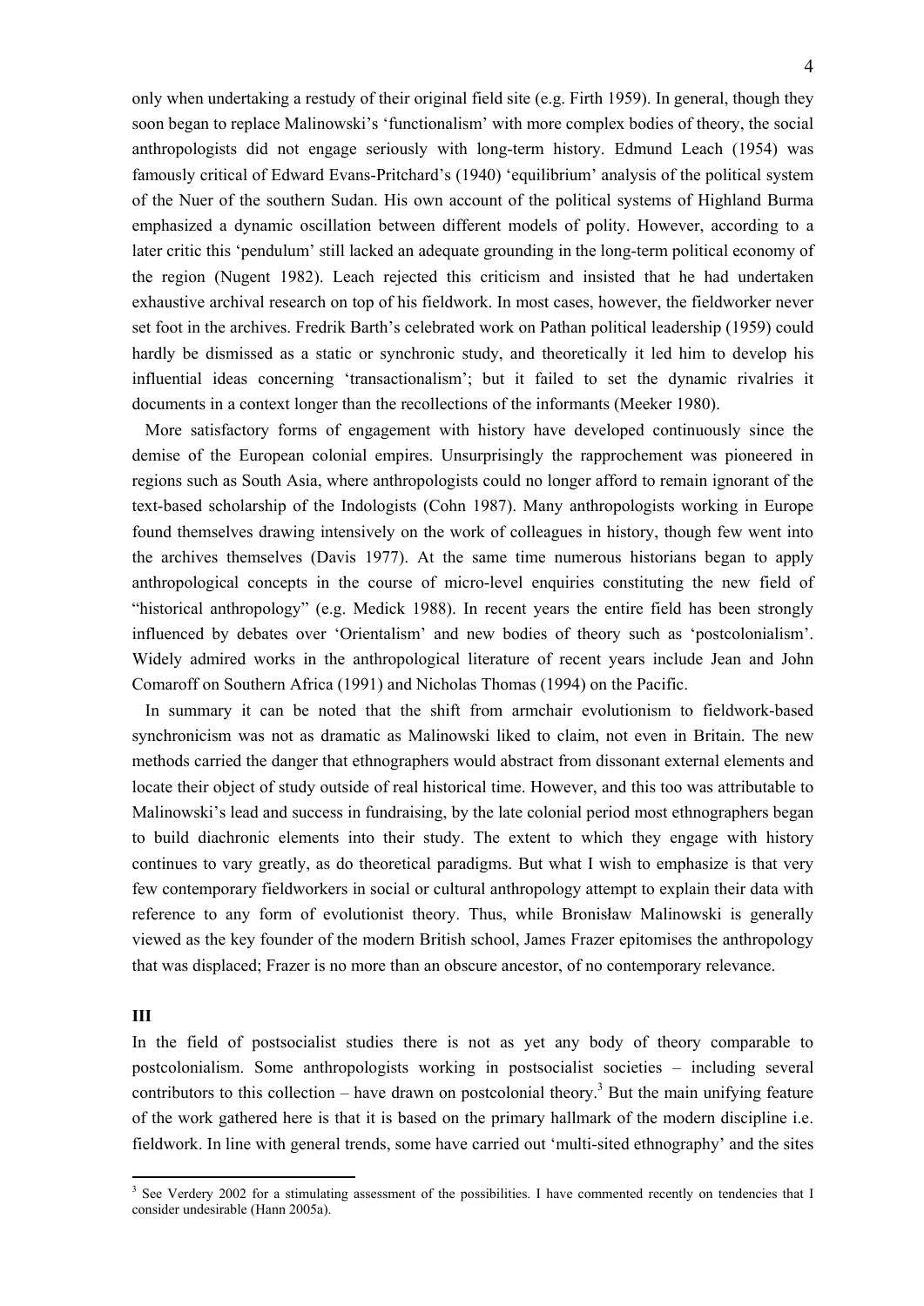only when undertaking a restudy of their original field site (e.g. Firth 1959). In general, though they soon began to replace Malinowski's 'functionalism' with more complex bodies of theory, the social anthropologists did not engage seriously with long-term history. Edmund Leach (1954) was famously critical of Edward Evans-Pritchard's (1940) 'equilibrium' analysis of the political system of the Nuer of the southern Sudan. His own account of the political systems of Highland Burma emphasized a dynamic oscillation between different models of polity. However, according to a later critic this 'pendulum' still lacked an adequate grounding in the long-term political economy of the region (Nugent 1982). Leach rejected this criticism and insisted that he had undertaken exhaustive archival research on top of his fieldwork. In most cases, however, the fieldworker never set foot in the archives. Fredrik Barth's celebrated work on Pathan political leadership (1959) could hardly be dismissed as a static or synchronic study, and theoretically it led him to develop his influential ideas concerning 'transactionalism'; but it failed to set the dynamic rivalries it documents in a context longer than the recollections of the informants (Meeker 1980).

More satisfactory forms of engagement with history have developed continuously since the demise of the European colonial empires. Unsurprisingly the rapprochement was pioneered in regions such as South Asia, where anthropologists could no longer afford to remain ignorant of the text-based scholarship of the Indologists (Cohn 1987). Many anthropologists working in Europe found themselves drawing intensively on the work of colleagues in history, though few went into the archives themselves (Davis 1977). At the same time numerous historians began to apply anthropological concepts in the course of micro-level enquiries constituting the new field of "historical anthropology" (e.g. Medick 1988). In recent years the entire field has been strongly influenced by debates over 'Orientalism' and new bodies of theory such as 'postcolonialism'. Widely admired works in the anthropological literature of recent years include Jean and John Comaroff on Southern Africa (1991) and Nicholas Thomas (1994) on the Pacific.

In summary it can be noted that the shift from armchair evolutionism to fieldwork-based synchronicism was not as dramatic as Malinowski liked to claim, not even in Britain. The new methods carried the danger that ethnographers would abstract from dissonant external elements and locate their object of study outside of real historical time. However, and this too was attributable to Malinowski's lead and success in fundraising, by the late colonial period most ethnographers began to build diachronic elements into their study. The extent to which they engage with history continues to vary greatly, as do theoretical paradigms. But what I wish to emphasize is that very few contemporary fieldworkers in social or cultural anthropology attempt to explain their data with reference to any form of evolutionist theory. Thus, while Bronisław Malinowski is generally viewed as the key founder of the modern British school, James Frazer epitomises the anthropology that was displaced; Frazer is no more than an obscure ancestor, of no contemporary relevance.

## III

In the field of postsocialist studies there is not as yet any body of theory comparable to postcolonialism. Some anthropologists working in postsocialist societies – including several contributors to this collection – have drawn on postcolonial theory.[3] But the main unifying feature of the work gathered here is that it is based on the primary hallmark of the modern discipline i.e. fieldwork. In line with general trends, some have carried out 'multi-sited ethnography' and the sites

---

[3] See Verdery 2002 for a stimulating assessment of the possibilities. I have commented recently on tendencies that I consider undesirable (Hann 2005a).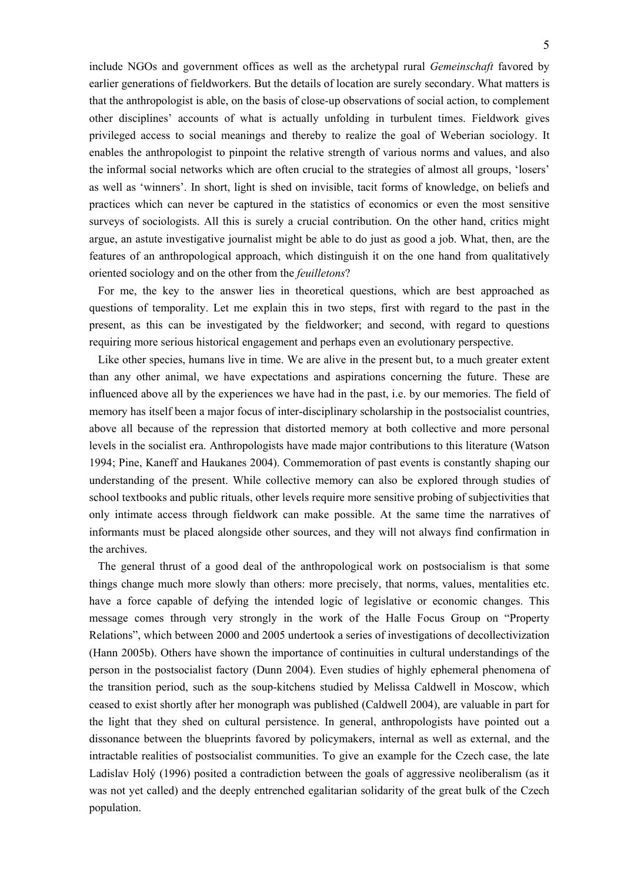include NGOs and government offices as well as the archetypal rural *Gemeinschaft* favored by earlier generations of fieldworkers. But the details of location are surely secondary. What matters is that the anthropologist is able, on the basis of close-up observations of social action, to complement other disciplines' accounts of what is actually unfolding in turbulent times. Fieldwork gives privileged access to social meanings and thereby to realize the goal of Weberian sociology. It enables the anthropologist to pinpoint the relative strength of various norms and values, and also the informal social networks which are often crucial to the strategies of almost all groups, 'losers' as well as 'winners'. In short, light is shed on invisible, tacit forms of knowledge, on beliefs and practices which can never be captured in the statistics of economics or even the most sensitive surveys of sociologists. All this is surely a crucial contribution. On the other hand, critics might argue, an astute investigative journalist might be able to do just as good a job. What, then, are the features of an anthropological approach, which distinguish it on the one hand from qualitatively oriented sociology and on the other from the *feuilletons*?

For me, the key to the answer lies in theoretical questions, which are best approached as questions of temporality. Let me explain this in two steps, first with regard to the past in the present, as this can be investigated by the fieldworker; and second, with regard to questions requiring more serious historical engagement and perhaps even an evolutionary perspective.

Like other species, humans live in time. We are alive in the present but, to a much greater extent than any other animal, we have expectations and aspirations concerning the future. These are influenced above all by the experiences we have had in the past, i.e. by our memories. The field of memory has itself been a major focus of inter-disciplinary scholarship in the postsocialist countries, above all because of the repression that distorted memory at both collective and more personal levels in the socialist era. Anthropologists have made major contributions to this literature (Watson 1994; Pine, Kaneff and Haukanes 2004). Commemoration of past events is constantly shaping our understanding of the present. While collective memory can also be explored through studies of school textbooks and public rituals, other levels require more sensitive probing of subjectivities that only intimate access through fieldwork can make possible. At the same time the narratives of informants must be placed alongside other sources, and they will not always find confirmation in the archives.

The general thrust of a good deal of the anthropological work on postsocialism is that some things change much more slowly than others: more precisely, that norms, values, mentalities etc. have a force capable of defying the intended logic of legislative or economic changes. This message comes through very strongly in the work of the Halle Focus Group on "Property Relations", which between 2000 and 2005 undertook a series of investigations of decollectivization (Hann 2005b). Others have shown the importance of continuities in cultural understandings of the person in the postsocialist factory (Dunn 2004). Even studies of highly ephemeral phenomena of the transition period, such as the soup-kitchens studied by Melissa Caldwell in Moscow, which ceased to exist shortly after her monograph was published (Caldwell 2004), are valuable in part for the light that they shed on cultural persistence. In general, anthropologists have pointed out a dissonance between the blueprints favored by policymakers, internal as well as external, and the intractable realities of postsocialist communities. To give an example for the Czech case, the late Ladislav Holý (1996) posited a contradiction between the goals of aggressive neoliberalism (as it was not yet called) and the deeply entrenched egalitarian solidarity of the great bulk of the Czech population.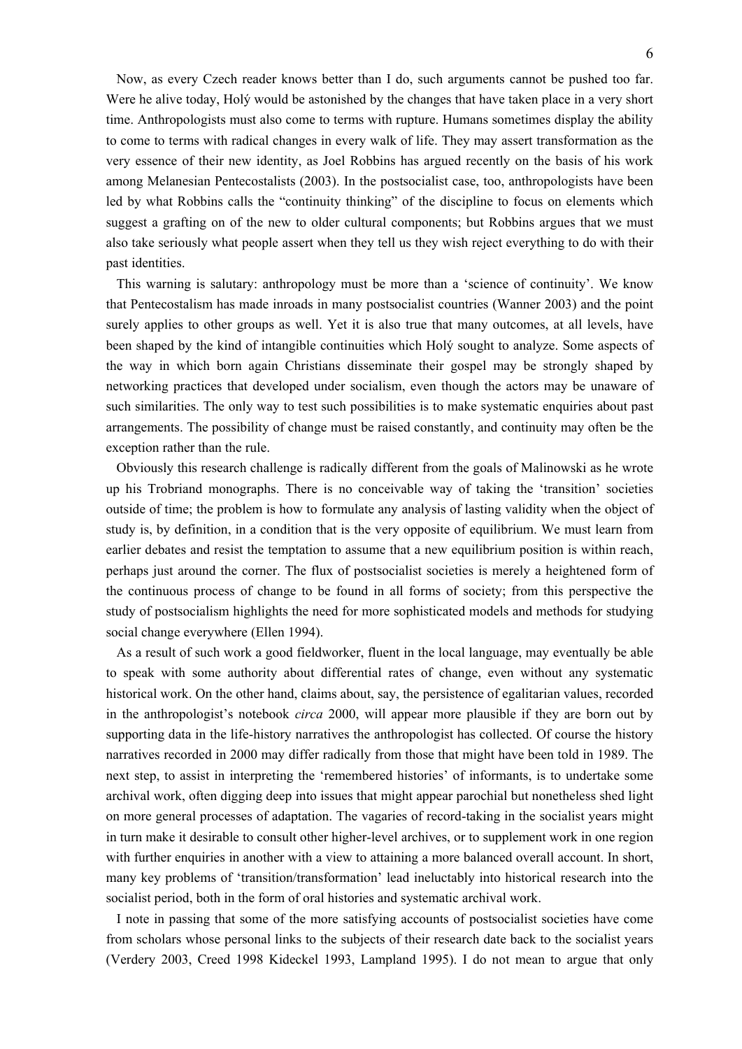Now, as every Czech reader knows better than I do, such arguments cannot be pushed too far. Were he alive today, Holý would be astonished by the changes that have taken place in a very short time. Anthropologists must also come to terms with rupture. Humans sometimes display the ability to come to terms with radical changes in every walk of life. They may assert transformation as the very essence of their new identity, as Joel Robbins has argued recently on the basis of his work among Melanesian Pentecostalists (2003). In the postsocialist case, too, anthropologists have been led by what Robbins calls the "continuity thinking" of the discipline to focus on elements which suggest a grafting on of the new to older cultural components; but Robbins argues that we must also take seriously what people assert when they tell us they wish reject everything to do with their past identities.

This warning is salutary: anthropology must be more than a 'science of continuity'. We know that Pentecostalism has made inroads in many postsocialist countries (Wanner 2003) and the point surely applies to other groups as well. Yet it is also true that many outcomes, at all levels, have been shaped by the kind of intangible continuities which Holý sought to analyze. Some aspects of the way in which born again Christians disseminate their gospel may be strongly shaped by networking practices that developed under socialism, even though the actors may be unaware of such similarities. The only way to test such possibilities is to make systematic enquiries about past arrangements. The possibility of change must be raised constantly, and continuity may often be the exception rather than the rule.

Obviously this research challenge is radically different from the goals of Malinowski as he wrote up his Trobriand monographs. There is no conceivable way of taking the 'transition' societies outside of time; the problem is how to formulate any analysis of lasting validity when the object of study is, by definition, in a condition that is the very opposite of equilibrium. We must learn from earlier debates and resist the temptation to assume that a new equilibrium position is within reach, perhaps just around the corner. The flux of postsocialist societies is merely a heightened form of the continuous process of change to be found in all forms of society; from this perspective the study of postsocialism highlights the need for more sophisticated models and methods for studying social change everywhere (Ellen 1994).

As a result of such work a good fieldworker, fluent in the local language, may eventually be able to speak with some authority about differential rates of change, even without any systematic historical work. On the other hand, claims about, say, the persistence of egalitarian values, recorded in the anthropologist's notebook *circa* 2000, will appear more plausible if they are born out by supporting data in the life-history narratives the anthropologist has collected. Of course the history narratives recorded in 2000 may differ radically from those that might have been told in 1989. The next step, to assist in interpreting the 'remembered histories' of informants, is to undertake some archival work, often digging deep into issues that might appear parochial but nonetheless shed light on more general processes of adaptation. The vagaries of record-taking in the socialist years might in turn make it desirable to consult other higher-level archives, or to supplement work in one region with further enquiries in another with a view to attaining a more balanced overall account. In short, many key problems of 'transition/transformation' lead ineluctably into historical research into the socialist period, both in the form of oral histories and systematic archival work.

I note in passing that some of the more satisfying accounts of postsocialist societies have come from scholars whose personal links to the subjects of their research date back to the socialist years (Verdery 2003, Creed 1998 Kideckel 1993, Lampland 1995). I do not mean to argue that only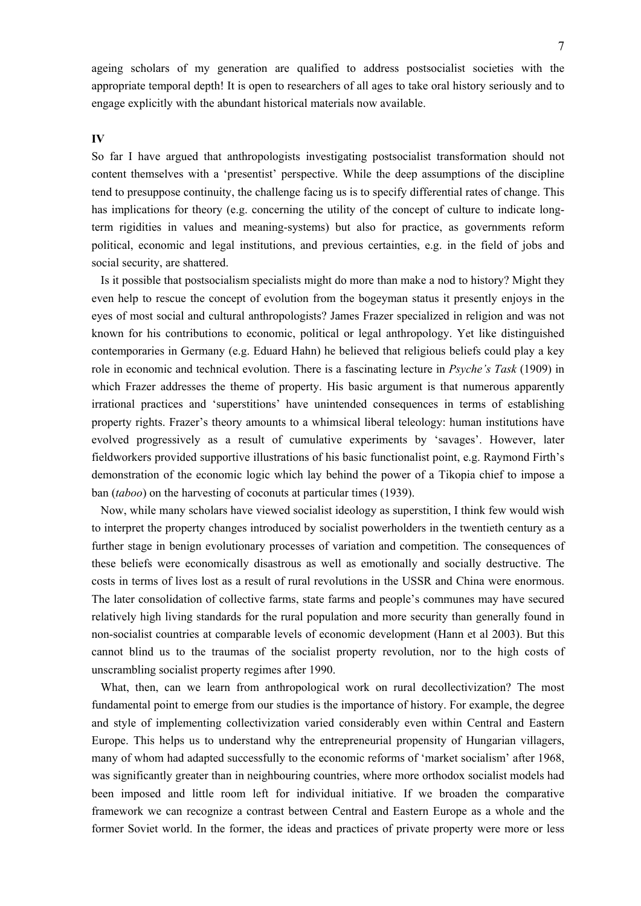ageing scholars of my generation are qualified to address postsocialist societies with the appropriate temporal depth! It is open to researchers of all ages to take oral history seriously and to engage explicitly with the abundant historical materials now available.

**IV**

So far I have argued that anthropologists investigating postsocialist transformation should not content themselves with a 'presentist' perspective. While the deep assumptions of the discipline tend to presuppose continuity, the challenge facing us is to specify differential rates of change. This has implications for theory (e.g. concerning the utility of the concept of culture to indicate long-term rigidities in values and meaning-systems) but also for practice, as governments reform political, economic and legal institutions, and previous certainties, e.g. in the field of jobs and social security, are shattered.

Is it possible that postsocialism specialists might do more than make a nod to history? Might they even help to rescue the concept of evolution from the bogeyman status it presently enjoys in the eyes of most social and cultural anthropologists? James Frazer specialized in religion and was not known for his contributions to economic, political or legal anthropology. Yet like distinguished contemporaries in Germany (e.g. Eduard Hahn) he believed that religious beliefs could play a key role in economic and technical evolution. There is a fascinating lecture in *Psyche's Task* (1909) in which Frazer addresses the theme of property. His basic argument is that numerous apparently irrational practices and 'superstitions' have unintended consequences in terms of establishing property rights. Frazer's theory amounts to a whimsical liberal teleology: human institutions have evolved progressively as a result of cumulative experiments by 'savages'. However, later fieldworkers provided supportive illustrations of his basic functionalist point, e.g. Raymond Firth's demonstration of the economic logic which lay behind the power of a Tikopia chief to impose a ban (*taboo*) on the harvesting of coconuts at particular times (1939).

Now, while many scholars have viewed socialist ideology as superstition, I think few would wish to interpret the property changes introduced by socialist powerholders in the twentieth century as a further stage in benign evolutionary processes of variation and competition. The consequences of these beliefs were economically disastrous as well as emotionally and socially destructive. The costs in terms of lives lost as a result of rural revolutions in the USSR and China were enormous. The later consolidation of collective farms, state farms and people's communes may have secured relatively high living standards for the rural population and more security than generally found in non-socialist countries at comparable levels of economic development (Hann et al 2003). But this cannot blind us to the traumas of the socialist property revolution, nor to the high costs of unscrambling socialist property regimes after 1990.

What, then, can we learn from anthropological work on rural decollectivization? The most fundamental point to emerge from our studies is the importance of history. For example, the degree and style of implementing collectivization varied considerably even within Central and Eastern Europe. This helps us to understand why the entrepreneurial propensity of Hungarian villagers, many of whom had adapted successfully to the economic reforms of 'market socialism' after 1968, was significantly greater than in neighbouring countries, where more orthodox socialist models had been imposed and little room left for individual initiative. If we broaden the comparative framework we can recognize a contrast between Central and Eastern Europe as a whole and the former Soviet world. In the former, the ideas and practices of private property were more or less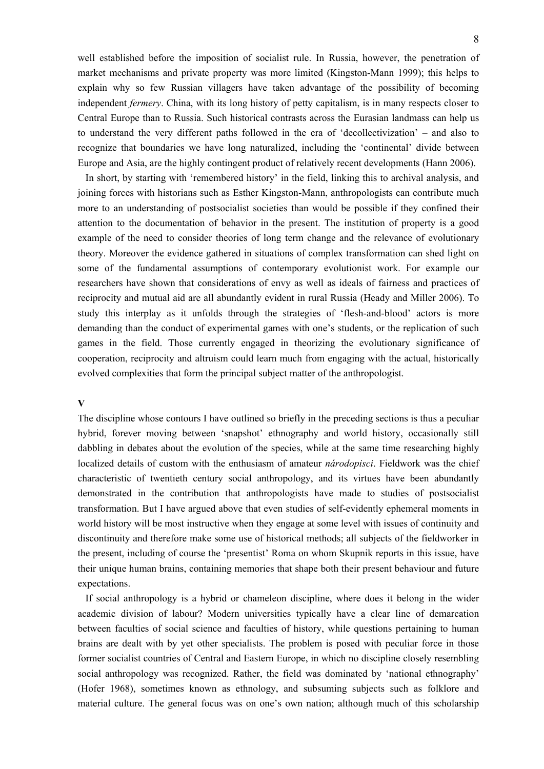well established before the imposition of socialist rule. In Russia, however, the penetration of market mechanisms and private property was more limited (Kingston-Mann 1999); this helps to explain why so few Russian villagers have taken advantage of the possibility of becoming independent *fermery*. China, with its long history of petty capitalism, is in many respects closer to Central Europe than to Russia. Such historical contrasts across the Eurasian landmass can help us to understand the very different paths followed in the era of 'decollectivization' – and also to recognize that boundaries we have long naturalized, including the 'continental' divide between Europe and Asia, are the highly contingent product of relatively recent developments (Hann 2006).

In short, by starting with 'remembered history' in the field, linking this to archival analysis, and joining forces with historians such as Esther Kingston-Mann, anthropologists can contribute much more to an understanding of postsocialist societies than would be possible if they confined their attention to the documentation of behavior in the present. The institution of property is a good example of the need to consider theories of long term change and the relevance of evolutionary theory. Moreover the evidence gathered in situations of complex transformation can shed light on some of the fundamental assumptions of contemporary evolutionist work. For example our researchers have shown that considerations of envy as well as ideals of fairness and practices of reciprocity and mutual aid are all abundantly evident in rural Russia (Heady and Miller 2006). To study this interplay as it unfolds through the strategies of 'flesh-and-blood' actors is more demanding than the conduct of experimental games with one's students, or the replication of such games in the field. Those currently engaged in theorizing the evolutionary significance of cooperation, reciprocity and altruism could learn much from engaging with the actual, historically evolved complexities that form the principal subject matter of the anthropologist.

## V

The discipline whose contours I have outlined so briefly in the preceding sections is thus a peculiar hybrid, forever moving between 'snapshot' ethnography and world history, occasionally still dabbling in debates about the evolution of the species, while at the same time researching highly localized details of custom with the enthusiasm of amateur *národopisci*. Fieldwork was the chief characteristic of twentieth century social anthropology, and its virtues have been abundantly demonstrated in the contribution that anthropologists have made to studies of postsocialist transformation. But I have argued above that even studies of self-evidently ephemeral moments in world history will be most instructive when they engage at some level with issues of continuity and discontinuity and therefore make some use of historical methods; all subjects of the fieldworker in the present, including of course the 'presentist' Roma on whom Skupnik reports in this issue, have their unique human brains, containing memories that shape both their present behaviour and future expectations.

If social anthropology is a hybrid or chameleon discipline, where does it belong in the wider academic division of labour? Modern universities typically have a clear line of demarcation between faculties of social science and faculties of history, while questions pertaining to human brains are dealt with by yet other specialists. The problem is posed with peculiar force in those former socialist countries of Central and Eastern Europe, in which no discipline closely resembling social anthropology was recognized. Rather, the field was dominated by 'national ethnography' (Hofer 1968), sometimes known as ethnology, and subsuming subjects such as folklore and material culture. The general focus was on one's own nation; although much of this scholarship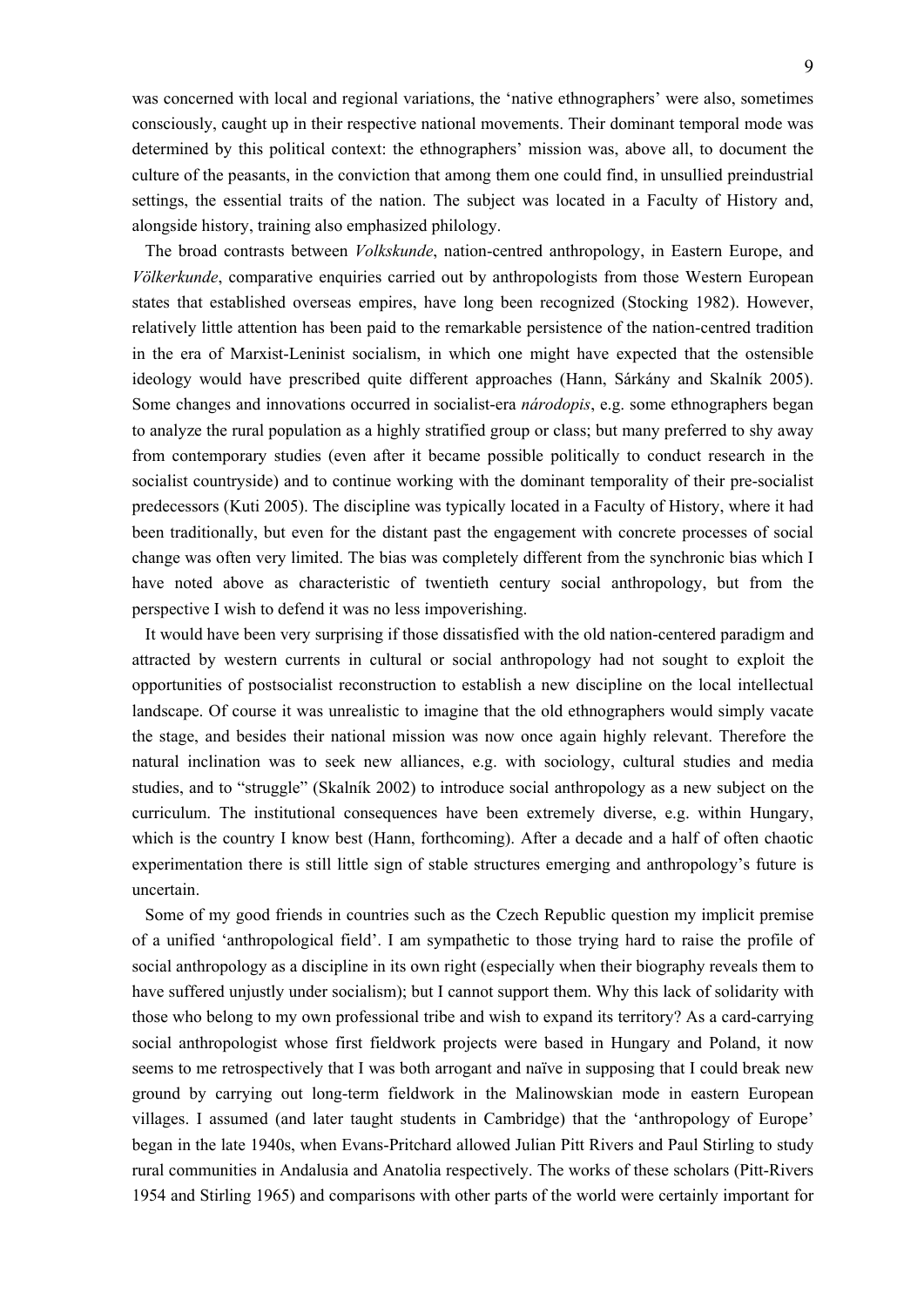was concerned with local and regional variations, the 'native ethnographers' were also, sometimes consciously, caught up in their respective national movements. Their dominant temporal mode was determined by this political context: the ethnographers' mission was, above all, to document the culture of the peasants, in the conviction that among them one could find, in unsullied preindustrial settings, the essential traits of the nation. The subject was located in a Faculty of History and, alongside history, training also emphasized philology.

The broad contrasts between *Volkskunde*, nation-centred anthropology, in Eastern Europe, and *Völkerkunde*, comparative enquiries carried out by anthropologists from those Western European states that established overseas empires, have long been recognized (Stocking 1982). However, relatively little attention has been paid to the remarkable persistence of the nation-centred tradition in the era of Marxist-Leninist socialism, in which one might have expected that the ostensible ideology would have prescribed quite different approaches (Hann, Sárkány and Skalník 2005). Some changes and innovations occurred in socialist-era *národopis*, e.g. some ethnographers began to analyze the rural population as a highly stratified group or class; but many preferred to shy away from contemporary studies (even after it became possible politically to conduct research in the socialist countryside) and to continue working with the dominant temporality of their pre-socialist predecessors (Kuti 2005). The discipline was typically located in a Faculty of History, where it had been traditionally, but even for the distant past the engagement with concrete processes of social change was often very limited. The bias was completely different from the synchronic bias which I have noted above as characteristic of twentieth century social anthropology, but from the perspective I wish to defend it was no less impoverishing.

It would have been very surprising if those dissatisfied with the old nation-centered paradigm and attracted by western currents in cultural or social anthropology had not sought to exploit the opportunities of postsocialist reconstruction to establish a new discipline on the local intellectual landscape. Of course it was unrealistic to imagine that the old ethnographers would simply vacate the stage, and besides their national mission was now once again highly relevant. Therefore the natural inclination was to seek new alliances, e.g. with sociology, cultural studies and media studies, and to "struggle" (Skalník 2002) to introduce social anthropology as a new subject on the curriculum. The institutional consequences have been extremely diverse, e.g. within Hungary, which is the country I know best (Hann, forthcoming). After a decade and a half of often chaotic experimentation there is still little sign of stable structures emerging and anthropology's future is uncertain.

Some of my good friends in countries such as the Czech Republic question my implicit premise of a unified 'anthropological field'. I am sympathetic to those trying hard to raise the profile of social anthropology as a discipline in its own right (especially when their biography reveals them to have suffered unjustly under socialism); but I cannot support them. Why this lack of solidarity with those who belong to my own professional tribe and wish to expand its territory? As a card-carrying social anthropologist whose first fieldwork projects were based in Hungary and Poland, it now seems to me retrospectively that I was both arrogant and naïve in supposing that I could break new ground by carrying out long-term fieldwork in the Malinowskian mode in eastern European villages. I assumed (and later taught students in Cambridge) that the 'anthropology of Europe' began in the late 1940s, when Evans-Pritchard allowed Julian Pitt Rivers and Paul Stirling to study rural communities in Andalusia and Anatolia respectively. The works of these scholars (Pitt-Rivers 1954 and Stirling 1965) and comparisons with other parts of the world were certainly important for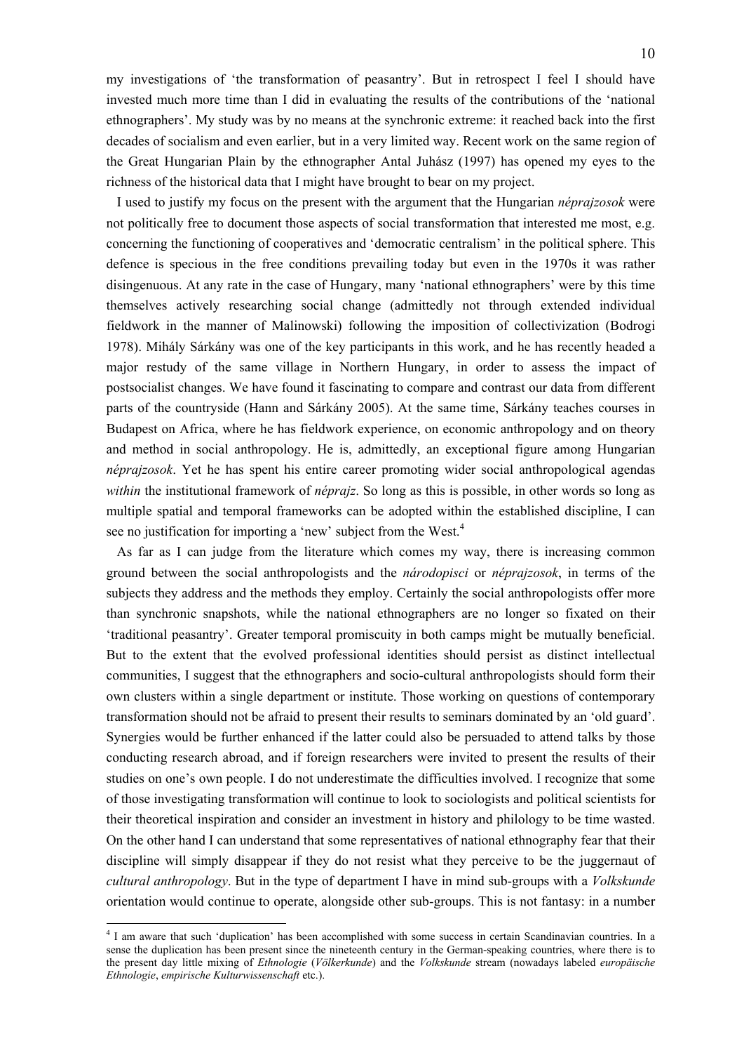my investigations of 'the transformation of peasantry'. But in retrospect I feel I should have invested much more time than I did in evaluating the results of the contributions of the 'national ethnographers'. My study was by no means at the synchronic extreme: it reached back into the first decades of socialism and even earlier, but in a very limited way. Recent work on the same region of the Great Hungarian Plain by the ethnographer Antal Juhász (1997) has opened my eyes to the richness of the historical data that I might have brought to bear on my project.

I used to justify my focus on the present with the argument that the Hungarian *néprajzosok* were not politically free to document those aspects of social transformation that interested me most, e.g. concerning the functioning of cooperatives and 'democratic centralism' in the political sphere. This defence is specious in the free conditions prevailing today but even in the 1970s it was rather disingenuous. At any rate in the case of Hungary, many 'national ethnographers' were by this time themselves actively researching social change (admittedly not through extended individual fieldwork in the manner of Malinowski) following the imposition of collectivization (Bodrogi 1978). Mihály Sárkány was one of the key participants in this work, and he has recently headed a major restudy of the same village in Northern Hungary, in order to assess the impact of postsocialist changes. We have found it fascinating to compare and contrast our data from different parts of the countryside (Hann and Sárkány 2005). At the same time, Sárkány teaches courses in Budapest on Africa, where he has fieldwork experience, on economic anthropology and on theory and method in social anthropology. He is, admittedly, an exceptional figure among Hungarian *néprajzosok*. Yet he has spent his entire career promoting wider social anthropological agendas *within* the institutional framework of *néprajz*. So long as this is possible, in other words so long as multiple spatial and temporal frameworks can be adopted within the established discipline, I can see no justification for importing a 'new' subject from the West.[4]

As far as I can judge from the literature which comes my way, there is increasing common ground between the social anthropologists and the *národopisci* or *néprajzosok*, in terms of the subjects they address and the methods they employ. Certainly the social anthropologists offer more than synchronic snapshots, while the national ethnographers are no longer so fixated on their 'traditional peasantry'. Greater temporal promiscuity in both camps might be mutually beneficial. But to the extent that the evolved professional identities should persist as distinct intellectual communities, I suggest that the ethnographers and socio-cultural anthropologists should form their own clusters within a single department or institute. Those working on questions of contemporary transformation should not be afraid to present their results to seminars dominated by an 'old guard'. Synergies would be further enhanced if the latter could also be persuaded to attend talks by those conducting research abroad, and if foreign researchers were invited to present the results of their studies on one's own people. I do not underestimate the difficulties involved. I recognize that some of those investigating transformation will continue to look to sociologists and political scientists for their theoretical inspiration and consider an investment in history and philology to be time wasted. On the other hand I can understand that some representatives of national ethnography fear that their discipline will simply disappear if they do not resist what they perceive to be the juggernaut of *cultural anthropology*. But in the type of department I have in mind sub-groups with a *Volkskunde* orientation would continue to operate, alongside other sub-groups. This is not fantasy: in a number

[4] I am aware that such 'duplication' has been accomplished with some success in certain Scandinavian countries. In a sense the duplication has been present since the nineteenth century in the German-speaking countries, where there is to the present day little mixing of *Ethnologie* (*Völkerkunde*) and the *Volkskunde* stream (nowadays labeled *europäische Ethnologie*, *empirische Kulturwissenschaft* etc.).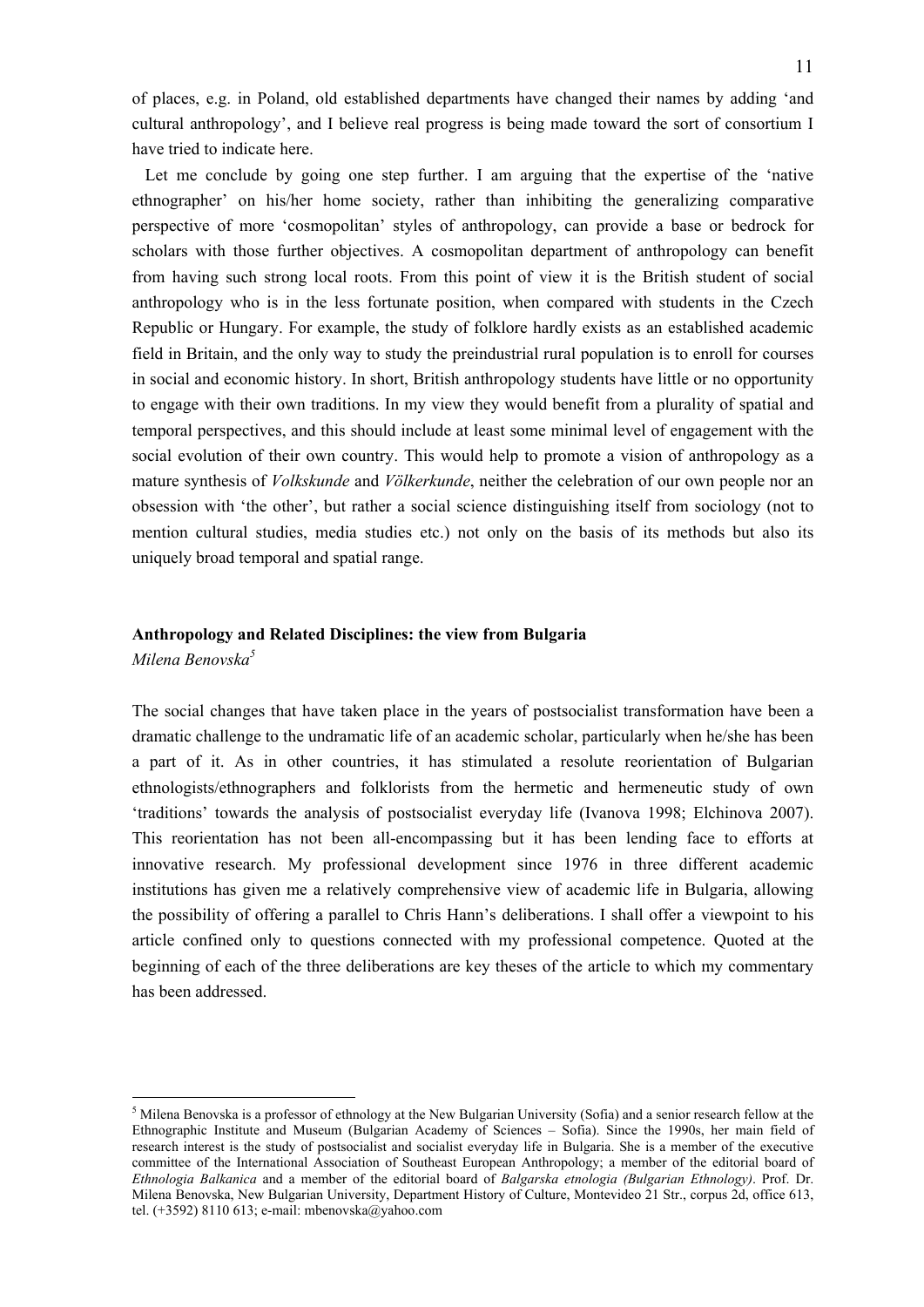of places, e.g. in Poland, old established departments have changed their names by adding 'and cultural anthropology', and I believe real progress is being made toward the sort of consortium I have tried to indicate here.

Let me conclude by going one step further. I am arguing that the expertise of the 'native ethnographer' on his/her home society, rather than inhibiting the generalizing comparative perspective of more 'cosmopolitan' styles of anthropology, can provide a base or bedrock for scholars with those further objectives. A cosmopolitan department of anthropology can benefit from having such strong local roots. From this point of view it is the British student of social anthropology who is in the less fortunate position, when compared with students in the Czech Republic or Hungary. For example, the study of folklore hardly exists as an established academic field in Britain, and the only way to study the preindustrial rural population is to enroll for courses in social and economic history. In short, British anthropology students have little or no opportunity to engage with their own traditions. In my view they would benefit from a plurality of spatial and temporal perspectives, and this should include at least some minimal level of engagement with the social evolution of their own country. This would help to promote a vision of anthropology as a mature synthesis of *Volkskunde* and *Völkerkunde*, neither the celebration of our own people nor an obsession with 'the other', but rather a social science distinguishing itself from sociology (not to mention cultural studies, media studies etc.) not only on the basis of its methods but also its uniquely broad temporal and spatial range.

## Anthropology and Related Disciplines: the view from Bulgaria

*Milena Benovska*[5]

The social changes that have taken place in the years of postsocialist transformation have been a dramatic challenge to the undramatic life of an academic scholar, particularly when he/she has been a part of it. As in other countries, it has stimulated a resolute reorientation of Bulgarian ethnologists/ethnographers and folklorists from the hermetic and hermeneutic study of own 'traditions' towards the analysis of postsocialist everyday life (Ivanova 1998; Elchinova 2007). This reorientation has not been all-encompassing but it has been lending face to efforts at innovative research. My professional development since 1976 in three different academic institutions has given me a relatively comprehensive view of academic life in Bulgaria, allowing the possibility of offering a parallel to Chris Hann's deliberations. I shall offer a viewpoint to his article confined only to questions connected with my professional competence. Quoted at the beginning of each of the three deliberations are key theses of the article to which my commentary has been addressed.

---

[5] Milena Benovska is a professor of ethnology at the New Bulgarian University (Sofia) and a senior research fellow at the Ethnographic Institute and Museum (Bulgarian Academy of Sciences – Sofia). Since the 1990s, her main field of research interest is the study of postsocialist and socialist everyday life in Bulgaria. She is a member of the executive committee of the International Association of Southeast European Anthropology; a member of the editorial board of *Ethnologia Balkanica* and a member of the editorial board of *Balgarska etnologia (Bulgarian Ethnology)*. Prof. Dr. Milena Benovska, New Bulgarian University, Department History of Culture, Montevideo 21 Str., corpus 2d, office 613, tel. (+3592) 8110 613; e-mail: mbenovska@yahoo.com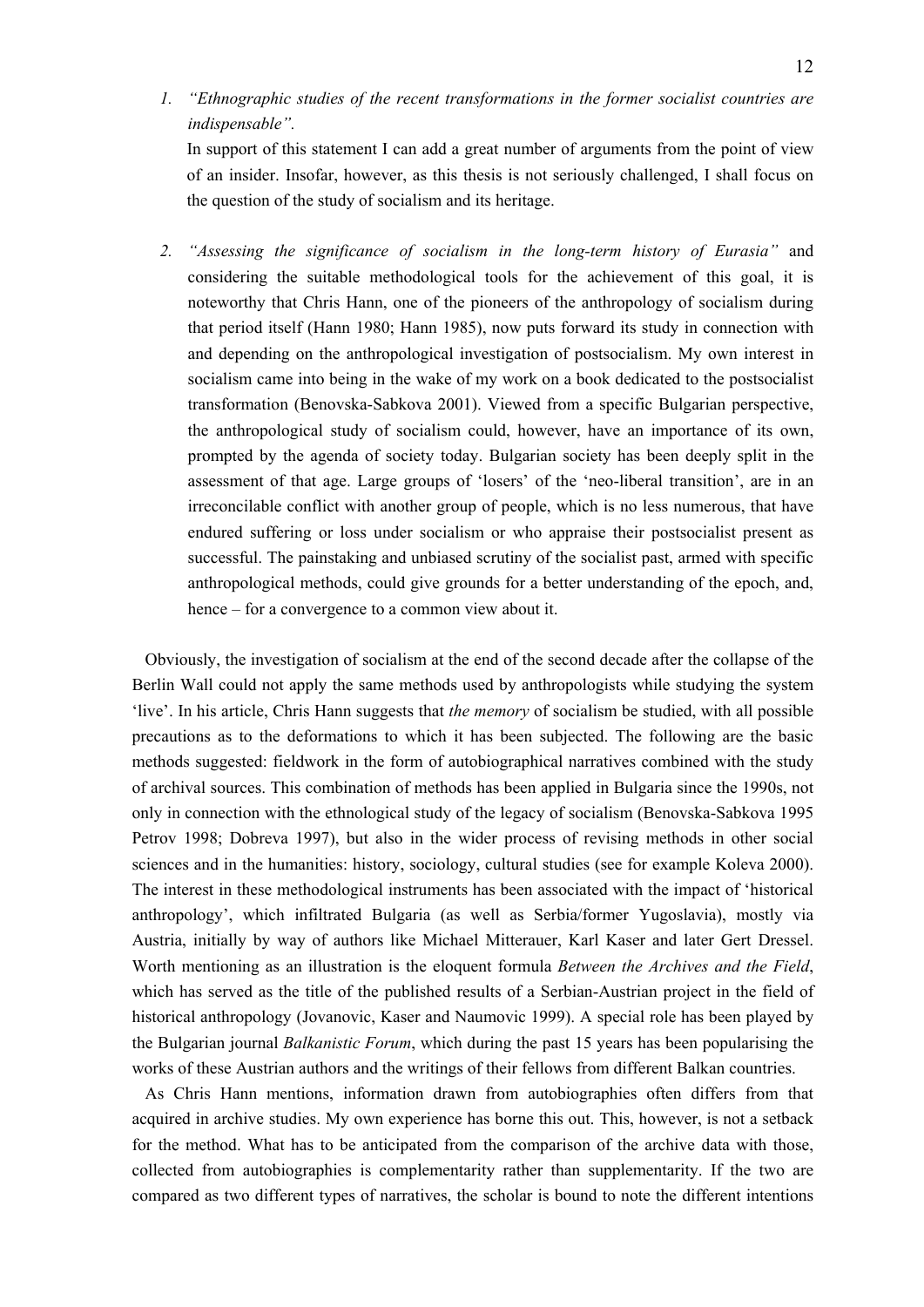1. *"Ethnographic studies of the recent transformations in the former socialist countries are indispensable".*

   In support of this statement I can add a great number of arguments from the point of view of an insider. Insofar, however, as this thesis is not seriously challenged, I shall focus on the question of the study of socialism and its heritage.

2. *"Assessing the significance of socialism in the long-term history of Eurasia"* and considering the suitable methodological tools for the achievement of this goal, it is noteworthy that Chris Hann, one of the pioneers of the anthropology of socialism during that period itself (Hann 1980; Hann 1985), now puts forward its study in connection with and depending on the anthropological investigation of postsocialism. My own interest in socialism came into being in the wake of my work on a book dedicated to the postsocialist transformation (Benovska-Sabkova 2001). Viewed from a specific Bulgarian perspective, the anthropological study of socialism could, however, have an importance of its own, prompted by the agenda of society today. Bulgarian society has been deeply split in the assessment of that age. Large groups of 'losers' of the 'neo-liberal transition', are in an irreconcilable conflict with another group of people, which is no less numerous, that have endured suffering or loss under socialism or who appraise their postsocialist present as successful. The painstaking and unbiased scrutiny of the socialist past, armed with specific anthropological methods, could give grounds for a better understanding of the epoch, and, hence – for a convergence to a common view about it.

Obviously, the investigation of socialism at the end of the second decade after the collapse of the Berlin Wall could not apply the same methods used by anthropologists while studying the system 'live'. In his article, Chris Hann suggests that *the memory* of socialism be studied, with all possible precautions as to the deformations to which it has been subjected. The following are the basic methods suggested: fieldwork in the form of autobiographical narratives combined with the study of archival sources. This combination of methods has been applied in Bulgaria since the 1990s, not only in connection with the ethnological study of the legacy of socialism (Benovska-Sabkova 1995 Petrov 1998; Dobreva 1997), but also in the wider process of revising methods in other social sciences and in the humanities: history, sociology, cultural studies (see for example Koleva 2000). The interest in these methodological instruments has been associated with the impact of 'historical anthropology', which infiltrated Bulgaria (as well as Serbia/former Yugoslavia), mostly via Austria, initially by way of authors like Michael Mitterauer, Karl Kaser and later Gert Dressel. Worth mentioning as an illustration is the eloquent formula *Between the Archives and the Field*, which has served as the title of the published results of a Serbian-Austrian project in the field of historical anthropology (Jovanovic, Kaser and Naumovic 1999). A special role has been played by the Bulgarian journal *Balkanistic Forum*, which during the past 15 years has been popularising the works of these Austrian authors and the writings of their fellows from different Balkan countries.

As Chris Hann mentions, information drawn from autobiographies often differs from that acquired in archive studies. My own experience has borne this out. This, however, is not a setback for the method. What has to be anticipated from the comparison of the archive data with those, collected from autobiographies is complementarity rather than supplementarity. If the two are compared as two different types of narratives, the scholar is bound to note the different intentions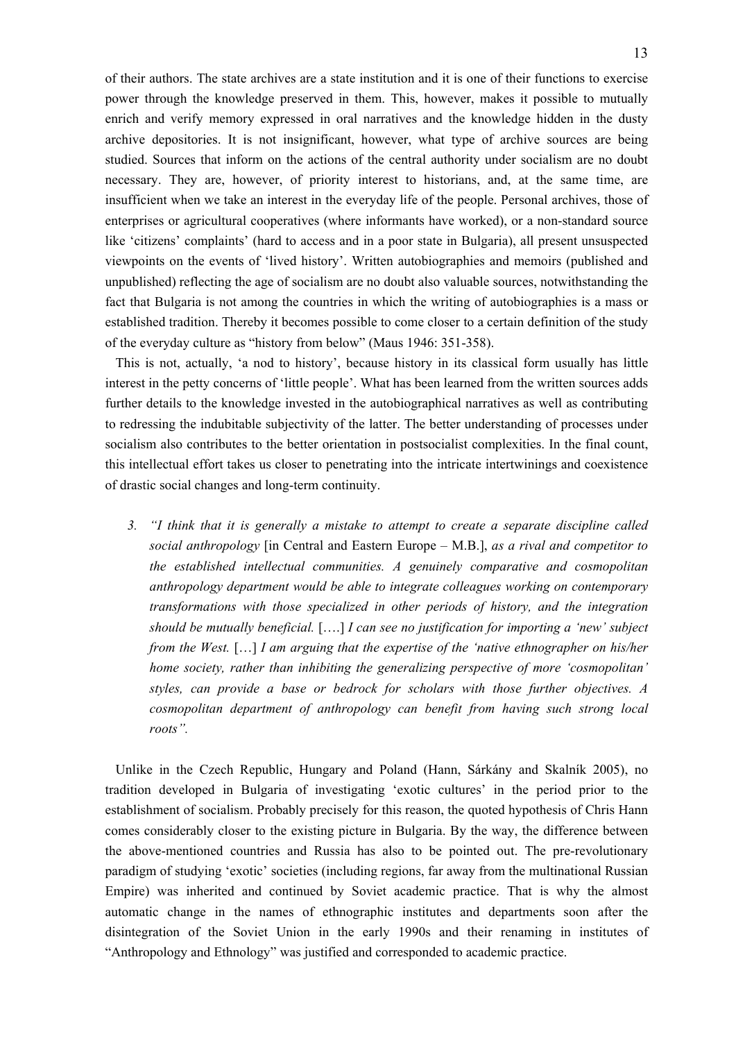of their authors. The state archives are a state institution and it is one of their functions to exercise power through the knowledge preserved in them. This, however, makes it possible to mutually enrich and verify memory expressed in oral narratives and the knowledge hidden in the dusty archive depositories. It is not insignificant, however, what type of archive sources are being studied. Sources that inform on the actions of the central authority under socialism are no doubt necessary. They are, however, of priority interest to historians, and, at the same time, are insufficient when we take an interest in the everyday life of the people. Personal archives, those of enterprises or agricultural cooperatives (where informants have worked), or a non-standard source like 'citizens' complaints' (hard to access and in a poor state in Bulgaria), all present unsuspected viewpoints on the events of 'lived history'. Written autobiographies and memoirs (published and unpublished) reflecting the age of socialism are no doubt also valuable sources, notwithstanding the fact that Bulgaria is not among the countries in which the writing of autobiographies is a mass or established tradition. Thereby it becomes possible to come closer to a certain definition of the study of the everyday culture as "history from below" (Maus 1946: 351-358).

This is not, actually, 'a nod to history', because history in its classical form usually has little interest in the petty concerns of 'little people'. What has been learned from the written sources adds further details to the knowledge invested in the autobiographical narratives as well as contributing to redressing the indubitable subjectivity of the latter. The better understanding of processes under socialism also contributes to the better orientation in postsocialist complexities. In the final count, this intellectual effort takes us closer to penetrating into the intricate intertwinings and coexistence of drastic social changes and long-term continuity.

3. *"I think that it is generally a mistake to attempt to create a separate discipline called social anthropology* [in Central and Eastern Europe – M.B.], *as a rival and competitor to the established intellectual communities. A genuinely comparative and cosmopolitan anthropology department would be able to integrate colleagues working on contemporary transformations with those specialized in other periods of history, and the integration should be mutually beneficial.* [….] *I can see no justification for importing a 'new' subject from the West.* […] *I am arguing that the expertise of the 'native ethnographer on his/her home society, rather than inhibiting the generalizing perspective of more 'cosmopolitan' styles, can provide a base or bedrock for scholars with those further objectives. A cosmopolitan department of anthropology can benefit from having such strong local roots".*

Unlike in the Czech Republic, Hungary and Poland (Hann, Sárkány and Skalník 2005), no tradition developed in Bulgaria of investigating 'exotic cultures' in the period prior to the establishment of socialism. Probably precisely for this reason, the quoted hypothesis of Chris Hann comes considerably closer to the existing picture in Bulgaria. By the way, the difference between the above-mentioned countries and Russia has also to be pointed out. The pre-revolutionary paradigm of studying 'exotic' societies (including regions, far away from the multinational Russian Empire) was inherited and continued by Soviet academic practice. That is why the almost automatic change in the names of ethnographic institutes and departments soon after the disintegration of the Soviet Union in the early 1990s and their renaming in institutes of "Anthropology and Ethnology" was justified and corresponded to academic practice.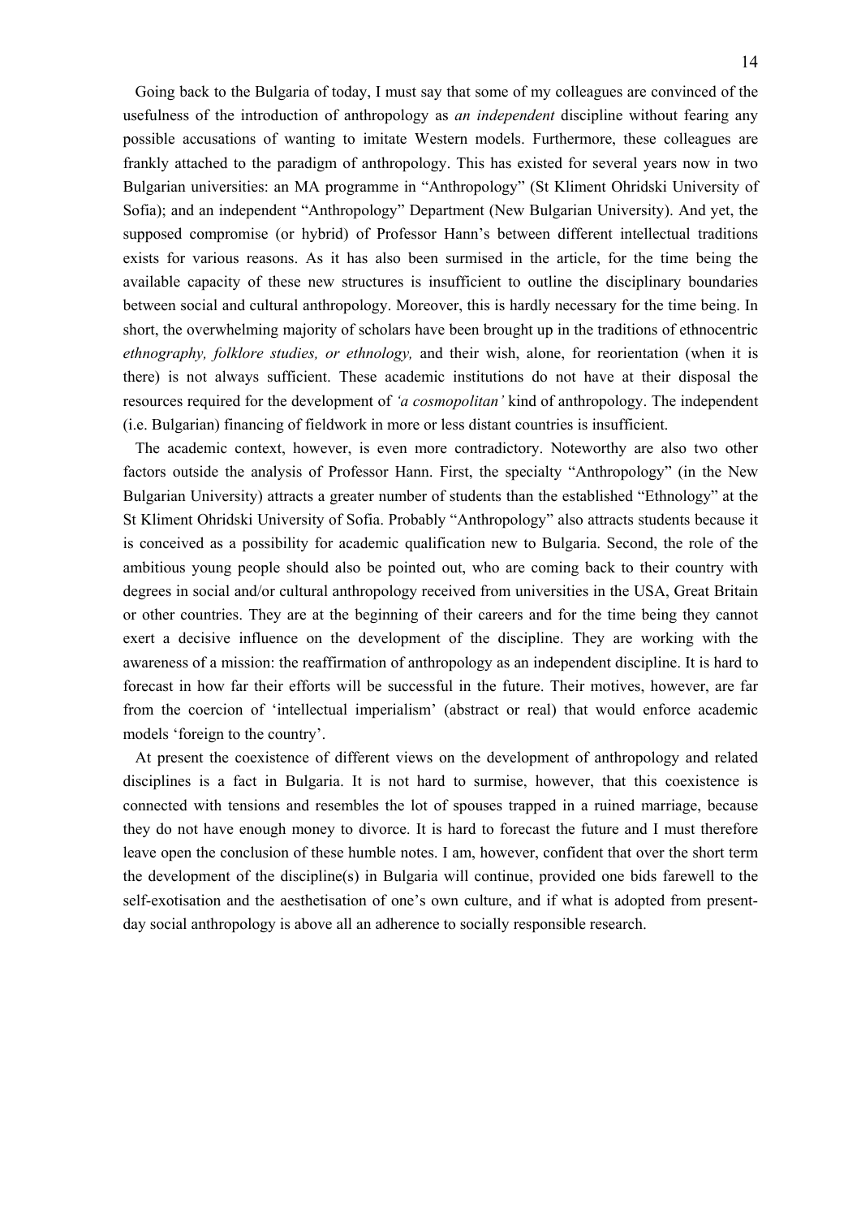Going back to the Bulgaria of today, I must say that some of my colleagues are convinced of the usefulness of the introduction of anthropology as *an independent* discipline without fearing any possible accusations of wanting to imitate Western models. Furthermore, these colleagues are frankly attached to the paradigm of anthropology. This has existed for several years now in two Bulgarian universities: an MA programme in "Anthropology" (St Kliment Ohridski University of Sofia); and an independent "Anthropology" Department (New Bulgarian University). And yet, the supposed compromise (or hybrid) of Professor Hann's between different intellectual traditions exists for various reasons. As it has also been surmised in the article, for the time being the available capacity of these new structures is insufficient to outline the disciplinary boundaries between social and cultural anthropology. Moreover, this is hardly necessary for the time being. In short, the overwhelming majority of scholars have been brought up in the traditions of ethnocentric *ethnography, folklore studies, or ethnology,* and their wish, alone, for reorientation (when it is there) is not always sufficient. These academic institutions do not have at their disposal the resources required for the development of *'a cosmopolitan'* kind of anthropology. The independent (i.e. Bulgarian) financing of fieldwork in more or less distant countries is insufficient.

The academic context, however, is even more contradictory. Noteworthy are also two other factors outside the analysis of Professor Hann. First, the specialty "Anthropology" (in the New Bulgarian University) attracts a greater number of students than the established "Ethnology" at the St Kliment Ohridski University of Sofia. Probably "Anthropology" also attracts students because it is conceived as a possibility for academic qualification new to Bulgaria. Second, the role of the ambitious young people should also be pointed out, who are coming back to their country with degrees in social and/or cultural anthropology received from universities in the USA, Great Britain or other countries. They are at the beginning of their careers and for the time being they cannot exert a decisive influence on the development of the discipline. They are working with the awareness of a mission: the reaffirmation of anthropology as an independent discipline. It is hard to forecast in how far their efforts will be successful in the future. Their motives, however, are far from the coercion of 'intellectual imperialism' (abstract or real) that would enforce academic models 'foreign to the country'.

At present the coexistence of different views on the development of anthropology and related disciplines is a fact in Bulgaria. It is not hard to surmise, however, that this coexistence is connected with tensions and resembles the lot of spouses trapped in a ruined marriage, because they do not have enough money to divorce. It is hard to forecast the future and I must therefore leave open the conclusion of these humble notes. I am, however, confident that over the short term the development of the discipline(s) in Bulgaria will continue, provided one bids farewell to the self-exotisation and the aesthetisation of one's own culture, and if what is adopted from present-day social anthropology is above all an adherence to socially responsible research.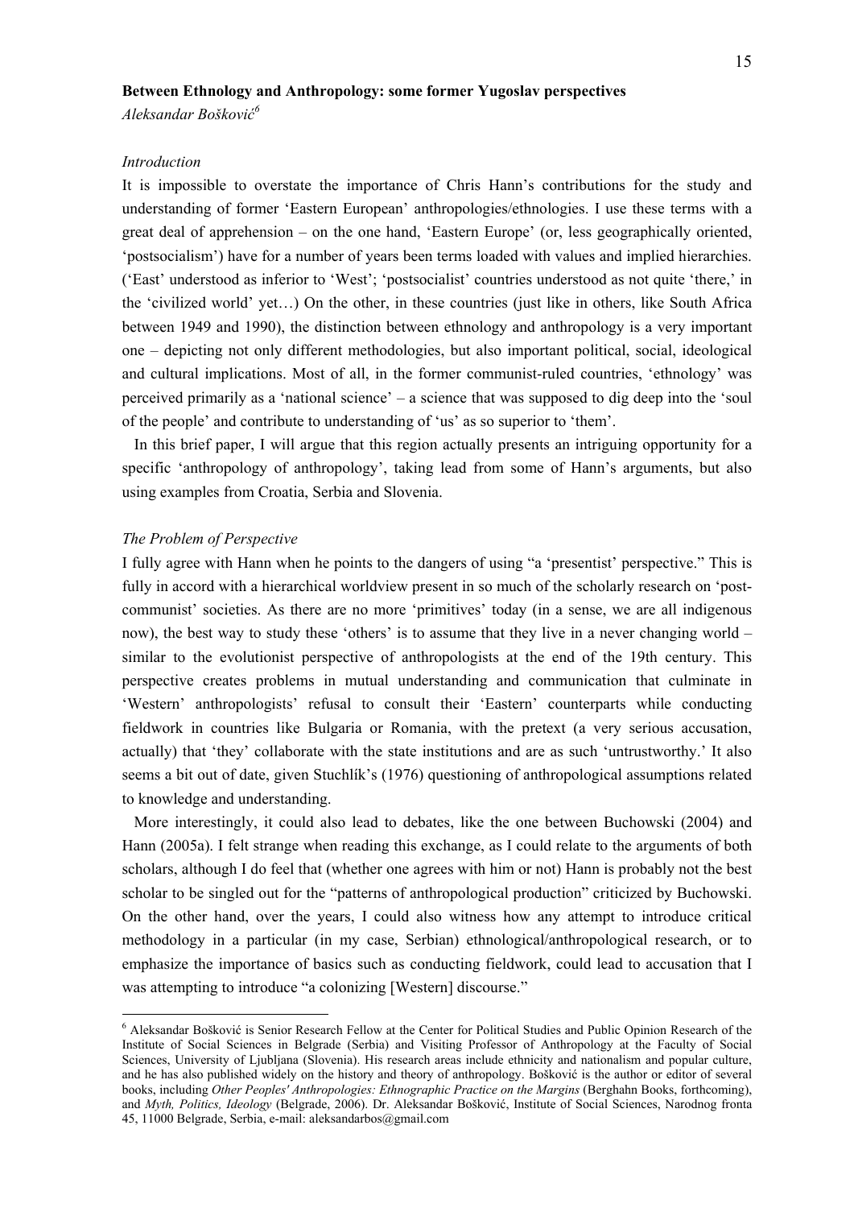**Between Ethnology and Anthropology: some former Yugoslav perspectives**

*Aleksandar Bošković*[6]

*Introduction*

It is impossible to overstate the importance of Chris Hann's contributions for the study and understanding of former 'Eastern European' anthropologies/ethnologies. I use these terms with a great deal of apprehension – on the one hand, 'Eastern Europe' (or, less geographically oriented, 'postsocialism') have for a number of years been terms loaded with values and implied hierarchies. ('East' understood as inferior to 'West'; 'postsocialist' countries understood as not quite 'there,' in the 'civilized world' yet…) On the other, in these countries (just like in others, like South Africa between 1949 and 1990), the distinction between ethnology and anthropology is a very important one – depicting not only different methodologies, but also important political, social, ideological and cultural implications. Most of all, in the former communist-ruled countries, 'ethnology' was perceived primarily as a 'national science' – a science that was supposed to dig deep into the 'soul of the people' and contribute to understanding of 'us' as so superior to 'them'.

In this brief paper, I will argue that this region actually presents an intriguing opportunity for a specific 'anthropology of anthropology', taking lead from some of Hann's arguments, but also using examples from Croatia, Serbia and Slovenia.

*The Problem of Perspective*

I fully agree with Hann when he points to the dangers of using "a 'presentist' perspective." This is fully in accord with a hierarchical worldview present in so much of the scholarly research on 'post-communist' societies. As there are no more 'primitives' today (in a sense, we are all indigenous now), the best way to study these 'others' is to assume that they live in a never changing world – similar to the evolutionist perspective of anthropologists at the end of the 19th century. This perspective creates problems in mutual understanding and communication that culminate in 'Western' anthropologists' refusal to consult their 'Eastern' counterparts while conducting fieldwork in countries like Bulgaria or Romania, with the pretext (a very serious accusation, actually) that 'they' collaborate with the state institutions and are as such 'untrustworthy.' It also seems a bit out of date, given Stuchlík's (1976) questioning of anthropological assumptions related to knowledge and understanding.

More interestingly, it could also lead to debates, like the one between Buchowski (2004) and Hann (2005a). I felt strange when reading this exchange, as I could relate to the arguments of both scholars, although I do feel that (whether one agrees with him or not) Hann is probably not the best scholar to be singled out for the "patterns of anthropological production" criticized by Buchowski. On the other hand, over the years, I could also witness how any attempt to introduce critical methodology in a particular (in my case, Serbian) ethnological/anthropological research, or to emphasize the importance of basics such as conducting fieldwork, could lead to accusation that I was attempting to introduce "a colonizing [Western] discourse."

---

[6] Aleksandar Bošković is Senior Research Fellow at the Center for Political Studies and Public Opinion Research of the Institute of Social Sciences in Belgrade (Serbia) and Visiting Professor of Anthropology at the Faculty of Social Sciences, University of Ljubljana (Slovenia). His research areas include ethnicity and nationalism and popular culture, and he has also published widely on the history and theory of anthropology. Bošković is the author or editor of several books, including *Other Peoples' Anthropologies: Ethnographic Practice on the Margins* (Berghahn Books, forthcoming), and *Myth, Politics, Ideology* (Belgrade, 2006). Dr. Aleksandar Bošković, Institute of Social Sciences, Narodnog fronta 45, 11000 Belgrade, Serbia, e-mail: aleksandarbos@gmail.com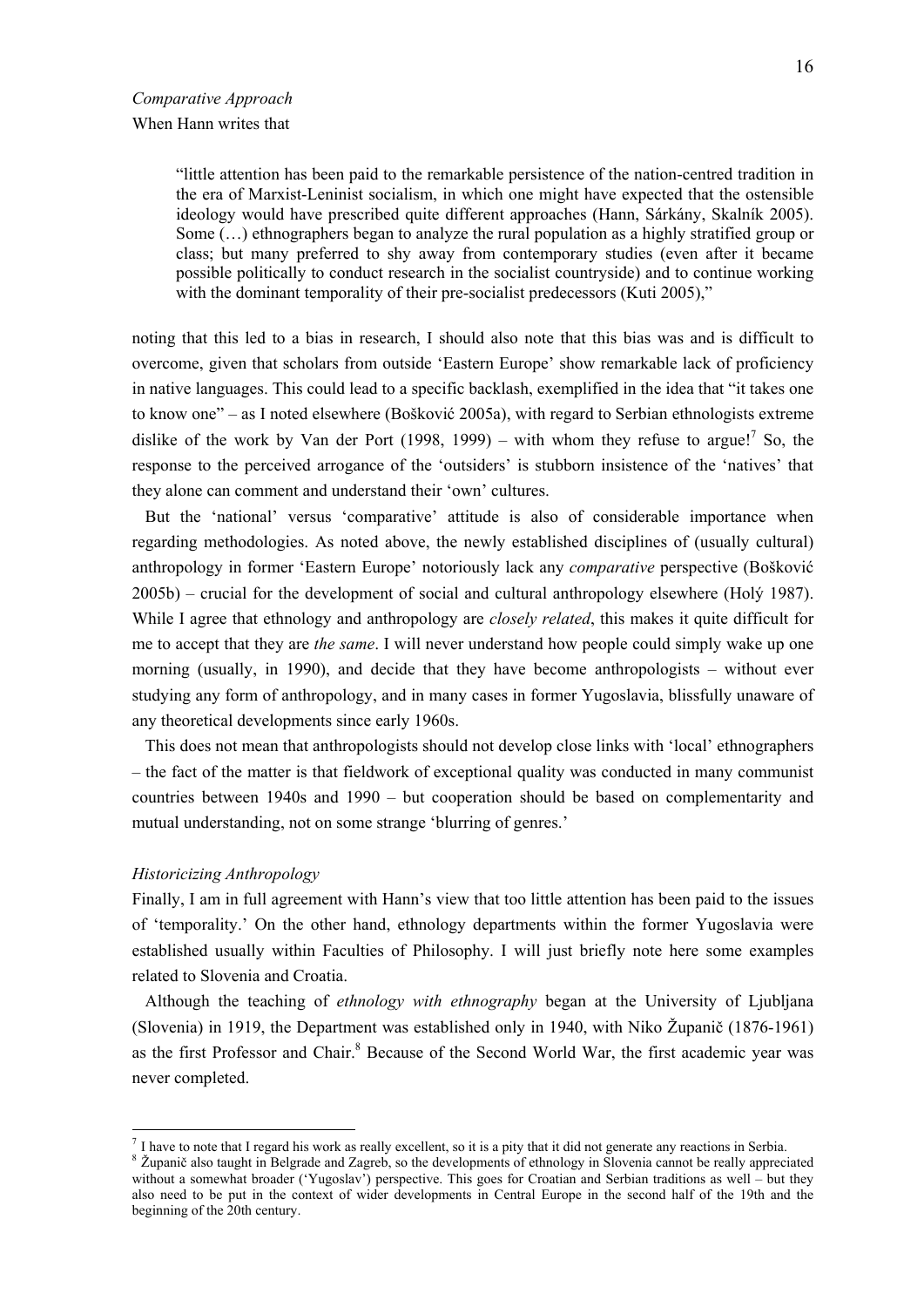*Comparative Approach*

When Hann writes that

> "little attention has been paid to the remarkable persistence of the nation-centred tradition in the era of Marxist-Leninist socialism, in which one might have expected that the ostensible ideology would have prescribed quite different approaches (Hann, Sárkány, Skalník 2005). Some (…) ethnographers began to analyze the rural population as a highly stratified group or class; but many preferred to shy away from contemporary studies (even after it became possible politically to conduct research in the socialist countryside) and to continue working with the dominant temporality of their pre-socialist predecessors (Kuti 2005),"

noting that this led to a bias in research, I should also note that this bias was and is difficult to overcome, given that scholars from outside 'Eastern Europe' show remarkable lack of proficiency in native languages. This could lead to a specific backlash, exemplified in the idea that "it takes one to know one" – as I noted elsewhere (Bošković 2005a), with regard to Serbian ethnologists extreme dislike of the work by Van der Port (1998, 1999) – with whom they refuse to argue![7] So, the response to the perceived arrogance of the 'outsiders' is stubborn insistence of the 'natives' that they alone can comment and understand their 'own' cultures.

But the 'national' versus 'comparative' attitude is also of considerable importance when regarding methodologies. As noted above, the newly established disciplines of (usually cultural) anthropology in former 'Eastern Europe' notoriously lack any *comparative* perspective (Bošković 2005b) – crucial for the development of social and cultural anthropology elsewhere (Holý 1987). While I agree that ethnology and anthropology are *closely related*, this makes it quite difficult for me to accept that they are *the same*. I will never understand how people could simply wake up one morning (usually, in 1990), and decide that they have become anthropologists – without ever studying any form of anthropology, and in many cases in former Yugoslavia, blissfully unaware of any theoretical developments since early 1960s.

This does not mean that anthropologists should not develop close links with 'local' ethnographers – the fact of the matter is that fieldwork of exceptional quality was conducted in many communist countries between 1940s and 1990 – but cooperation should be based on complementarity and mutual understanding, not on some strange 'blurring of genres.'

*Historicizing Anthropology*

Finally, I am in full agreement with Hann's view that too little attention has been paid to the issues of 'temporality.' On the other hand, ethnology departments within the former Yugoslavia were established usually within Faculties of Philosophy. I will just briefly note here some examples related to Slovenia and Croatia.

Although the teaching of *ethnology with ethnography* began at the University of Ljubljana (Slovenia) in 1919, the Department was established only in 1940, with Niko Županič (1876-1961) as the first Professor and Chair.[8] Because of the Second World War, the first academic year was never completed.

---

[7] I have to note that I regard his work as really excellent, so it is a pity that it did not generate any reactions in Serbia.

[8] Županič also taught in Belgrade and Zagreb, so the developments of ethnology in Slovenia cannot be really appreciated without a somewhat broader ('Yugoslav') perspective. This goes for Croatian and Serbian traditions as well – but they also need to be put in the context of wider developments in Central Europe in the second half of the 19th and the beginning of the 20th century.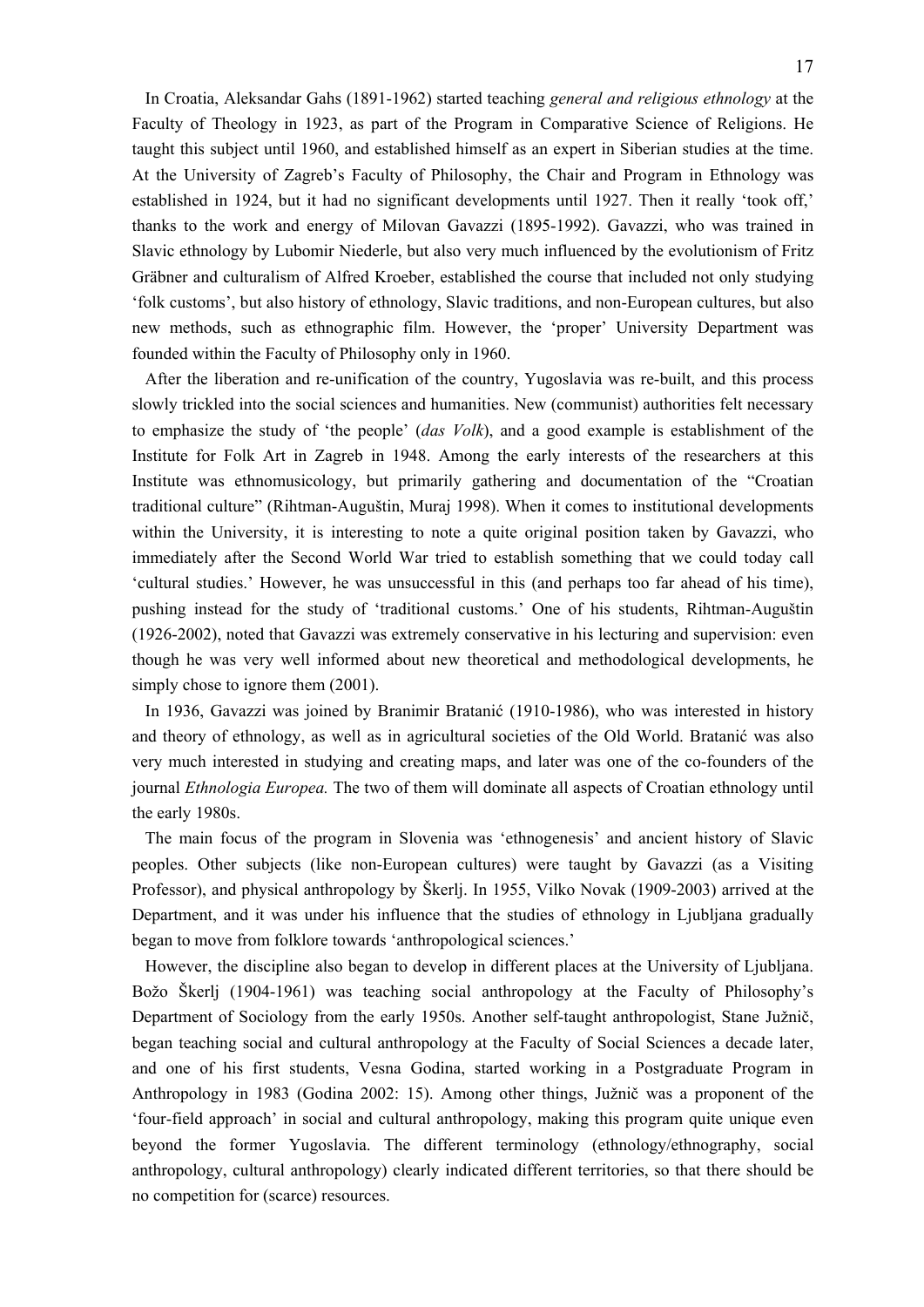In Croatia, Aleksandar Gahs (1891-1962) started teaching *general and religious ethnology* at the Faculty of Theology in 1923, as part of the Program in Comparative Science of Religions. He taught this subject until 1960, and established himself as an expert in Siberian studies at the time. At the University of Zagreb's Faculty of Philosophy, the Chair and Program in Ethnology was established in 1924, but it had no significant developments until 1927. Then it really 'took off,' thanks to the work and energy of Milovan Gavazzi (1895-1992). Gavazzi, who was trained in Slavic ethnology by Lubomir Niederle, but also very much influenced by the evolutionism of Fritz Gräbner and culturalism of Alfred Kroeber, established the course that included not only studying 'folk customs', but also history of ethnology, Slavic traditions, and non-European cultures, but also new methods, such as ethnographic film. However, the 'proper' University Department was founded within the Faculty of Philosophy only in 1960.

After the liberation and re-unification of the country, Yugoslavia was re-built, and this process slowly trickled into the social sciences and humanities. New (communist) authorities felt necessary to emphasize the study of 'the people' (*das Volk*), and a good example is establishment of the Institute for Folk Art in Zagreb in 1948. Among the early interests of the researchers at this Institute was ethnomusicology, but primarily gathering and documentation of the "Croatian traditional culture" (Rihtman-Auguštin, Muraj 1998). When it comes to institutional developments within the University, it is interesting to note a quite original position taken by Gavazzi, who immediately after the Second World War tried to establish something that we could today call 'cultural studies.' However, he was unsuccessful in this (and perhaps too far ahead of his time), pushing instead for the study of 'traditional customs.' One of his students, Rihtman-Auguštin (1926-2002), noted that Gavazzi was extremely conservative in his lecturing and supervision: even though he was very well informed about new theoretical and methodological developments, he simply chose to ignore them (2001).

In 1936, Gavazzi was joined by Branimir Bratanić (1910-1986), who was interested in history and theory of ethnology, as well as in agricultural societies of the Old World. Bratanić was also very much interested in studying and creating maps, and later was one of the co-founders of the journal *Ethnologia Europea.* The two of them will dominate all aspects of Croatian ethnology until the early 1980s.

The main focus of the program in Slovenia was 'ethnogenesis' and ancient history of Slavic peoples. Other subjects (like non-European cultures) were taught by Gavazzi (as a Visiting Professor), and physical anthropology by Škerlj. In 1955, Vilko Novak (1909-2003) arrived at the Department, and it was under his influence that the studies of ethnology in Ljubljana gradually began to move from folklore towards 'anthropological sciences.'

However, the discipline also began to develop in different places at the University of Ljubljana. Božo Škerlj (1904-1961) was teaching social anthropology at the Faculty of Philosophy's Department of Sociology from the early 1950s. Another self-taught anthropologist, Stane Južnič, began teaching social and cultural anthropology at the Faculty of Social Sciences a decade later, and one of his first students, Vesna Godina, started working in a Postgraduate Program in Anthropology in 1983 (Godina 2002: 15). Among other things, Južnič was a proponent of the 'four-field approach' in social and cultural anthropology, making this program quite unique even beyond the former Yugoslavia. The different terminology (ethnology/ethnography, social anthropology, cultural anthropology) clearly indicated different territories, so that there should be no competition for (scarce) resources.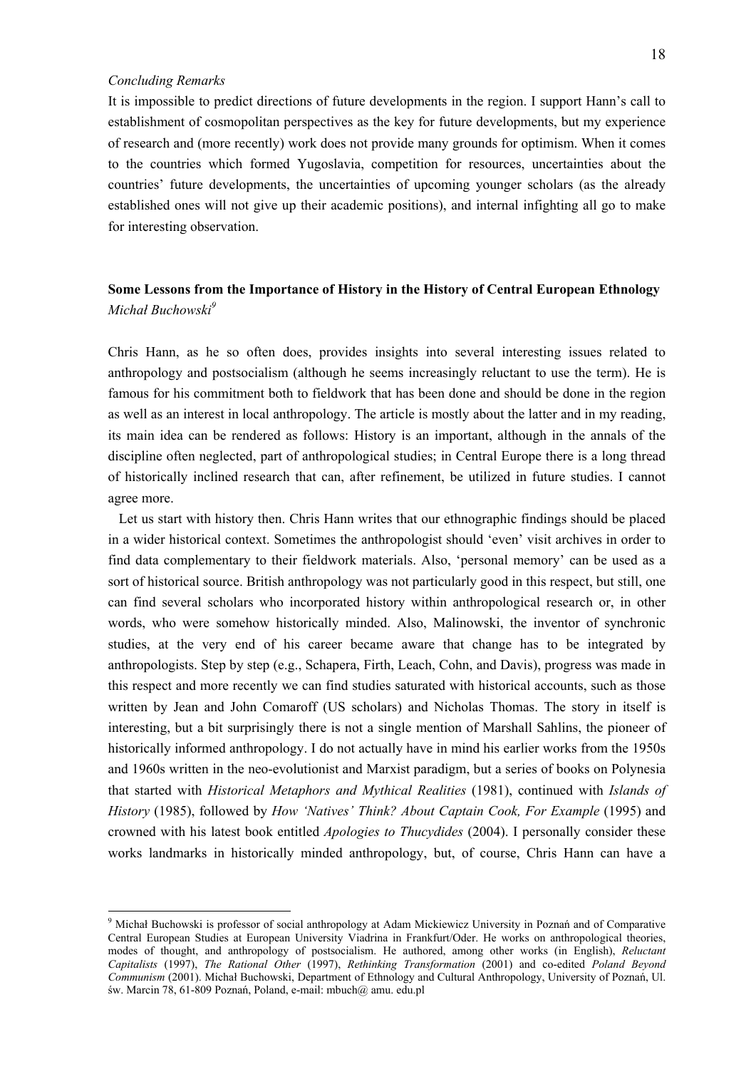*Concluding Remarks*

It is impossible to predict directions of future developments in the region. I support Hann's call to establishment of cosmopolitan perspectives as the key for future developments, but my experience of research and (more recently) work does not provide many grounds for optimism. When it comes to the countries which formed Yugoslavia, competition for resources, uncertainties about the countries' future developments, the uncertainties of upcoming younger scholars (as the already established ones will not give up their academic positions), and internal infighting all go to make for interesting observation.

## Some Lessons from the Importance of History in the History of Central European Ethnology

*Michał Buchowski*[9]

Chris Hann, as he so often does, provides insights into several interesting issues related to anthropology and postsocialism (although he seems increasingly reluctant to use the term). He is famous for his commitment both to fieldwork that has been done and should be done in the region as well as an interest in local anthropology. The article is mostly about the latter and in my reading, its main idea can be rendered as follows: History is an important, although in the annals of the discipline often neglected, part of anthropological studies; in Central Europe there is a long thread of historically inclined research that can, after refinement, be utilized in future studies. I cannot agree more.

Let us start with history then. Chris Hann writes that our ethnographic findings should be placed in a wider historical context. Sometimes the anthropologist should 'even' visit archives in order to find data complementary to their fieldwork materials. Also, 'personal memory' can be used as a sort of historical source. British anthropology was not particularly good in this respect, but still, one can find several scholars who incorporated history within anthropological research or, in other words, who were somehow historically minded. Also, Malinowski, the inventor of synchronic studies, at the very end of his career became aware that change has to be integrated by anthropologists. Step by step (e.g., Schapera, Firth, Leach, Cohn, and Davis), progress was made in this respect and more recently we can find studies saturated with historical accounts, such as those written by Jean and John Comaroff (US scholars) and Nicholas Thomas. The story in itself is interesting, but a bit surprisingly there is not a single mention of Marshall Sahlins, the pioneer of historically informed anthropology. I do not actually have in mind his earlier works from the 1950s and 1960s written in the neo-evolutionist and Marxist paradigm, but a series of books on Polynesia that started with *Historical Metaphors and Mythical Realities* (1981), continued with *Islands of History* (1985), followed by *How 'Natives' Think? About Captain Cook, For Example* (1995) and crowned with his latest book entitled *Apologies to Thucydides* (2004). I personally consider these works landmarks in historically minded anthropology, but, of course, Chris Hann can have a

---

[9] Michał Buchowski is professor of social anthropology at Adam Mickiewicz University in Poznań and of Comparative Central European Studies at European University Viadrina in Frankfurt/Oder. He works on anthropological theories, modes of thought, and anthropology of postsocialism. He authored, among other works (in English), *Reluctant Capitalists* (1997), *The Rational Other* (1997), *Rethinking Transformation* (2001) and co-edited *Poland Beyond Communism* (2001). Michał Buchowski, Department of Ethnology and Cultural Anthropology, University of Poznań, Ul. św. Marcin 78, 61-809 Poznań, Poland, e-mail: mbuch@ amu. edu.pl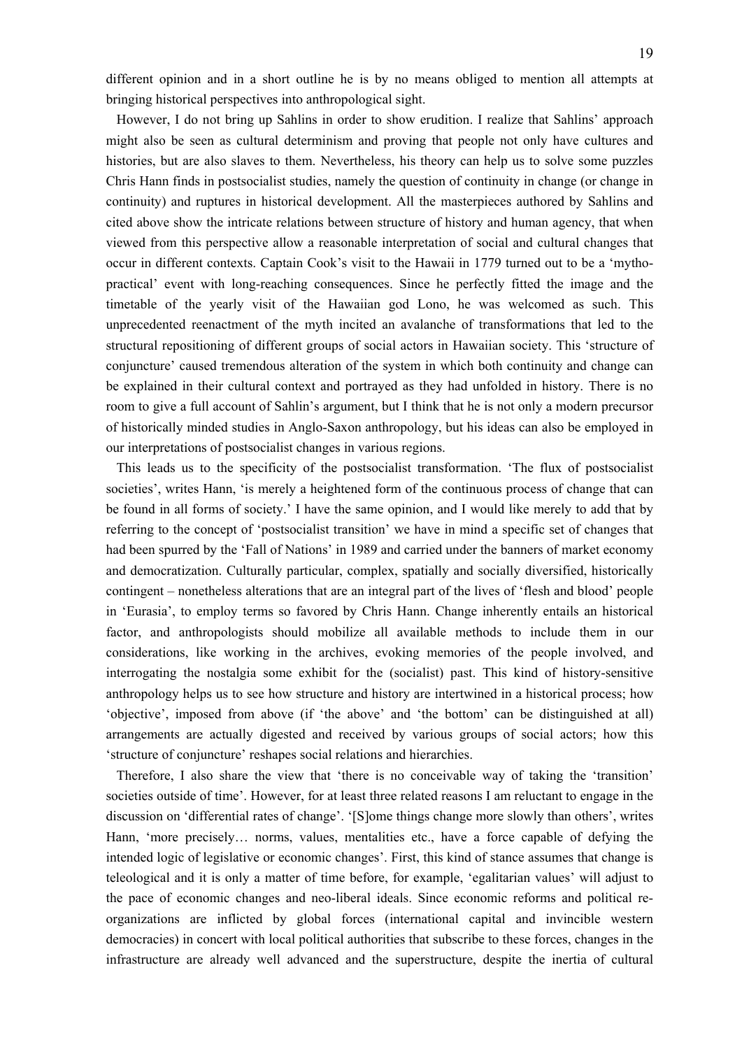different opinion and in a short outline he is by no means obliged to mention all attempts at bringing historical perspectives into anthropological sight.

However, I do not bring up Sahlins in order to show erudition. I realize that Sahlins' approach might also be seen as cultural determinism and proving that people not only have cultures and histories, but are also slaves to them. Nevertheless, his theory can help us to solve some puzzles Chris Hann finds in postsocialist studies, namely the question of continuity in change (or change in continuity) and ruptures in historical development. All the masterpieces authored by Sahlins and cited above show the intricate relations between structure of history and human agency, that when viewed from this perspective allow a reasonable interpretation of social and cultural changes that occur in different contexts. Captain Cook's visit to the Hawaii in 1779 turned out to be a 'mytho-practical' event with long-reaching consequences. Since he perfectly fitted the image and the timetable of the yearly visit of the Hawaiian god Lono, he was welcomed as such. This unprecedented reenactment of the myth incited an avalanche of transformations that led to the structural repositioning of different groups of social actors in Hawaiian society. This 'structure of conjuncture' caused tremendous alteration of the system in which both continuity and change can be explained in their cultural context and portrayed as they had unfolded in history. There is no room to give a full account of Sahlin's argument, but I think that he is not only a modern precursor of historically minded studies in Anglo-Saxon anthropology, but his ideas can also be employed in our interpretations of postsocialist changes in various regions.

This leads us to the specificity of the postsocialist transformation. 'The flux of postsocialist societies', writes Hann, 'is merely a heightened form of the continuous process of change that can be found in all forms of society.' I have the same opinion, and I would like merely to add that by referring to the concept of 'postsocialist transition' we have in mind a specific set of changes that had been spurred by the 'Fall of Nations' in 1989 and carried under the banners of market economy and democratization. Culturally particular, complex, spatially and socially diversified, historically contingent – nonetheless alterations that are an integral part of the lives of 'flesh and blood' people in 'Eurasia', to employ terms so favored by Chris Hann. Change inherently entails an historical factor, and anthropologists should mobilize all available methods to include them in our considerations, like working in the archives, evoking memories of the people involved, and interrogating the nostalgia some exhibit for the (socialist) past. This kind of history-sensitive anthropology helps us to see how structure and history are intertwined in a historical process; how 'objective', imposed from above (if 'the above' and 'the bottom' can be distinguished at all) arrangements are actually digested and received by various groups of social actors; how this 'structure of conjuncture' reshapes social relations and hierarchies.

Therefore, I also share the view that 'there is no conceivable way of taking the 'transition' societies outside of time'. However, for at least three related reasons I am reluctant to engage in the discussion on 'differential rates of change'. '[S]ome things change more slowly than others', writes Hann, 'more precisely… norms, values, mentalities etc., have a force capable of defying the intended logic of legislative or economic changes'. First, this kind of stance assumes that change is teleological and it is only a matter of time before, for example, 'egalitarian values' will adjust to the pace of economic changes and neo-liberal ideals. Since economic reforms and political re-organizations are inflicted by global forces (international capital and invincible western democracies) in concert with local political authorities that subscribe to these forces, changes in the infrastructure are already well advanced and the superstructure, despite the inertia of cultural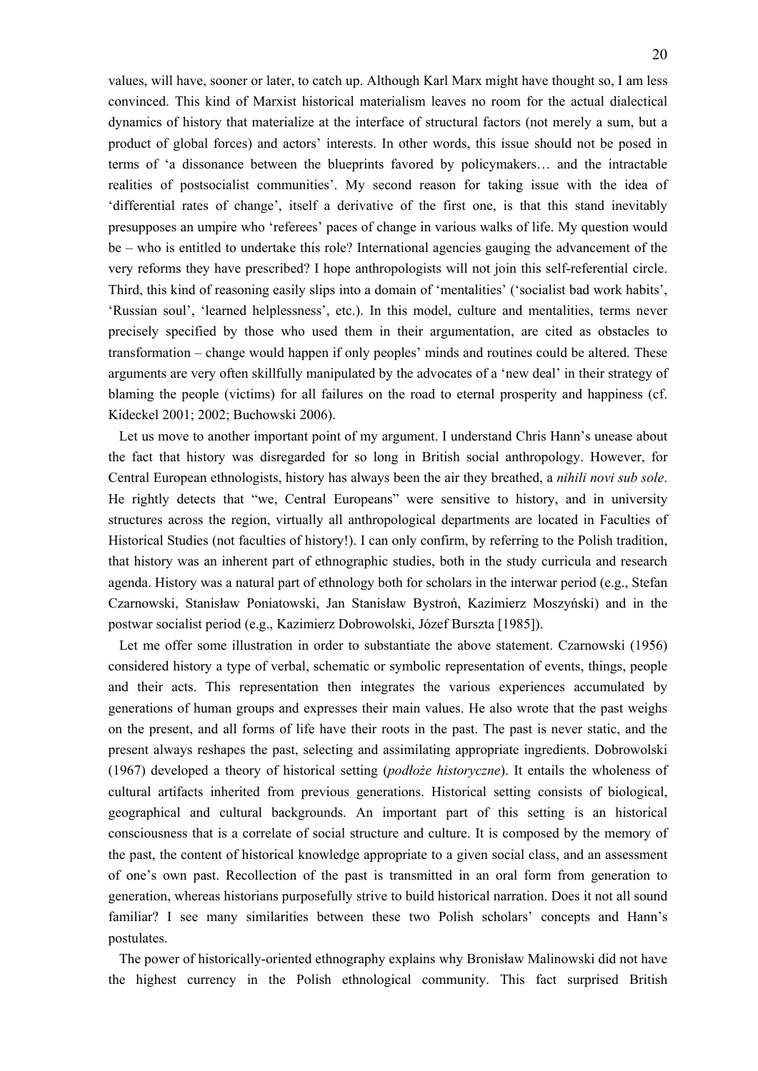values, will have, sooner or later, to catch up. Although Karl Marx might have thought so, I am less convinced. This kind of Marxist historical materialism leaves no room for the actual dialectical dynamics of history that materialize at the interface of structural factors (not merely a sum, but a product of global forces) and actors' interests. In other words, this issue should not be posed in terms of 'a dissonance between the blueprints favored by policymakers… and the intractable realities of postsocialist communities'. My second reason for taking issue with the idea of 'differential rates of change', itself a derivative of the first one, is that this stand inevitably presupposes an umpire who 'referees' paces of change in various walks of life. My question would be – who is entitled to undertake this role? International agencies gauging the advancement of the very reforms they have prescribed? I hope anthropologists will not join this self-referential circle. Third, this kind of reasoning easily slips into a domain of 'mentalities' ('socialist bad work habits', 'Russian soul', 'learned helplessness', etc.). In this model, culture and mentalities, terms never precisely specified by those who used them in their argumentation, are cited as obstacles to transformation – change would happen if only peoples' minds and routines could be altered. These arguments are very often skillfully manipulated by the advocates of a 'new deal' in their strategy of blaming the people (victims) for all failures on the road to eternal prosperity and happiness (cf. Kideckel 2001; 2002; Buchowski 2006).

Let us move to another important point of my argument. I understand Chris Hann's unease about the fact that history was disregarded for so long in British social anthropology. However, for Central European ethnologists, history has always been the air they breathed, a *nihili novi sub sole*. He rightly detects that "we, Central Europeans" were sensitive to history, and in university structures across the region, virtually all anthropological departments are located in Faculties of Historical Studies (not faculties of history!). I can only confirm, by referring to the Polish tradition, that history was an inherent part of ethnographic studies, both in the study curricula and research agenda. History was a natural part of ethnology both for scholars in the interwar period (e.g., Stefan Czarnowski, Stanisław Poniatowski, Jan Stanisław Bystroń, Kazimierz Moszyński) and in the postwar socialist period (e.g., Kazimierz Dobrowolski, Józef Burszta [1985]).

Let me offer some illustration in order to substantiate the above statement. Czarnowski (1956) considered history a type of verbal, schematic or symbolic representation of events, things, people and their acts. This representation then integrates the various experiences accumulated by generations of human groups and expresses their main values. He also wrote that the past weighs on the present, and all forms of life have their roots in the past. The past is never static, and the present always reshapes the past, selecting and assimilating appropriate ingredients. Dobrowolski (1967) developed a theory of historical setting (*podłoże historyczne*). It entails the wholeness of cultural artifacts inherited from previous generations. Historical setting consists of biological, geographical and cultural backgrounds. An important part of this setting is an historical consciousness that is a correlate of social structure and culture. It is composed by the memory of the past, the content of historical knowledge appropriate to a given social class, and an assessment of one's own past. Recollection of the past is transmitted in an oral form from generation to generation, whereas historians purposefully strive to build historical narration. Does it not all sound familiar? I see many similarities between these two Polish scholars' concepts and Hann's postulates.

The power of historically-oriented ethnography explains why Bronisław Malinowski did not have the highest currency in the Polish ethnological community. This fact surprised British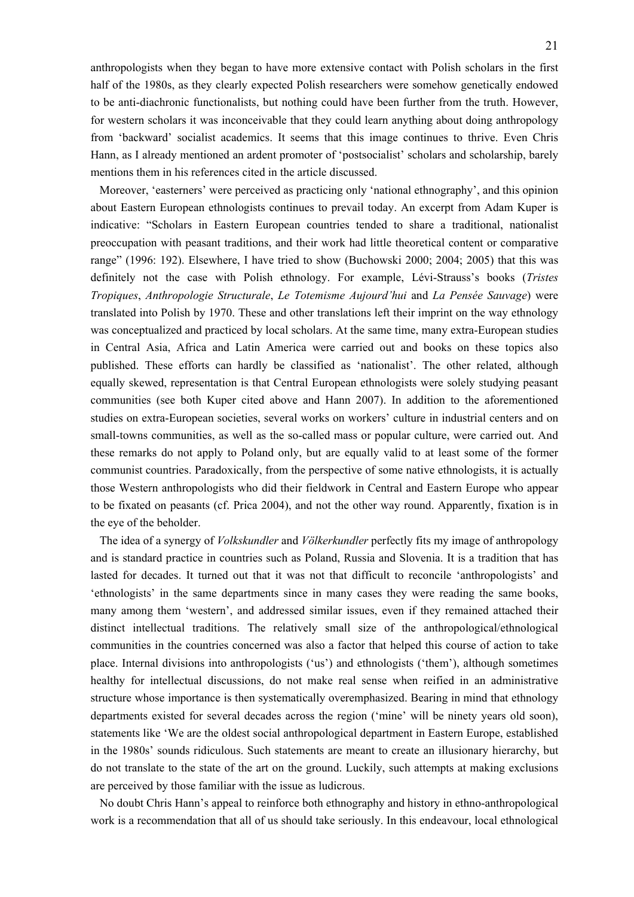anthropologists when they began to have more extensive contact with Polish scholars in the first half of the 1980s, as they clearly expected Polish researchers were somehow genetically endowed to be anti-diachronic functionalists, but nothing could have been further from the truth. However, for western scholars it was inconceivable that they could learn anything about doing anthropology from 'backward' socialist academics. It seems that this image continues to thrive. Even Chris Hann, as I already mentioned an ardent promoter of 'postsocialist' scholars and scholarship, barely mentions them in his references cited in the article discussed.

Moreover, 'easterners' were perceived as practicing only 'national ethnography', and this opinion about Eastern European ethnologists continues to prevail today. An excerpt from Adam Kuper is indicative: "Scholars in Eastern European countries tended to share a traditional, nationalist preoccupation with peasant traditions, and their work had little theoretical content or comparative range" (1996: 192). Elsewhere, I have tried to show (Buchowski 2000; 2004; 2005) that this was definitely not the case with Polish ethnology. For example, Lévi-Strauss's books (*Tristes Tropiques*, *Anthropologie Structurale*, *Le Totemisme Aujourd'hui* and *La Pensée Sauvage*) were translated into Polish by 1970. These and other translations left their imprint on the way ethnology was conceptualized and practiced by local scholars. At the same time, many extra-European studies in Central Asia, Africa and Latin America were carried out and books on these topics also published. These efforts can hardly be classified as 'nationalist'. The other related, although equally skewed, representation is that Central European ethnologists were solely studying peasant communities (see both Kuper cited above and Hann 2007). In addition to the aforementioned studies on extra-European societies, several works on workers' culture in industrial centers and on small-towns communities, as well as the so-called mass or popular culture, were carried out. And these remarks do not apply to Poland only, but are equally valid to at least some of the former communist countries. Paradoxically, from the perspective of some native ethnologists, it is actually those Western anthropologists who did their fieldwork in Central and Eastern Europe who appear to be fixated on peasants (cf. Prica 2004), and not the other way round. Apparently, fixation is in the eye of the beholder.

The idea of a synergy of *Volkskundler* and *Völkerkundler* perfectly fits my image of anthropology and is standard practice in countries such as Poland, Russia and Slovenia. It is a tradition that has lasted for decades. It turned out that it was not that difficult to reconcile 'anthropologists' and 'ethnologists' in the same departments since in many cases they were reading the same books, many among them 'western', and addressed similar issues, even if they remained attached their distinct intellectual traditions. The relatively small size of the anthropological/ethnological communities in the countries concerned was also a factor that helped this course of action to take place. Internal divisions into anthropologists ('us') and ethnologists ('them'), although sometimes healthy for intellectual discussions, do not make real sense when reified in an administrative structure whose importance is then systematically overemphasized. Bearing in mind that ethnology departments existed for several decades across the region ('mine' will be ninety years old soon), statements like 'We are the oldest social anthropological department in Eastern Europe, established in the 1980s' sounds ridiculous. Such statements are meant to create an illusionary hierarchy, but do not translate to the state of the art on the ground. Luckily, such attempts at making exclusions are perceived by those familiar with the issue as ludicrous.

No doubt Chris Hann's appeal to reinforce both ethnography and history in ethno-anthropological work is a recommendation that all of us should take seriously. In this endeavour, local ethnological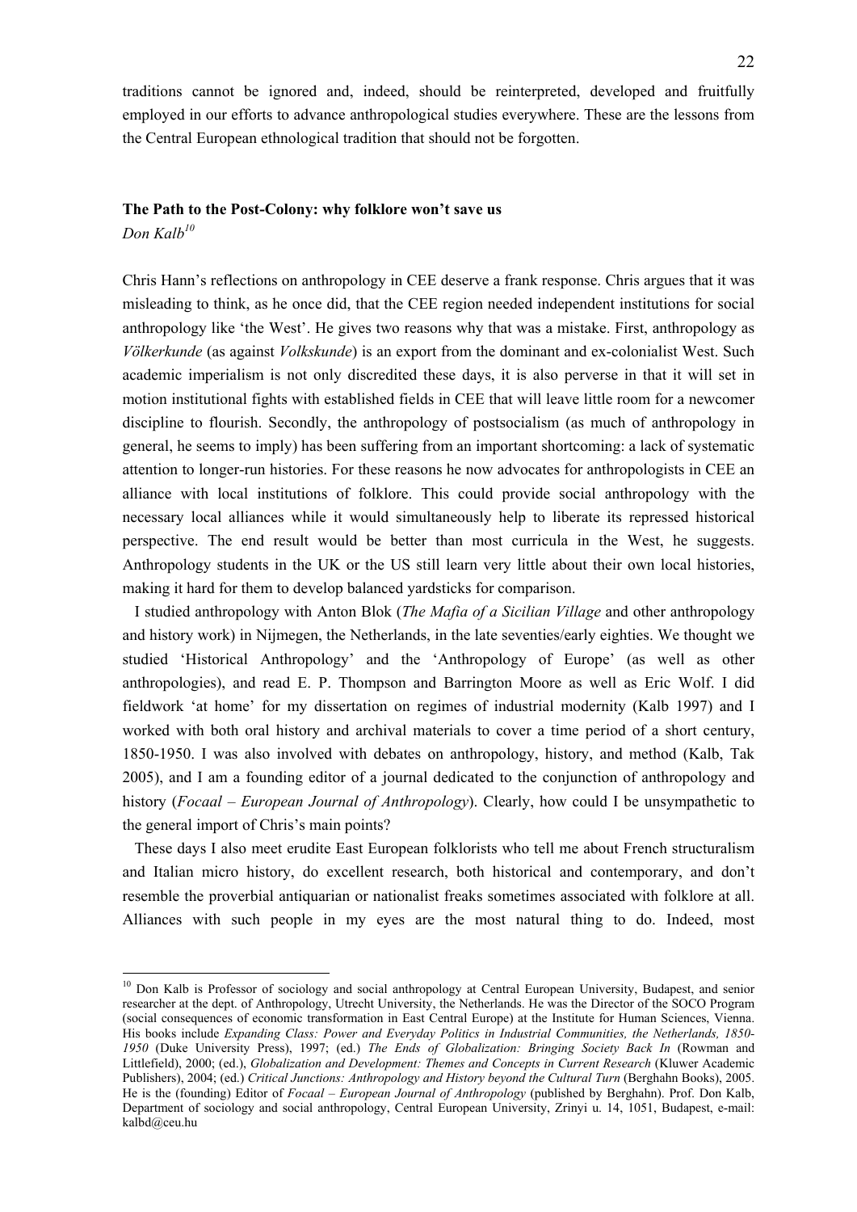traditions cannot be ignored and, indeed, should be reinterpreted, developed and fruitfully employed in our efforts to advance anthropological studies everywhere. These are the lessons from the Central European ethnological tradition that should not be forgotten.

## The Path to the Post-Colony: why folklore won't save us

*Don Kalb*[10]

Chris Hann's reflections on anthropology in CEE deserve a frank response. Chris argues that it was misleading to think, as he once did, that the CEE region needed independent institutions for social anthropology like 'the West'. He gives two reasons why that was a mistake. First, anthropology as *Völkerkunde* (as against *Volkskunde*) is an export from the dominant and ex-colonialist West. Such academic imperialism is not only discredited these days, it is also perverse in that it will set in motion institutional fights with established fields in CEE that will leave little room for a newcomer discipline to flourish. Secondly, the anthropology of postsocialism (as much of anthropology in general, he seems to imply) has been suffering from an important shortcoming: a lack of systematic attention to longer-run histories. For these reasons he now advocates for anthropologists in CEE an alliance with local institutions of folklore. This could provide social anthropology with the necessary local alliances while it would simultaneously help to liberate its repressed historical perspective. The end result would be better than most curricula in the West, he suggests. Anthropology students in the UK or the US still learn very little about their own local histories, making it hard for them to develop balanced yardsticks for comparison.

I studied anthropology with Anton Blok (*The Mafia of a Sicilian Village* and other anthropology and history work) in Nijmegen, the Netherlands, in the late seventies/early eighties. We thought we studied 'Historical Anthropology' and the 'Anthropology of Europe' (as well as other anthropologies), and read E. P. Thompson and Barrington Moore as well as Eric Wolf. I did fieldwork 'at home' for my dissertation on regimes of industrial modernity (Kalb 1997) and I worked with both oral history and archival materials to cover a time period of a short century, 1850-1950. I was also involved with debates on anthropology, history, and method (Kalb, Tak 2005), and I am a founding editor of a journal dedicated to the conjunction of anthropology and history (*Focaal – European Journal of Anthropology*). Clearly, how could I be unsympathetic to the general import of Chris's main points?

These days I also meet erudite East European folklorists who tell me about French structuralism and Italian micro history, do excellent research, both historical and contemporary, and don't resemble the proverbial antiquarian or nationalist freaks sometimes associated with folklore at all. Alliances with such people in my eyes are the most natural thing to do. Indeed, most

---

[10] Don Kalb is Professor of sociology and social anthropology at Central European University, Budapest, and senior researcher at the dept. of Anthropology, Utrecht University, the Netherlands. He was the Director of the SOCO Program (social consequences of economic transformation in East Central Europe) at the Institute for Human Sciences, Vienna. His books include *Expanding Class: Power and Everyday Politics in Industrial Communities, the Netherlands, 1850-1950* (Duke University Press), 1997; (ed.) *The Ends of Globalization: Bringing Society Back In* (Rowman and Littlefield), 2000; (ed.), *Globalization and Development: Themes and Concepts in Current Research* (Kluwer Academic Publishers), 2004; (ed.) *Critical Junctions: Anthropology and History beyond the Cultural Turn* (Berghahn Books), 2005. He is the (founding) Editor of *Focaal – European Journal of Anthropology* (published by Berghahn). Prof. Don Kalb, Department of sociology and social anthropology, Central European University, Zrinyi u. 14, 1051, Budapest, e-mail: kalbd@ceu.hu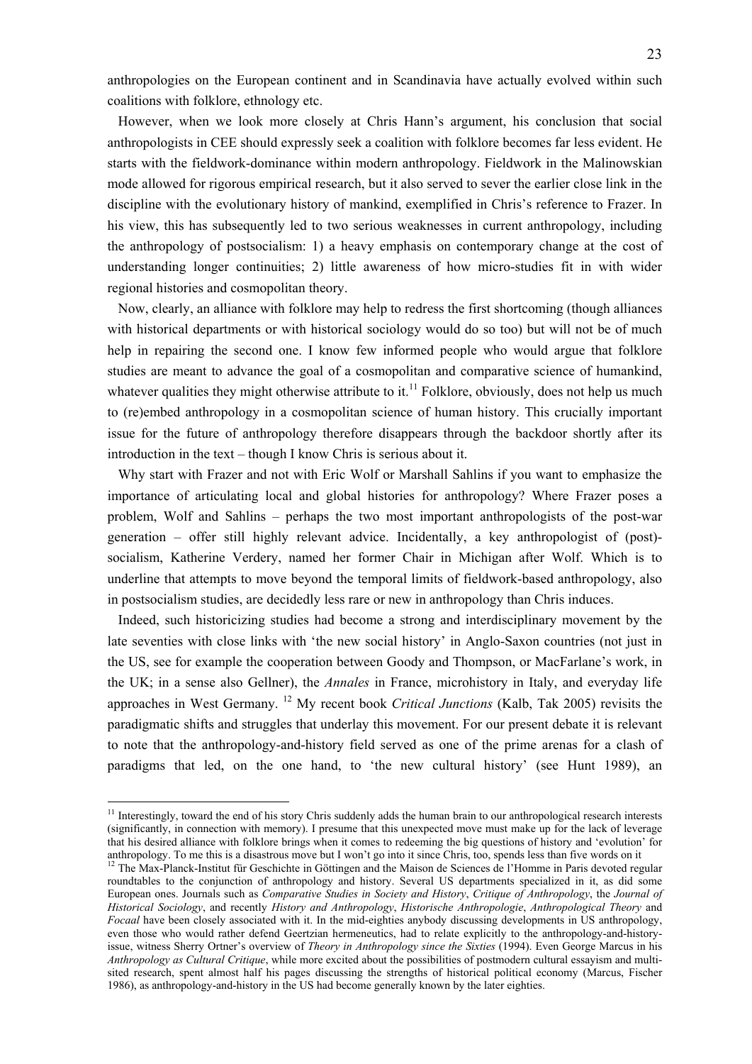anthropologies on the European continent and in Scandinavia have actually evolved within such coalitions with folklore, ethnology etc.

However, when we look more closely at Chris Hann's argument, his conclusion that social anthropologists in CEE should expressly seek a coalition with folklore becomes far less evident. He starts with the fieldwork-dominance within modern anthropology. Fieldwork in the Malinowskian mode allowed for rigorous empirical research, but it also served to sever the earlier close link in the discipline with the evolutionary history of mankind, exemplified in Chris's reference to Frazer. In his view, this has subsequently led to two serious weaknesses in current anthropology, including the anthropology of postsocialism: 1) a heavy emphasis on contemporary change at the cost of understanding longer continuities; 2) little awareness of how micro-studies fit in with wider regional histories and cosmopolitan theory.

Now, clearly, an alliance with folklore may help to redress the first shortcoming (though alliances with historical departments or with historical sociology would do so too) but will not be of much help in repairing the second one. I know few informed people who would argue that folklore studies are meant to advance the goal of a cosmopolitan and comparative science of humankind, whatever qualities they might otherwise attribute to it.[11] Folklore, obviously, does not help us much to (re)embed anthropology in a cosmopolitan science of human history. This crucially important issue for the future of anthropology therefore disappears through the backdoor shortly after its introduction in the text – though I know Chris is serious about it.

Why start with Frazer and not with Eric Wolf or Marshall Sahlins if you want to emphasize the importance of articulating local and global histories for anthropology? Where Frazer poses a problem, Wolf and Sahlins – perhaps the two most important anthropologists of the post-war generation – offer still highly relevant advice. Incidentally, a key anthropologist of (post)-socialism, Katherine Verdery, named her former Chair in Michigan after Wolf. Which is to underline that attempts to move beyond the temporal limits of fieldwork-based anthropology, also in postsocialism studies, are decidedly less rare or new in anthropology than Chris induces.

Indeed, such historicizing studies had become a strong and interdisciplinary movement by the late seventies with close links with 'the new social history' in Anglo-Saxon countries (not just in the US, see for example the cooperation between Goody and Thompson, or MacFarlane's work, in the UK; in a sense also Gellner), the *Annales* in France, microhistory in Italy, and everyday life approaches in West Germany. [12] My recent book *Critical Junctions* (Kalb, Tak 2005) revisits the paradigmatic shifts and struggles that underlay this movement. For our present debate it is relevant to note that the anthropology-and-history field served as one of the prime arenas for a clash of paradigms that led, on the one hand, to 'the new cultural history' (see Hunt 1989), an

---

[11] Interestingly, toward the end of his story Chris suddenly adds the human brain to our anthropological research interests (significantly, in connection with memory). I presume that this unexpected move must make up for the lack of leverage that his desired alliance with folklore brings when it comes to redeeming the big questions of history and 'evolution' for anthropology. To me this is a disastrous move but I won't go into it since Chris, too, spends less than five words on it

[12] The Max-Planck-Institut für Geschichte in Göttingen and the Maison de Sciences de l'Homme in Paris devoted regular roundtables to the conjunction of anthropology and history. Several US departments specialized in it, as did some European ones. Journals such as *Comparative Studies in Society and History*, *Critique of Anthropology*, the *Journal of Historical Sociology*, and recently *History and Anthropology*, *Historische Anthropologie*, *Anthropological Theory* and *Focaal* have been closely associated with it. In the mid-eighties anybody discussing developments in US anthropology, even those who would rather defend Geertzian hermeneutics, had to relate explicitly to the anthropology-and-history-issue, witness Sherry Ortner's overview of *Theory in Anthropology since the Sixties* (1994). Even George Marcus in his *Anthropology as Cultural Critique*, while more excited about the possibilities of postmodern cultural essayism and multi-sited research, spent almost half his pages discussing the strengths of historical political economy (Marcus, Fischer 1986), as anthropology-and-history in the US had become generally known by the later eighties.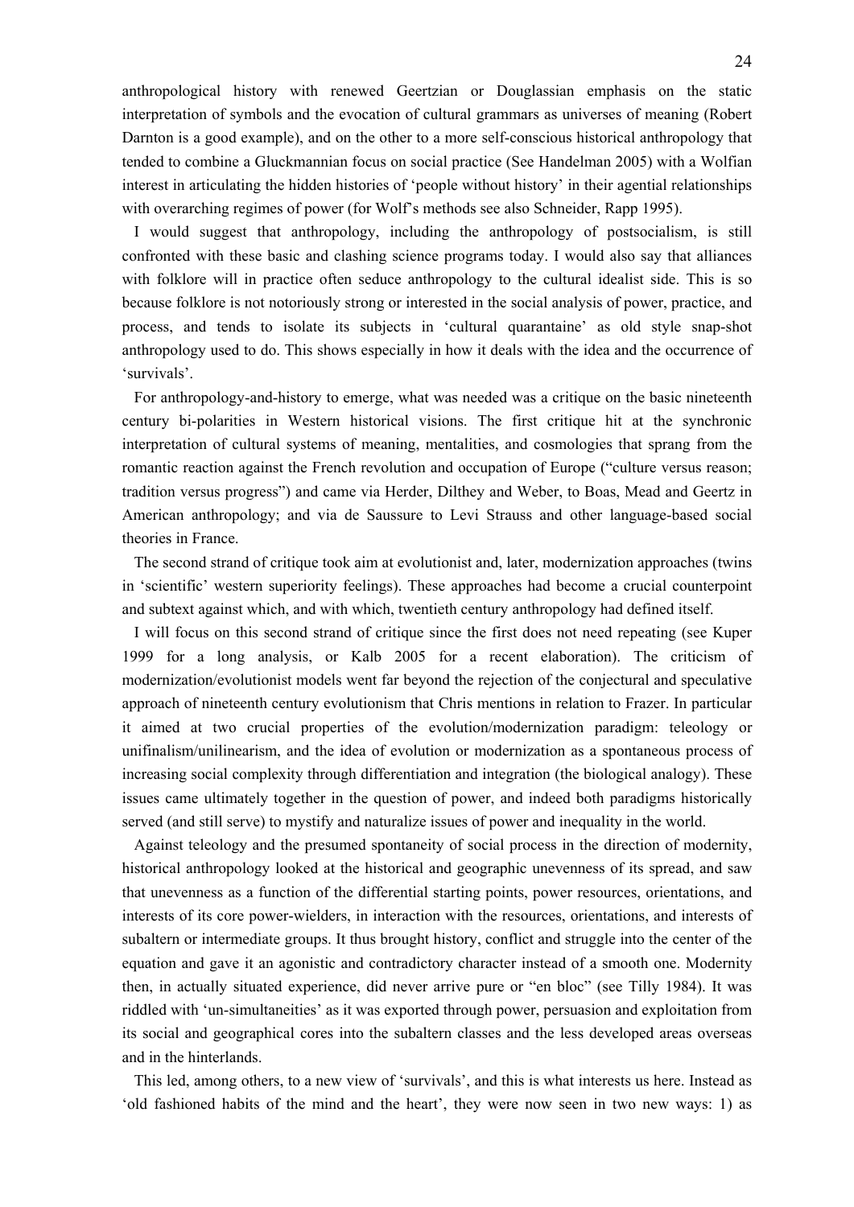anthropological history with renewed Geertzian or Douglassian emphasis on the static interpretation of symbols and the evocation of cultural grammars as universes of meaning (Robert Darnton is a good example), and on the other to a more self-conscious historical anthropology that tended to combine a Gluckmannian focus on social practice (See Handelman 2005) with a Wolfian interest in articulating the hidden histories of 'people without history' in their agential relationships with overarching regimes of power (for Wolf's methods see also Schneider, Rapp 1995).

I would suggest that anthropology, including the anthropology of postsocialism, is still confronted with these basic and clashing science programs today. I would also say that alliances with folklore will in practice often seduce anthropology to the cultural idealist side. This is so because folklore is not notoriously strong or interested in the social analysis of power, practice, and process, and tends to isolate its subjects in 'cultural quarantaine' as old style snap-shot anthropology used to do. This shows especially in how it deals with the idea and the occurrence of 'survivals'.

For anthropology-and-history to emerge, what was needed was a critique on the basic nineteenth century bi-polarities in Western historical visions. The first critique hit at the synchronic interpretation of cultural systems of meaning, mentalities, and cosmologies that sprang from the romantic reaction against the French revolution and occupation of Europe ("culture versus reason; tradition versus progress") and came via Herder, Dilthey and Weber, to Boas, Mead and Geertz in American anthropology; and via de Saussure to Levi Strauss and other language-based social theories in France.

The second strand of critique took aim at evolutionist and, later, modernization approaches (twins in 'scientific' western superiority feelings). These approaches had become a crucial counterpoint and subtext against which, and with which, twentieth century anthropology had defined itself.

I will focus on this second strand of critique since the first does not need repeating (see Kuper 1999 for a long analysis, or Kalb 2005 for a recent elaboration). The criticism of modernization/evolutionist models went far beyond the rejection of the conjectural and speculative approach of nineteenth century evolutionism that Chris mentions in relation to Frazer. In particular it aimed at two crucial properties of the evolution/modernization paradigm: teleology or unifinalism/unilinearism, and the idea of evolution or modernization as a spontaneous process of increasing social complexity through differentiation and integration (the biological analogy). These issues came ultimately together in the question of power, and indeed both paradigms historically served (and still serve) to mystify and naturalize issues of power and inequality in the world.

Against teleology and the presumed spontaneity of social process in the direction of modernity, historical anthropology looked at the historical and geographic unevenness of its spread, and saw that unevenness as a function of the differential starting points, power resources, orientations, and interests of its core power-wielders, in interaction with the resources, orientations, and interests of subaltern or intermediate groups. It thus brought history, conflict and struggle into the center of the equation and gave it an agonistic and contradictory character instead of a smooth one. Modernity then, in actually situated experience, did never arrive pure or "en bloc" (see Tilly 1984). It was riddled with 'un-simultaneities' as it was exported through power, persuasion and exploitation from its social and geographical cores into the subaltern classes and the less developed areas overseas and in the hinterlands.

This led, among others, to a new view of 'survivals', and this is what interests us here. Instead as 'old fashioned habits of the mind and the heart', they were now seen in two new ways: 1) as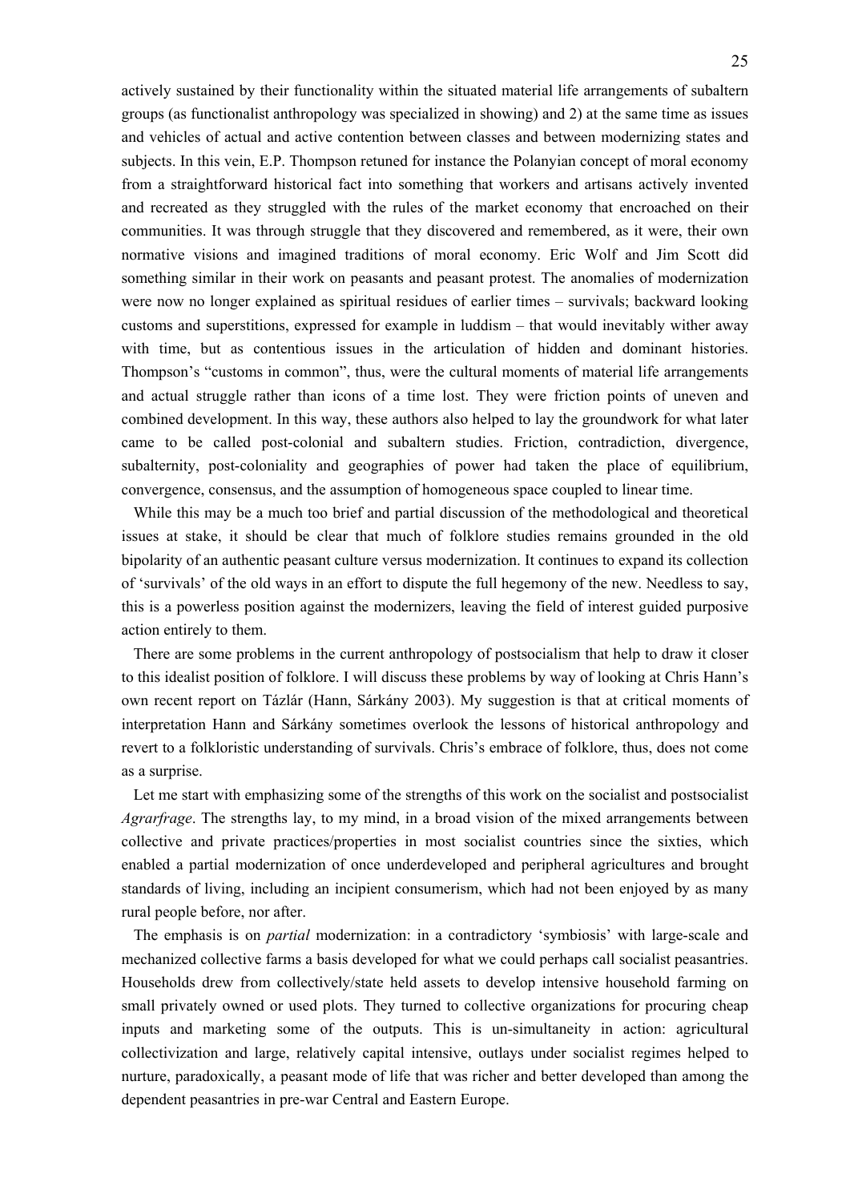actively sustained by their functionality within the situated material life arrangements of subaltern groups (as functionalist anthropology was specialized in showing) and 2) at the same time as issues and vehicles of actual and active contention between classes and between modernizing states and subjects. In this vein, E.P. Thompson retuned for instance the Polanyian concept of moral economy from a straightforward historical fact into something that workers and artisans actively invented and recreated as they struggled with the rules of the market economy that encroached on their communities. It was through struggle that they discovered and remembered, as it were, their own normative visions and imagined traditions of moral economy. Eric Wolf and Jim Scott did something similar in their work on peasants and peasant protest. The anomalies of modernization were now no longer explained as spiritual residues of earlier times – survivals; backward looking customs and superstitions, expressed for example in luddism – that would inevitably wither away with time, but as contentious issues in the articulation of hidden and dominant histories. Thompson's "customs in common", thus, were the cultural moments of material life arrangements and actual struggle rather than icons of a time lost. They were friction points of uneven and combined development. In this way, these authors also helped to lay the groundwork for what later came to be called post-colonial and subaltern studies. Friction, contradiction, divergence, subalternity, post-coloniality and geographies of power had taken the place of equilibrium, convergence, consensus, and the assumption of homogeneous space coupled to linear time.

While this may be a much too brief and partial discussion of the methodological and theoretical issues at stake, it should be clear that much of folklore studies remains grounded in the old bipolarity of an authentic peasant culture versus modernization. It continues to expand its collection of 'survivals' of the old ways in an effort to dispute the full hegemony of the new. Needless to say, this is a powerless position against the modernizers, leaving the field of interest guided purposive action entirely to them.

There are some problems in the current anthropology of postsocialism that help to draw it closer to this idealist position of folklore. I will discuss these problems by way of looking at Chris Hann's own recent report on Tázlár (Hann, Sárkány 2003). My suggestion is that at critical moments of interpretation Hann and Sárkány sometimes overlook the lessons of historical anthropology and revert to a folkloristic understanding of survivals. Chris's embrace of folklore, thus, does not come as a surprise.

Let me start with emphasizing some of the strengths of this work on the socialist and postsocialist *Agrarfrage*. The strengths lay, to my mind, in a broad vision of the mixed arrangements between collective and private practices/properties in most socialist countries since the sixties, which enabled a partial modernization of once underdeveloped and peripheral agricultures and brought standards of living, including an incipient consumerism, which had not been enjoyed by as many rural people before, nor after.

The emphasis is on *partial* modernization: in a contradictory 'symbiosis' with large-scale and mechanized collective farms a basis developed for what we could perhaps call socialist peasantries. Households drew from collectively/state held assets to develop intensive household farming on small privately owned or used plots. They turned to collective organizations for procuring cheap inputs and marketing some of the outputs. This is un-simultaneity in action: agricultural collectivization and large, relatively capital intensive, outlays under socialist regimes helped to nurture, paradoxically, a peasant mode of life that was richer and better developed than among the dependent peasantries in pre-war Central and Eastern Europe.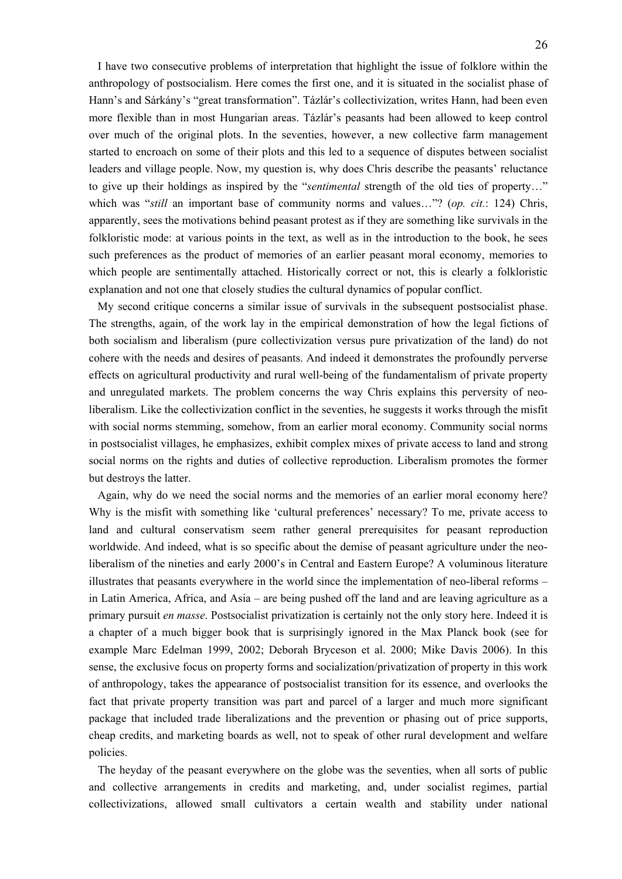I have two consecutive problems of interpretation that highlight the issue of folklore within the anthropology of postsocialism. Here comes the first one, and it is situated in the socialist phase of Hann's and Sárkány's "great transformation". Tázlár's collectivization, writes Hann, had been even more flexible than in most Hungarian areas. Tázlár's peasants had been allowed to keep control over much of the original plots. In the seventies, however, a new collective farm management started to encroach on some of their plots and this led to a sequence of disputes between socialist leaders and village people. Now, my question is, why does Chris describe the peasants' reluctance to give up their holdings as inspired by the "*sentimental* strength of the old ties of property…" which was "*still* an important base of community norms and values…"? (*op. cit.*: 124) Chris, apparently, sees the motivations behind peasant protest as if they are something like survivals in the folkloristic mode: at various points in the text, as well as in the introduction to the book, he sees such preferences as the product of memories of an earlier peasant moral economy, memories to which people are sentimentally attached. Historically correct or not, this is clearly a folkloristic explanation and not one that closely studies the cultural dynamics of popular conflict.

My second critique concerns a similar issue of survivals in the subsequent postsocialist phase. The strengths, again, of the work lay in the empirical demonstration of how the legal fictions of both socialism and liberalism (pure collectivization versus pure privatization of the land) do not cohere with the needs and desires of peasants. And indeed it demonstrates the profoundly perverse effects on agricultural productivity and rural well-being of the fundamentalism of private property and unregulated markets. The problem concerns the way Chris explains this perversity of neo-liberalism. Like the collectivization conflict in the seventies, he suggests it works through the misfit with social norms stemming, somehow, from an earlier moral economy. Community social norms in postsocialist villages, he emphasizes, exhibit complex mixes of private access to land and strong social norms on the rights and duties of collective reproduction. Liberalism promotes the former but destroys the latter.

Again, why do we need the social norms and the memories of an earlier moral economy here? Why is the misfit with something like 'cultural preferences' necessary? To me, private access to land and cultural conservatism seem rather general prerequisites for peasant reproduction worldwide. And indeed, what is so specific about the demise of peasant agriculture under the neo-liberalism of the nineties and early 2000's in Central and Eastern Europe? A voluminous literature illustrates that peasants everywhere in the world since the implementation of neo-liberal reforms – in Latin America, Africa, and Asia – are being pushed off the land and are leaving agriculture as a primary pursuit *en masse*. Postsocialist privatization is certainly not the only story here. Indeed it is a chapter of a much bigger book that is surprisingly ignored in the Max Planck book (see for example Marc Edelman 1999, 2002; Deborah Bryceson et al. 2000; Mike Davis 2006). In this sense, the exclusive focus on property forms and socialization/privatization of property in this work of anthropology, takes the appearance of postsocialist transition for its essence, and overlooks the fact that private property transition was part and parcel of a larger and much more significant package that included trade liberalizations and the prevention or phasing out of price supports, cheap credits, and marketing boards as well, not to speak of other rural development and welfare policies.

The heyday of the peasant everywhere on the globe was the seventies, when all sorts of public and collective arrangements in credits and marketing, and, under socialist regimes, partial collectivizations, allowed small cultivators a certain wealth and stability under national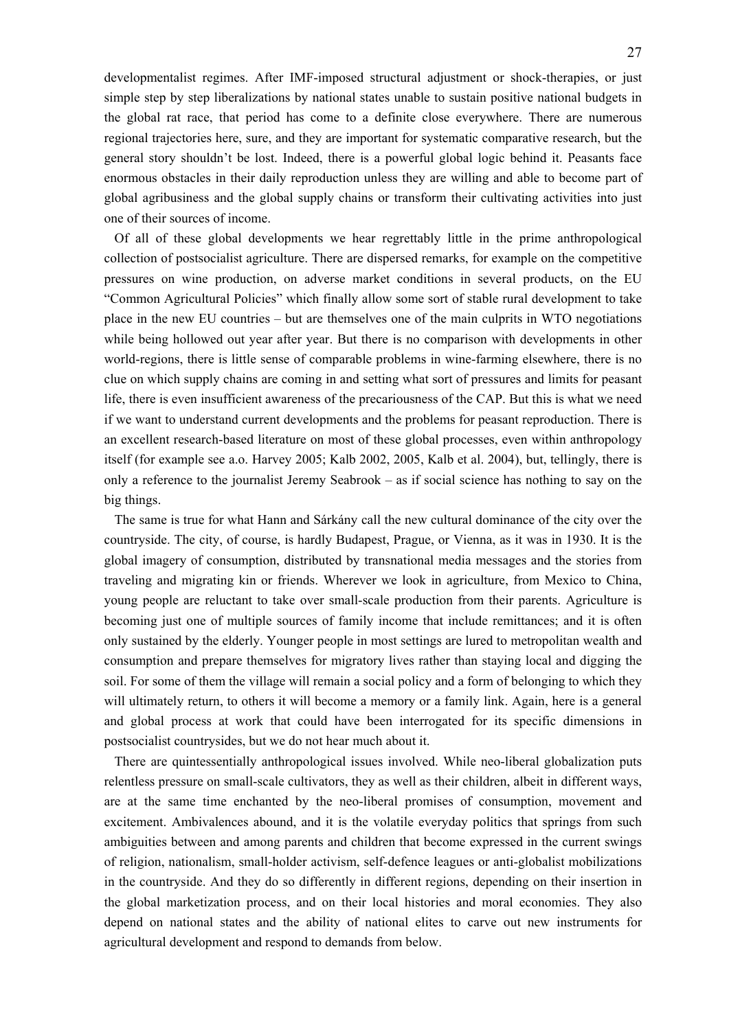developmentalist regimes. After IMF-imposed structural adjustment or shock-therapies, or just simple step by step liberalizations by national states unable to sustain positive national budgets in the global rat race, that period has come to a definite close everywhere. There are numerous regional trajectories here, sure, and they are important for systematic comparative research, but the general story shouldn't be lost. Indeed, there is a powerful global logic behind it. Peasants face enormous obstacles in their daily reproduction unless they are willing and able to become part of global agribusiness and the global supply chains or transform their cultivating activities into just one of their sources of income.

Of all of these global developments we hear regrettably little in the prime anthropological collection of postsocialist agriculture. There are dispersed remarks, for example on the competitive pressures on wine production, on adverse market conditions in several products, on the EU "Common Agricultural Policies" which finally allow some sort of stable rural development to take place in the new EU countries – but are themselves one of the main culprits in WTO negotiations while being hollowed out year after year. But there is no comparison with developments in other world-regions, there is little sense of comparable problems in wine-farming elsewhere, there is no clue on which supply chains are coming in and setting what sort of pressures and limits for peasant life, there is even insufficient awareness of the precariousness of the CAP. But this is what we need if we want to understand current developments and the problems for peasant reproduction. There is an excellent research-based literature on most of these global processes, even within anthropology itself (for example see a.o. Harvey 2005; Kalb 2002, 2005, Kalb et al. 2004), but, tellingly, there is only a reference to the journalist Jeremy Seabrook – as if social science has nothing to say on the big things.

The same is true for what Hann and Sárkány call the new cultural dominance of the city over the countryside. The city, of course, is hardly Budapest, Prague, or Vienna, as it was in 1930. It is the global imagery of consumption, distributed by transnational media messages and the stories from traveling and migrating kin or friends. Wherever we look in agriculture, from Mexico to China, young people are reluctant to take over small-scale production from their parents. Agriculture is becoming just one of multiple sources of family income that include remittances; and it is often only sustained by the elderly. Younger people in most settings are lured to metropolitan wealth and consumption and prepare themselves for migratory lives rather than staying local and digging the soil. For some of them the village will remain a social policy and a form of belonging to which they will ultimately return, to others it will become a memory or a family link. Again, here is a general and global process at work that could have been interrogated for its specific dimensions in postsocialist countrysides, but we do not hear much about it.

There are quintessentially anthropological issues involved. While neo-liberal globalization puts relentless pressure on small-scale cultivators, they as well as their children, albeit in different ways, are at the same time enchanted by the neo-liberal promises of consumption, movement and excitement. Ambivalences abound, and it is the volatile everyday politics that springs from such ambiguities between and among parents and children that become expressed in the current swings of religion, nationalism, small-holder activism, self-defence leagues or anti-globalist mobilizations in the countryside. And they do so differently in different regions, depending on their insertion in the global marketization process, and on their local histories and moral economies. They also depend on national states and the ability of national elites to carve out new instruments for agricultural development and respond to demands from below.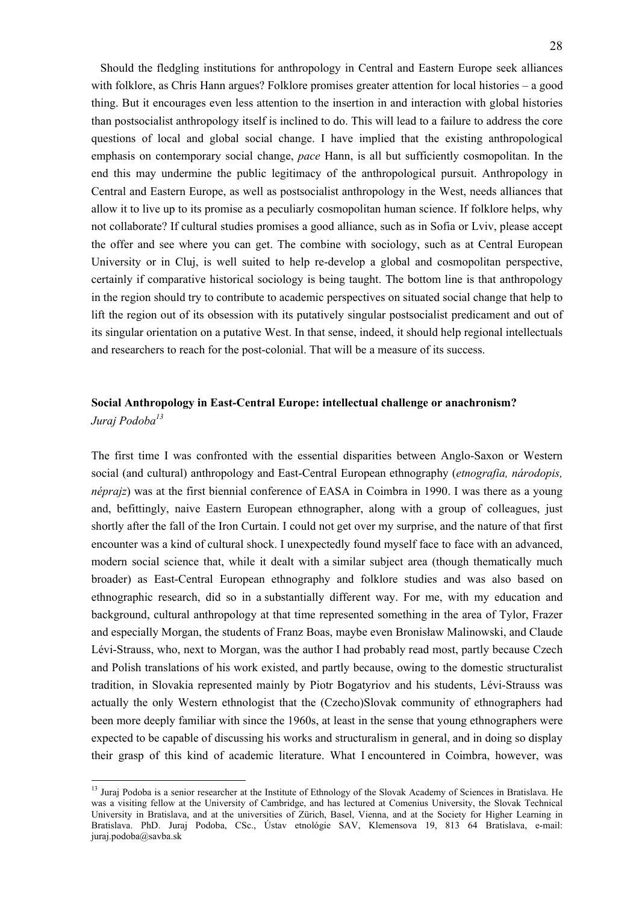Should the fledgling institutions for anthropology in Central and Eastern Europe seek alliances with folklore, as Chris Hann argues? Folklore promises greater attention for local histories – a good thing. But it encourages even less attention to the insertion in and interaction with global histories than postsocialist anthropology itself is inclined to do. This will lead to a failure to address the core questions of local and global social change. I have implied that the existing anthropological emphasis on contemporary social change, *pace* Hann, is all but sufficiently cosmopolitan. In the end this may undermine the public legitimacy of the anthropological pursuit. Anthropology in Central and Eastern Europe, as well as postsocialist anthropology in the West, needs alliances that allow it to live up to its promise as a peculiarly cosmopolitan human science. If folklore helps, why not collaborate? If cultural studies promises a good alliance, such as in Sofia or Lviv, please accept the offer and see where you can get. The combine with sociology, such as at Central European University or in Cluj, is well suited to help re-develop a global and cosmopolitan perspective, certainly if comparative historical sociology is being taught. The bottom line is that anthropology in the region should try to contribute to academic perspectives on situated social change that help to lift the region out of its obsession with its putatively singular postsocialist predicament and out of its singular orientation on a putative West. In that sense, indeed, it should help regional intellectuals and researchers to reach for the post-colonial. That will be a measure of its success.

## Social Anthropology in East-Central Europe: intellectual challenge or anachronism?

*Juraj Podoba*[13]

The first time I was confronted with the essential disparities between Anglo-Saxon or Western social (and cultural) anthropology and East-Central European ethnography (*etnografia, národopis, néprajz*) was at the first biennial conference of EASA in Coimbra in 1990. I was there as a young and, befittingly, naive Eastern European ethnographer, along with a group of colleagues, just shortly after the fall of the Iron Curtain. I could not get over my surprise, and the nature of that first encounter was a kind of cultural shock. I unexpectedly found myself face to face with an advanced, modern social science that, while it dealt with a similar subject area (though thematically much broader) as East-Central European ethnography and folklore studies and was also based on ethnographic research, did so in a substantially different way. For me, with my education and background, cultural anthropology at that time represented something in the area of Tylor, Frazer and especially Morgan, the students of Franz Boas, maybe even Bronisław Malinowski, and Claude Lévi-Strauss, who, next to Morgan, was the author I had probably read most, partly because Czech and Polish translations of his work existed, and partly because, owing to the domestic structuralist tradition, in Slovakia represented mainly by Piotr Bogatyriov and his students, Lévi-Strauss was actually the only Western ethnologist that the (Czecho)Slovak community of ethnographers had been more deeply familiar with since the 1960s, at least in the sense that young ethnographers were expected to be capable of discussing his works and structuralism in general, and in doing so display their grasp of this kind of academic literature. What I encountered in Coimbra, however, was

---

[13] Juraj Podoba is a senior researcher at the Institute of Ethnology of the Slovak Academy of Sciences in Bratislava. He was a visiting fellow at the University of Cambridge, and has lectured at Comenius University, the Slovak Technical University in Bratislava, and at the universities of Zürich, Basel, Vienna, and at the Society for Higher Learning in Bratislava. PhD. Juraj Podoba, CSc., Ústav etnológie SAV, Klemensova 19, 813 64 Bratislava, e-mail: juraj.podoba@savba.sk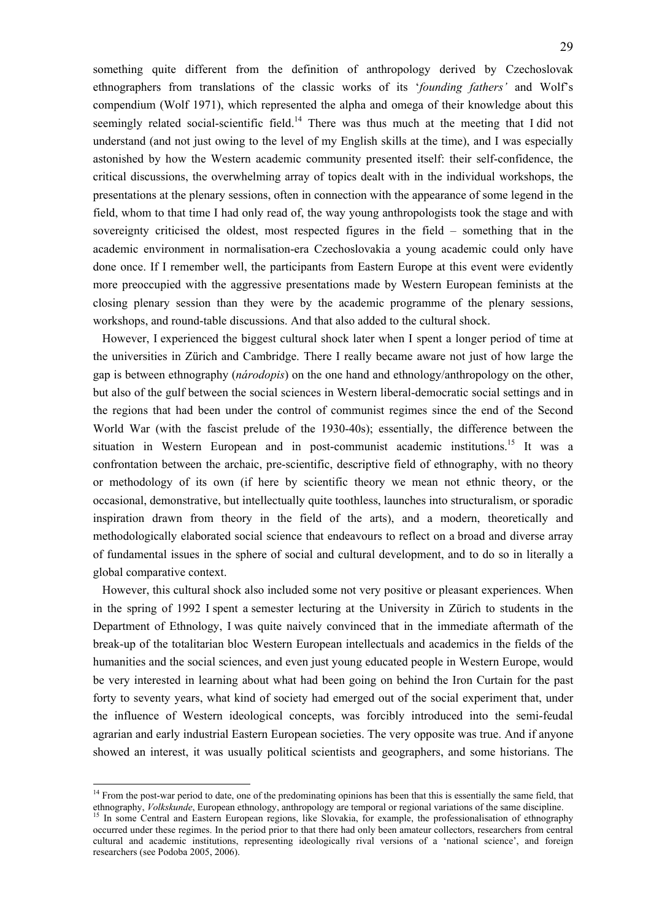something quite different from the definition of anthropology derived by Czechoslovak ethnographers from translations of the classic works of its '*founding fathers'* and Wolf's compendium (Wolf 1971), which represented the alpha and omega of their knowledge about this seemingly related social-scientific field.[14] There was thus much at the meeting that I did not understand (and not just owing to the level of my English skills at the time), and I was especially astonished by how the Western academic community presented itself: their self-confidence, the critical discussions, the overwhelming array of topics dealt with in the individual workshops, the presentations at the plenary sessions, often in connection with the appearance of some legend in the field, whom to that time I had only read of, the way young anthropologists took the stage and with sovereignty criticised the oldest, most respected figures in the field – something that in the academic environment in normalisation-era Czechoslovakia a young academic could only have done once. If I remember well, the participants from Eastern Europe at this event were evidently more preoccupied with the aggressive presentations made by Western European feminists at the closing plenary session than they were by the academic programme of the plenary sessions, workshops, and round-table discussions. And that also added to the cultural shock.

However, I experienced the biggest cultural shock later when I spent a longer period of time at the universities in Zürich and Cambridge. There I really became aware not just of how large the gap is between ethnography (*národopis*) on the one hand and ethnology/anthropology on the other, but also of the gulf between the social sciences in Western liberal-democratic social settings and in the regions that had been under the control of communist regimes since the end of the Second World War (with the fascist prelude of the 1930-40s); essentially, the difference between the situation in Western European and in post-communist academic institutions.[15] It was a confrontation between the archaic, pre-scientific, descriptive field of ethnography, with no theory or methodology of its own (if here by scientific theory we mean not ethnic theory, or the occasional, demonstrative, but intellectually quite toothless, launches into structuralism, or sporadic inspiration drawn from theory in the field of the arts), and a modern, theoretically and methodologically elaborated social science that endeavours to reflect on a broad and diverse array of fundamental issues in the sphere of social and cultural development, and to do so in literally a global comparative context.

However, this cultural shock also included some not very positive or pleasant experiences. When in the spring of 1992 I spent a semester lecturing at the University in Zürich to students in the Department of Ethnology, I was quite naively convinced that in the immediate aftermath of the break-up of the totalitarian bloc Western European intellectuals and academics in the fields of the humanities and the social sciences, and even just young educated people in Western Europe, would be very interested in learning about what had been going on behind the Iron Curtain for the past forty to seventy years, what kind of society had emerged out of the social experiment that, under the influence of Western ideological concepts, was forcibly introduced into the semi-feudal agrarian and early industrial Eastern European societies. The very opposite was true. And if anyone showed an interest, it was usually political scientists and geographers, and some historians. The

---

[14] From the post-war period to date, one of the predominating opinions has been that this is essentially the same field, that ethnography, *Volkskunde*, European ethnology, anthropology are temporal or regional variations of the same discipline.

[15] In some Central and Eastern European regions, like Slovakia, for example, the professionalisation of ethnography occurred under these regimes. In the period prior to that there had only been amateur collectors, researchers from central cultural and academic institutions, representing ideologically rival versions of a 'national science', and foreign researchers (see Podoba 2005, 2006).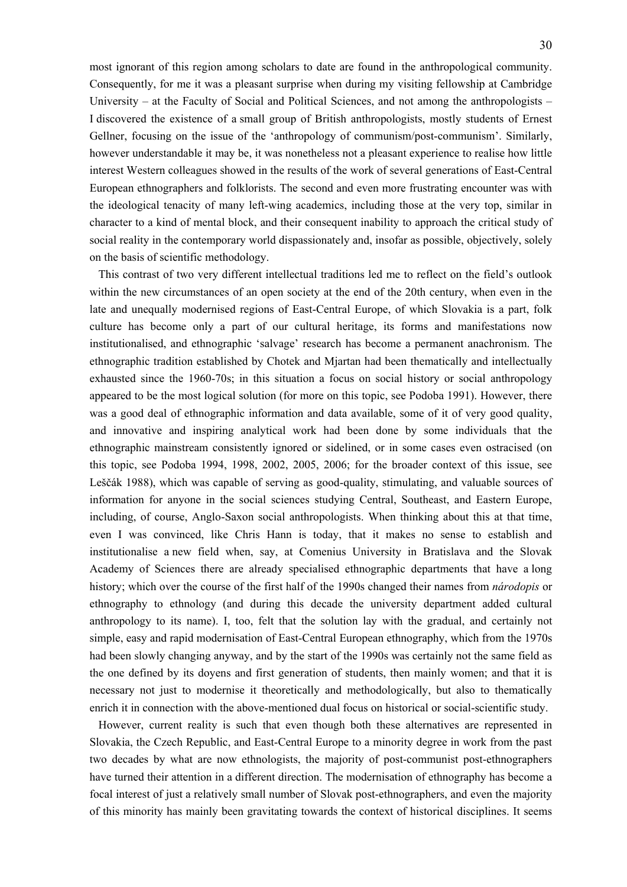most ignorant of this region among scholars to date are found in the anthropological community. Consequently, for me it was a pleasant surprise when during my visiting fellowship at Cambridge University – at the Faculty of Social and Political Sciences, and not among the anthropologists – I discovered the existence of a small group of British anthropologists, mostly students of Ernest Gellner, focusing on the issue of the 'anthropology of communism/post-communism'. Similarly, however understandable it may be, it was nonetheless not a pleasant experience to realise how little interest Western colleagues showed in the results of the work of several generations of East-Central European ethnographers and folklorists. The second and even more frustrating encounter was with the ideological tenacity of many left-wing academics, including those at the very top, similar in character to a kind of mental block, and their consequent inability to approach the critical study of social reality in the contemporary world dispassionately and, insofar as possible, objectively, solely on the basis of scientific methodology.

This contrast of two very different intellectual traditions led me to reflect on the field's outlook within the new circumstances of an open society at the end of the 20th century, when even in the late and unequally modernised regions of East-Central Europe, of which Slovakia is a part, folk culture has become only a part of our cultural heritage, its forms and manifestations now institutionalised, and ethnographic 'salvage' research has become a permanent anachronism. The ethnographic tradition established by Chotek and Mjartan had been thematically and intellectually exhausted since the 1960-70s; in this situation a focus on social history or social anthropology appeared to be the most logical solution (for more on this topic, see Podoba 1991). However, there was a good deal of ethnographic information and data available, some of it of very good quality, and innovative and inspiring analytical work had been done by some individuals that the ethnographic mainstream consistently ignored or sidelined, or in some cases even ostracised (on this topic, see Podoba 1994, 1998, 2002, 2005, 2006; for the broader context of this issue, see Leščák 1988), which was capable of serving as good-quality, stimulating, and valuable sources of information for anyone in the social sciences studying Central, Southeast, and Eastern Europe, including, of course, Anglo-Saxon social anthropologists. When thinking about this at that time, even I was convinced, like Chris Hann is today, that it makes no sense to establish and institutionalise a new field when, say, at Comenius University in Bratislava and the Slovak Academy of Sciences there are already specialised ethnographic departments that have a long history; which over the course of the first half of the 1990s changed their names from *národopis* or ethnography to ethnology (and during this decade the university department added cultural anthropology to its name). I, too, felt that the solution lay with the gradual, and certainly not simple, easy and rapid modernisation of East-Central European ethnography, which from the 1970s had been slowly changing anyway, and by the start of the 1990s was certainly not the same field as the one defined by its doyens and first generation of students, then mainly women; and that it is necessary not just to modernise it theoretically and methodologically, but also to thematically enrich it in connection with the above-mentioned dual focus on historical or social-scientific study.

However, current reality is such that even though both these alternatives are represented in Slovakia, the Czech Republic, and East-Central Europe to a minority degree in work from the past two decades by what are now ethnologists, the majority of post-communist post-ethnographers have turned their attention in a different direction. The modernisation of ethnography has become a focal interest of just a relatively small number of Slovak post-ethnographers, and even the majority of this minority has mainly been gravitating towards the context of historical disciplines. It seems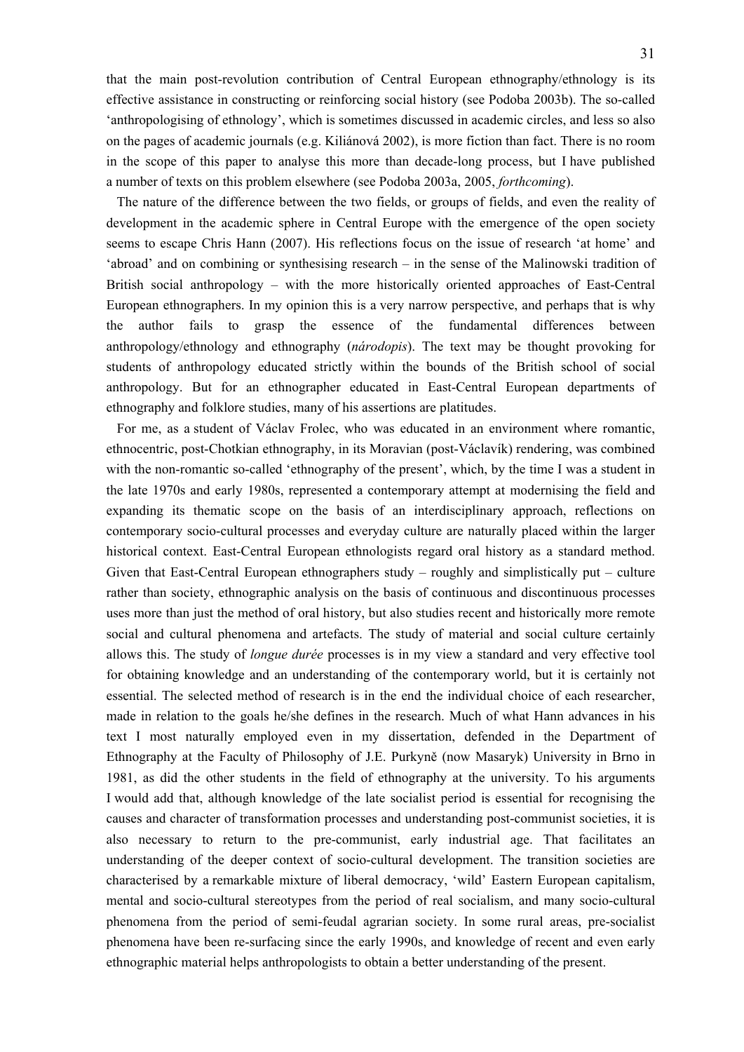that the main post-revolution contribution of Central European ethnography/ethnology is its effective assistance in constructing or reinforcing social history (see Podoba 2003b). The so-called 'anthropologising of ethnology', which is sometimes discussed in academic circles, and less so also on the pages of academic journals (e.g. Kiliánová 2002), is more fiction than fact. There is no room in the scope of this paper to analyse this more than decade-long process, but I have published a number of texts on this problem elsewhere (see Podoba 2003a, 2005, *forthcoming*).

The nature of the difference between the two fields, or groups of fields, and even the reality of development in the academic sphere in Central Europe with the emergence of the open society seems to escape Chris Hann (2007). His reflections focus on the issue of research 'at home' and 'abroad' and on combining or synthesising research – in the sense of the Malinowski tradition of British social anthropology – with the more historically oriented approaches of East-Central European ethnographers. In my opinion this is a very narrow perspective, and perhaps that is why the author fails to grasp the essence of the fundamental differences between anthropology/ethnology and ethnography (*národopis*). The text may be thought provoking for students of anthropology educated strictly within the bounds of the British school of social anthropology. But for an ethnographer educated in East-Central European departments of ethnography and folklore studies, many of his assertions are platitudes.

For me, as a student of Václav Frolec, who was educated in an environment where romantic, ethnocentric, post-Chotkian ethnography, in its Moravian (post-Václavík) rendering, was combined with the non-romantic so-called 'ethnography of the present', which, by the time I was a student in the late 1970s and early 1980s, represented a contemporary attempt at modernising the field and expanding its thematic scope on the basis of an interdisciplinary approach, reflections on contemporary socio-cultural processes and everyday culture are naturally placed within the larger historical context. East-Central European ethnologists regard oral history as a standard method. Given that East-Central European ethnographers study – roughly and simplistically put – culture rather than society, ethnographic analysis on the basis of continuous and discontinuous processes uses more than just the method of oral history, but also studies recent and historically more remote social and cultural phenomena and artefacts. The study of material and social culture certainly allows this. The study of *longue durée* processes is in my view a standard and very effective tool for obtaining knowledge and an understanding of the contemporary world, but it is certainly not essential. The selected method of research is in the end the individual choice of each researcher, made in relation to the goals he/she defines in the research. Much of what Hann advances in his text I most naturally employed even in my dissertation, defended in the Department of Ethnography at the Faculty of Philosophy of J.E. Purkyně (now Masaryk) University in Brno in 1981, as did the other students in the field of ethnography at the university. To his arguments I would add that, although knowledge of the late socialist period is essential for recognising the causes and character of transformation processes and understanding post-communist societies, it is also necessary to return to the pre-communist, early industrial age. That facilitates an understanding of the deeper context of socio-cultural development. The transition societies are characterised by a remarkable mixture of liberal democracy, 'wild' Eastern European capitalism, mental and socio-cultural stereotypes from the period of real socialism, and many socio-cultural phenomena from the period of semi-feudal agrarian society. In some rural areas, pre-socialist phenomena have been re-surfacing since the early 1990s, and knowledge of recent and even early ethnographic material helps anthropologists to obtain a better understanding of the present.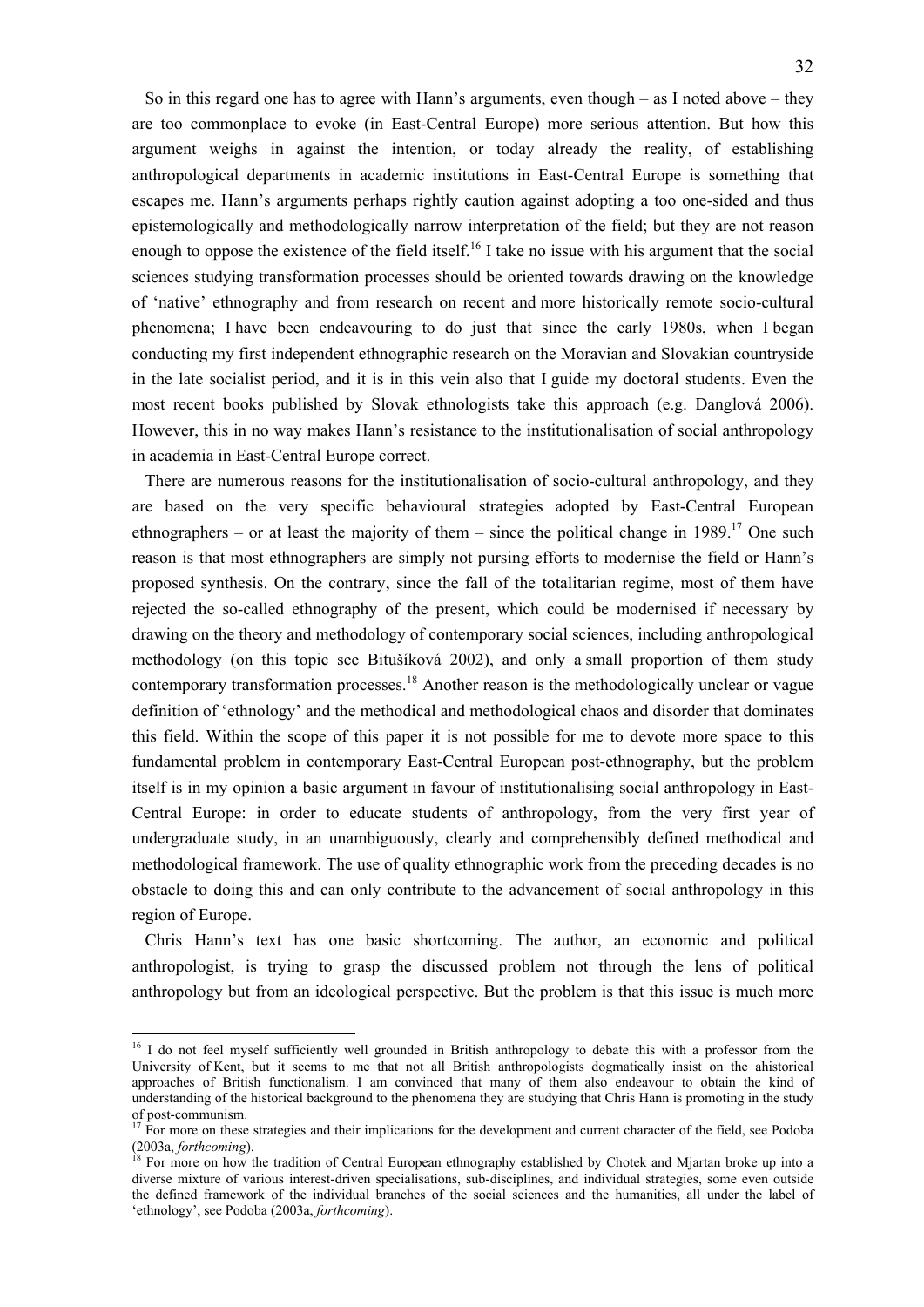So in this regard one has to agree with Hann's arguments, even though – as I noted above – they are too commonplace to evoke (in East-Central Europe) more serious attention. But how this argument weighs in against the intention, or today already the reality, of establishing anthropological departments in academic institutions in East-Central Europe is something that escapes me. Hann's arguments perhaps rightly caution against adopting a too one-sided and thus epistemologically and methodologically narrow interpretation of the field; but they are not reason enough to oppose the existence of the field itself.[16] I take no issue with his argument that the social sciences studying transformation processes should be oriented towards drawing on the knowledge of 'native' ethnography and from research on recent and more historically remote socio-cultural phenomena; I have been endeavouring to do just that since the early 1980s, when I began conducting my first independent ethnographic research on the Moravian and Slovakian countryside in the late socialist period, and it is in this vein also that I guide my doctoral students. Even the most recent books published by Slovak ethnologists take this approach (e.g. Danglová 2006). However, this in no way makes Hann's resistance to the institutionalisation of social anthropology in academia in East-Central Europe correct.

There are numerous reasons for the institutionalisation of socio-cultural anthropology, and they are based on the very specific behavioural strategies adopted by East-Central European ethnographers – or at least the majority of them – since the political change in 1989.[17] One such reason is that most ethnographers are simply not pursing efforts to modernise the field or Hann's proposed synthesis. On the contrary, since the fall of the totalitarian regime, most of them have rejected the so-called ethnography of the present, which could be modernised if necessary by drawing on the theory and methodology of contemporary social sciences, including anthropological methodology (on this topic see Bitušíková 2002), and only a small proportion of them study contemporary transformation processes.[18] Another reason is the methodologically unclear or vague definition of 'ethnology' and the methodical and methodological chaos and disorder that dominates this field. Within the scope of this paper it is not possible for me to devote more space to this fundamental problem in contemporary East-Central European post-ethnography, but the problem itself is in my opinion a basic argument in favour of institutionalising social anthropology in East-Central Europe: in order to educate students of anthropology, from the very first year of undergraduate study, in an unambiguously, clearly and comprehensibly defined methodical and methodological framework. The use of quality ethnographic work from the preceding decades is no obstacle to doing this and can only contribute to the advancement of social anthropology in this region of Europe.

Chris Hann's text has one basic shortcoming. The author, an economic and political anthropologist, is trying to grasp the discussed problem not through the lens of political anthropology but from an ideological perspective. But the problem is that this issue is much more

---

[16] I do not feel myself sufficiently well grounded in British anthropology to debate this with a professor from the University of Kent, but it seems to me that not all British anthropologists dogmatically insist on the ahistorical approaches of British functionalism. I am convinced that many of them also endeavour to obtain the kind of understanding of the historical background to the phenomena they are studying that Chris Hann is promoting in the study of post-communism.

[17] For more on these strategies and their implications for the development and current character of the field, see Podoba (2003a, *forthcoming*).

[18] For more on how the tradition of Central European ethnography established by Chotek and Mjartan broke up into a diverse mixture of various interest-driven specialisations, sub-disciplines, and individual strategies, some even outside the defined framework of the individual branches of the social sciences and the humanities, all under the label of 'ethnology', see Podoba (2003a, *forthcoming*).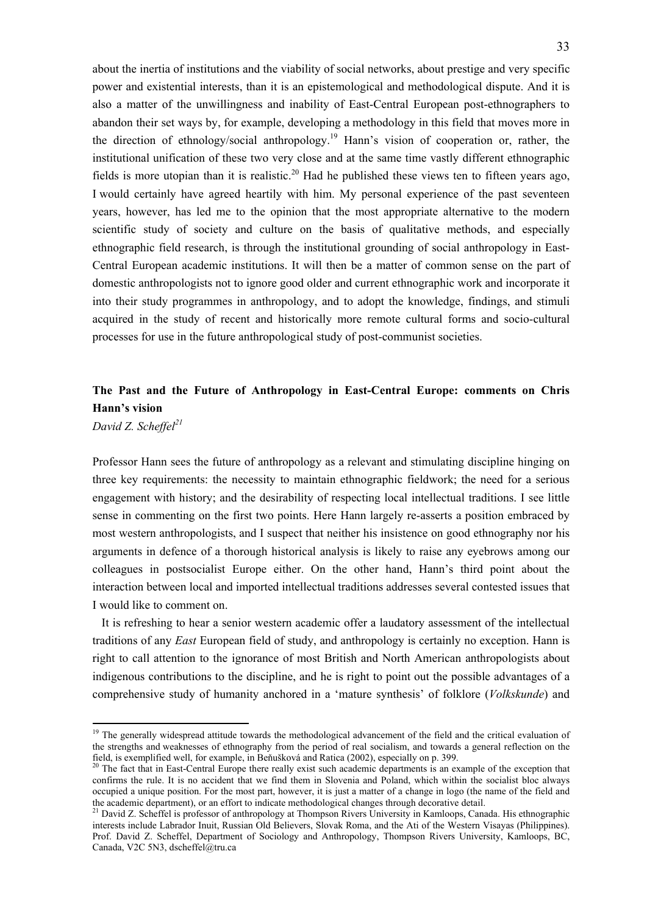about the inertia of institutions and the viability of social networks, about prestige and very specific power and existential interests, than it is an epistemological and methodological dispute. And it is also a matter of the unwillingness and inability of East-Central European post-ethnographers to abandon their set ways by, for example, developing a methodology in this field that moves more in the direction of ethnology/social anthropology.[19] Hann's vision of cooperation or, rather, the institutional unification of these two very close and at the same time vastly different ethnographic fields is more utopian than it is realistic.[20] Had he published these views ten to fifteen years ago, I would certainly have agreed heartily with him. My personal experience of the past seventeen years, however, has led me to the opinion that the most appropriate alternative to the modern scientific study of society and culture on the basis of qualitative methods, and especially ethnographic field research, is through the institutional grounding of social anthropology in East-Central European academic institutions. It will then be a matter of common sense on the part of domestic anthropologists not to ignore good older and current ethnographic work and incorporate it into their study programmes in anthropology, and to adopt the knowledge, findings, and stimuli acquired in the study of recent and historically more remote cultural forms and socio-cultural processes for use in the future anthropological study of post-communist societies.

## The Past and the Future of Anthropology in East-Central Europe: comments on Chris Hann's vision

*David Z. Scheffel*[21]

Professor Hann sees the future of anthropology as a relevant and stimulating discipline hinging on three key requirements: the necessity to maintain ethnographic fieldwork; the need for a serious engagement with history; and the desirability of respecting local intellectual traditions. I see little sense in commenting on the first two points. Here Hann largely re-asserts a position embraced by most western anthropologists, and I suspect that neither his insistence on good ethnography nor his arguments in defence of a thorough historical analysis is likely to raise any eyebrows among our colleagues in postsocialist Europe either. On the other hand, Hann's third point about the interaction between local and imported intellectual traditions addresses several contested issues that I would like to comment on.

It is refreshing to hear a senior western academic offer a laudatory assessment of the intellectual traditions of any *East* European field of study, and anthropology is certainly no exception. Hann is right to call attention to the ignorance of most British and North American anthropologists about indigenous contributions to the discipline, and he is right to point out the possible advantages of a comprehensive study of humanity anchored in a 'mature synthesis' of folklore (*Volkskunde*) and

---

[19] The generally widespread attitude towards the methodological advancement of the field and the critical evaluation of the strengths and weaknesses of ethnography from the period of real socialism, and towards a general reflection on the field, is exemplified well, for example, in Beňušková and Ratica (2002), especially on p. 399.

[20] The fact that in East-Central Europe there really exist such academic departments is an example of the exception that confirms the rule. It is no accident that we find them in Slovenia and Poland, which within the socialist bloc always occupied a unique position. For the most part, however, it is just a matter of a change in logo (the name of the field and the academic department), or an effort to indicate methodological changes through decorative detail.

[21] David Z. Scheffel is professor of anthropology at Thompson Rivers University in Kamloops, Canada. His ethnographic interests include Labrador Inuit, Russian Old Believers, Slovak Roma, and the Ati of the Western Visayas (Philippines). Prof. David Z. Scheffel, Department of Sociology and Anthropology, Thompson Rivers University, Kamloops, BC, Canada, V2C 5N3, dscheffel@tru.ca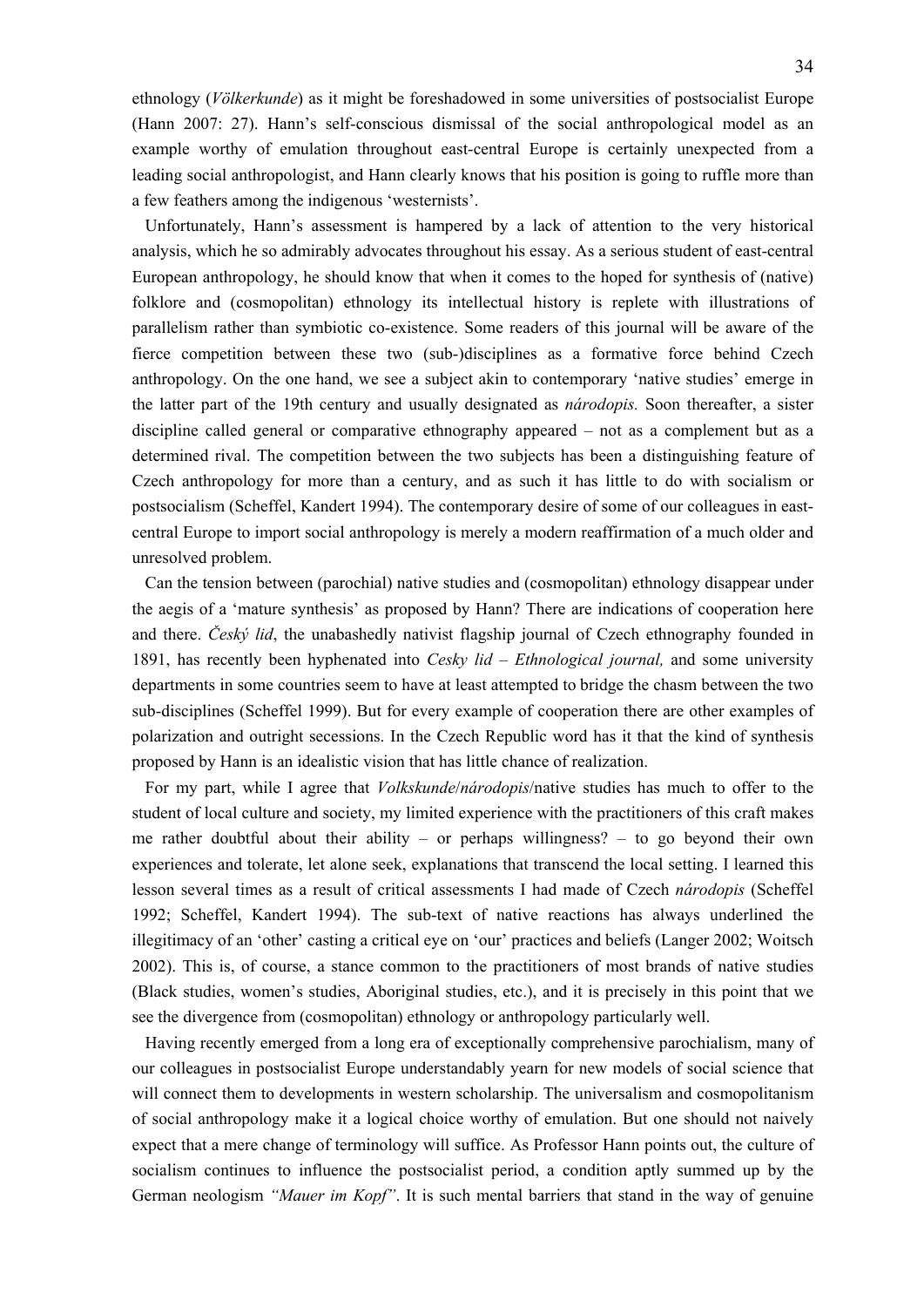ethnology (*Völkerkunde*) as it might be foreshadowed in some universities of postsocialist Europe (Hann 2007: 27). Hann's self-conscious dismissal of the social anthropological model as an example worthy of emulation throughout east-central Europe is certainly unexpected from a leading social anthropologist, and Hann clearly knows that his position is going to ruffle more than a few feathers among the indigenous 'westernists'.

Unfortunately, Hann's assessment is hampered by a lack of attention to the very historical analysis, which he so admirably advocates throughout his essay. As a serious student of east-central European anthropology, he should know that when it comes to the hoped for synthesis of (native) folklore and (cosmopolitan) ethnology its intellectual history is replete with illustrations of parallelism rather than symbiotic co-existence. Some readers of this journal will be aware of the fierce competition between these two (sub-)disciplines as a formative force behind Czech anthropology. On the one hand, we see a subject akin to contemporary 'native studies' emerge in the latter part of the 19th century and usually designated as *národopis.* Soon thereafter, a sister discipline called general or comparative ethnography appeared – not as a complement but as a determined rival. The competition between the two subjects has been a distinguishing feature of Czech anthropology for more than a century, and as such it has little to do with socialism or postsocialism (Scheffel, Kandert 1994). The contemporary desire of some of our colleagues in east-central Europe to import social anthropology is merely a modern reaffirmation of a much older and unresolved problem.

Can the tension between (parochial) native studies and (cosmopolitan) ethnology disappear under the aegis of a 'mature synthesis' as proposed by Hann? There are indications of cooperation here and there. *Český lid*, the unabashedly nativist flagship journal of Czech ethnography founded in 1891, has recently been hyphenated into *Cesky lid – Ethnological journal,* and some university departments in some countries seem to have at least attempted to bridge the chasm between the two sub-disciplines (Scheffel 1999). But for every example of cooperation there are other examples of polarization and outright secessions. In the Czech Republic word has it that the kind of synthesis proposed by Hann is an idealistic vision that has little chance of realization.

For my part, while I agree that *Volkskunde*/*národopis*/native studies has much to offer to the student of local culture and society, my limited experience with the practitioners of this craft makes me rather doubtful about their ability – or perhaps willingness? – to go beyond their own experiences and tolerate, let alone seek, explanations that transcend the local setting. I learned this lesson several times as a result of critical assessments I had made of Czech *národopis* (Scheffel 1992; Scheffel, Kandert 1994). The sub-text of native reactions has always underlined the illegitimacy of an 'other' casting a critical eye on 'our' practices and beliefs (Langer 2002; Woitsch 2002). This is, of course, a stance common to the practitioners of most brands of native studies (Black studies, women's studies, Aboriginal studies, etc.), and it is precisely in this point that we see the divergence from (cosmopolitan) ethnology or anthropology particularly well.

Having recently emerged from a long era of exceptionally comprehensive parochialism, many of our colleagues in postsocialist Europe understandably yearn for new models of social science that will connect them to developments in western scholarship. The universalism and cosmopolitanism of social anthropology make it a logical choice worthy of emulation. But one should not naively expect that a mere change of terminology will suffice. As Professor Hann points out, the culture of socialism continues to influence the postsocialist period, a condition aptly summed up by the German neologism *"Mauer im Kopf"*. It is such mental barriers that stand in the way of genuine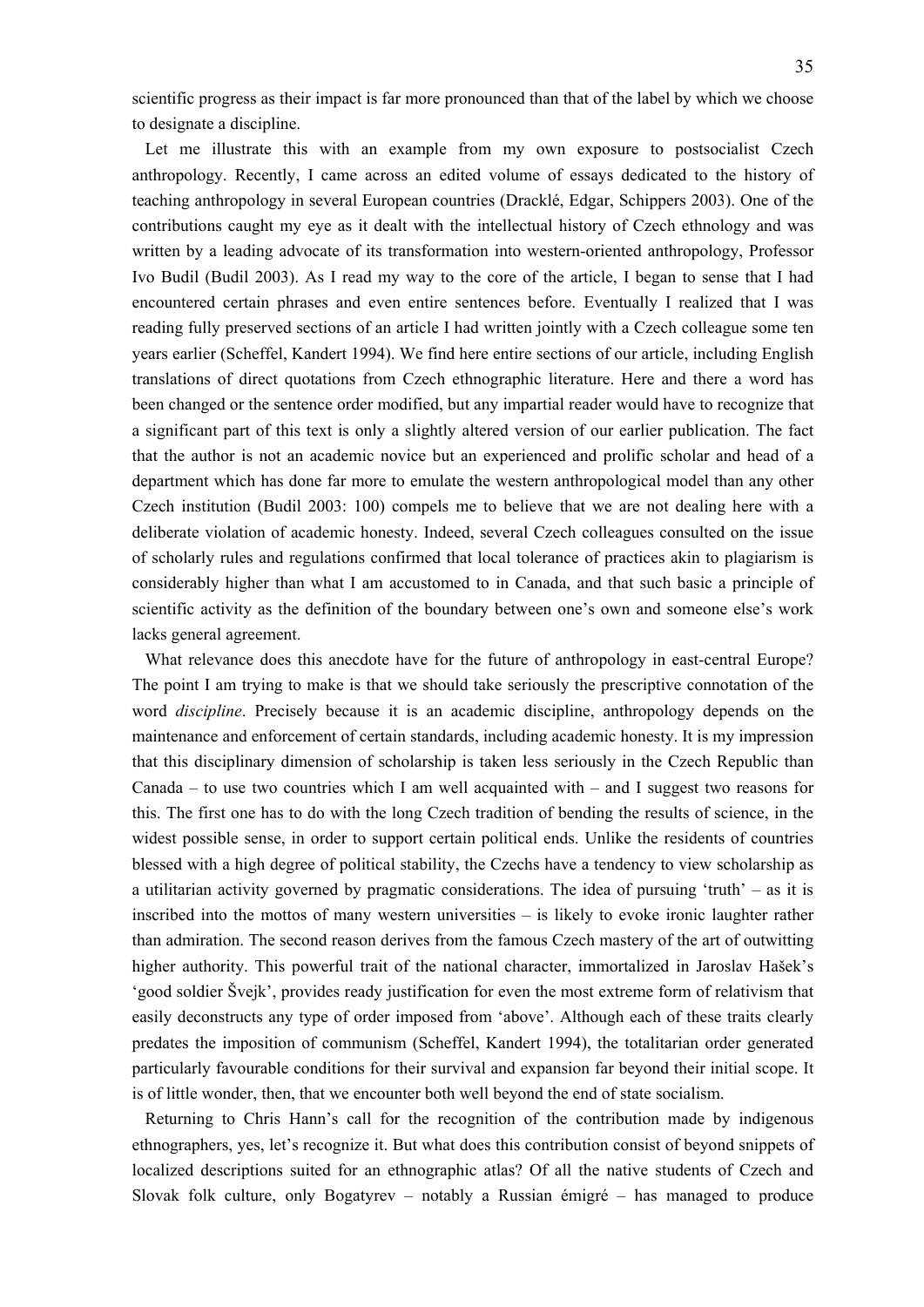scientific progress as their impact is far more pronounced than that of the label by which we choose to designate a discipline.

Let me illustrate this with an example from my own exposure to postsocialist Czech anthropology. Recently, I came across an edited volume of essays dedicated to the history of teaching anthropology in several European countries (Drackl​é, Edgar, Schippers 2003). One of the contributions caught my eye as it dealt with the intellectual history of Czech ethnology and was written by a leading advocate of its transformation into western-oriented anthropology, Professor Ivo Budil (Budil 2003). As I read my way to the core of the article, I began to sense that I had encountered certain phrases and even entire sentences before. Eventually I realized that I was reading fully preserved sections of an article I had written jointly with a Czech colleague some ten years earlier (Scheffel, Kandert 1994). We find here entire sections of our article, including English translations of direct quotations from Czech ethnographic literature. Here and there a word has been changed or the sentence order modified, but any impartial reader would have to recognize that a significant part of this text is only a slightly altered version of our earlier publication. The fact that the author is not an academic novice but an experienced and prolific scholar and head of a department which has done far more to emulate the western anthropological model than any other Czech institution (Budil 2003: 100) compels me to believe that we are not dealing here with a deliberate violation of academic honesty. Indeed, several Czech colleagues consulted on the issue of scholarly rules and regulations confirmed that local tolerance of practices akin to plagiarism is considerably higher than what I am accustomed to in Canada, and that such basic a principle of scientific activity as the definition of the boundary between one's own and someone else's work lacks general agreement.

What relevance does this anecdote have for the future of anthropology in east-central Europe? The point I am trying to make is that we should take seriously the prescriptive connotation of the word *discipline*. Precisely because it is an academic discipline, anthropology depends on the maintenance and enforcement of certain standards, including academic honesty. It is my impression that this disciplinary dimension of scholarship is taken less seriously in the Czech Republic than Canada – to use two countries which I am well acquainted with – and I suggest two reasons for this. The first one has to do with the long Czech tradition of bending the results of science, in the widest possible sense, in order to support certain political ends. Unlike the residents of countries blessed with a high degree of political stability, the Czechs have a tendency to view scholarship as a utilitarian activity governed by pragmatic considerations. The idea of pursuing 'truth' – as it is inscribed into the mottos of many western universities – is likely to evoke ironic laughter rather than admiration. The second reason derives from the famous Czech mastery of the art of outwitting higher authority. This powerful trait of the national character, immortalized in Jaroslav Hašek's 'good soldier Švejk', provides ready justification for even the most extreme form of relativism that easily deconstructs any type of order imposed from 'above'. Although each of these traits clearly predates the imposition of communism (Scheffel, Kandert 1994), the totalitarian order generated particularly favourable conditions for their survival and expansion far beyond their initial scope. It is of little wonder, then, that we encounter both well beyond the end of state socialism.

Returning to Chris Hann's call for the recognition of the contribution made by indigenous ethnographers, yes, let's recognize it. But what does this contribution consist of beyond snippets of localized descriptions suited for an ethnographic atlas? Of all the native students of Czech and Slovak folk culture, only Bogatyrev – notably a Russian émigré – has managed to produce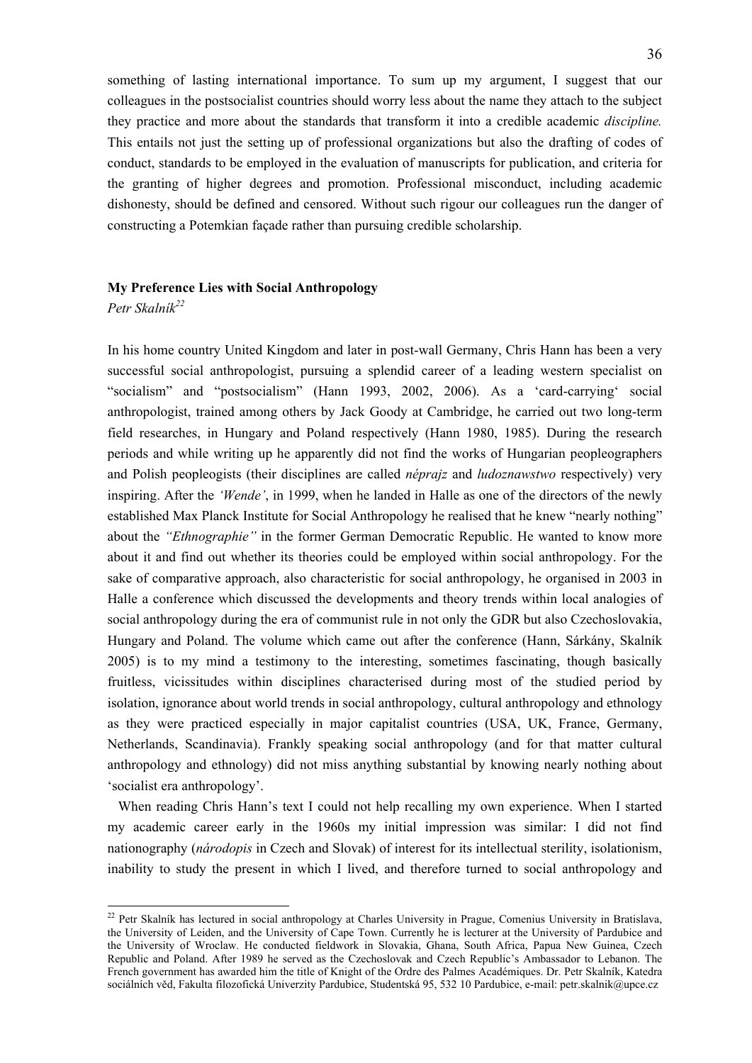something of lasting international importance. To sum up my argument, I suggest that our colleagues in the postsocialist countries should worry less about the name they attach to the subject they practice and more about the standards that transform it into a credible academic *discipline.* This entails not just the setting up of professional organizations but also the drafting of codes of conduct, standards to be employed in the evaluation of manuscripts for publication, and criteria for the granting of higher degrees and promotion. Professional misconduct, including academic dishonesty, should be defined and censored. Without such rigour our colleagues run the danger of constructing a Potemkian façade rather than pursuing credible scholarship.

## My Preference Lies with Social Anthropology

*Petr Skalník*[22]

In his home country United Kingdom and later in post-wall Germany, Chris Hann has been a very successful social anthropologist, pursuing a splendid career of a leading western specialist on "socialism" and "postsocialism" (Hann 1993, 2002, 2006). As a 'card-carrying' social anthropologist, trained among others by Jack Goody at Cambridge, he carried out two long-term field researches, in Hungary and Poland respectively (Hann 1980, 1985). During the research periods and while writing up he apparently did not find the works of Hungarian peopleographers and Polish peopleogists (their disciplines are called *néprajz* and *ludoznawstwo* respectively) very inspiring. After the *'Wende'*, in 1999, when he landed in Halle as one of the directors of the newly established Max Planck Institute for Social Anthropology he realised that he knew "nearly nothing" about the *"Ethnographie"* in the former German Democratic Republic. He wanted to know more about it and find out whether its theories could be employed within social anthropology. For the sake of comparative approach, also characteristic for social anthropology, he organised in 2003 in Halle a conference which discussed the developments and theory trends within local analogies of social anthropology during the era of communist rule in not only the GDR but also Czechoslovakia, Hungary and Poland. The volume which came out after the conference (Hann, Sárkány, Skalník 2005) is to my mind a testimony to the interesting, sometimes fascinating, though basically fruitless, vicissitudes within disciplines characterised during most of the studied period by isolation, ignorance about world trends in social anthropology, cultural anthropology and ethnology as they were practiced especially in major capitalist countries (USA, UK, France, Germany, Netherlands, Scandinavia). Frankly speaking social anthropology (and for that matter cultural anthropology and ethnology) did not miss anything substantial by knowing nearly nothing about 'socialist era anthropology'.

When reading Chris Hann's text I could not help recalling my own experience. When I started my academic career early in the 1960s my initial impression was similar: I did not find nationography (*národopis* in Czech and Slovak) of interest for its intellectual sterility, isolationism, inability to study the present in which I lived, and therefore turned to social anthropology and

---

[22] Petr Skalník has lectured in social anthropology at Charles University in Prague, Comenius University in Bratislava, the University of Leiden, and the University of Cape Town. Currently he is lecturer at the University of Pardubice and the University of Wroclaw. He conducted fieldwork in Slovakia, Ghana, South Africa, Papua New Guinea, Czech Republic and Poland. After 1989 he served as the Czechoslovak and Czech Republic's Ambassador to Lebanon. The French government has awarded him the title of Knight of the Ordre des Palmes Académiques. Dr. Petr Skalník, Katedra sociálních věd, Fakulta filozofická Univerzity Pardubice, Studentská 95, 532 10 Pardubice, e-mail: petr.skalnik@upce.cz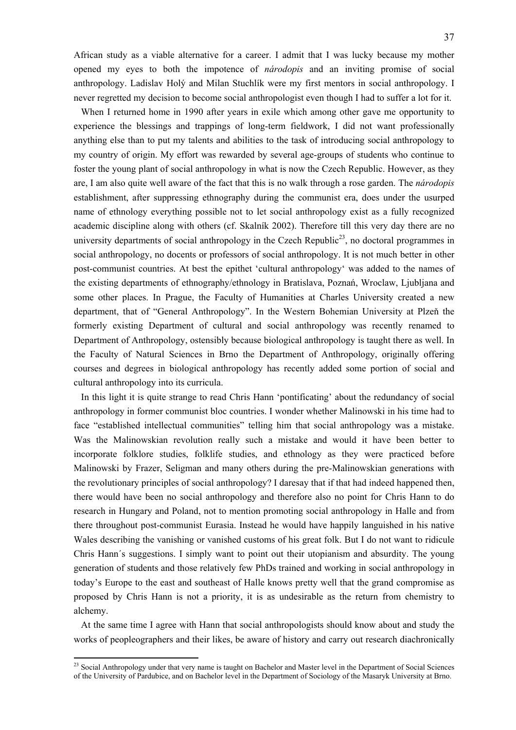African study as a viable alternative for a career. I admit that I was lucky because my mother opened my eyes to both the impotence of *národopis* and an inviting promise of social anthropology. Ladislav Holý and Milan Stuchlík were my first mentors in social anthropology. I never regretted my decision to become social anthropologist even though I had to suffer a lot for it.

When I returned home in 1990 after years in exile which among other gave me opportunity to experience the blessings and trappings of long-term fieldwork, I did not want professionally anything else than to put my talents and abilities to the task of introducing social anthropology to my country of origin. My effort was rewarded by several age-groups of students who continue to foster the young plant of social anthropology in what is now the Czech Republic. However, as they are, I am also quite well aware of the fact that this is no walk through a rose garden. The *národopis* establishment, after suppressing ethnography during the communist era, does under the usurped name of ethnology everything possible not to let social anthropology exist as a fully recognized academic discipline along with others (cf. Skalník 2002). Therefore till this very day there are no university departments of social anthropology in the Czech Republic[23], no doctoral programmes in social anthropology, no docents or professors of social anthropology. It is not much better in other post-communist countries. At best the epithet 'cultural anthropology' was added to the names of the existing departments of ethnography/ethnology in Bratislava, Poznań, Wroclaw, Ljubljana and some other places. In Prague, the Faculty of Humanities at Charles University created a new department, that of "General Anthropology". In the Western Bohemian University at Plzeň the formerly existing Department of cultural and social anthropology was recently renamed to Department of Anthropology, ostensibly because biological anthropology is taught there as well. In the Faculty of Natural Sciences in Brno the Department of Anthropology, originally offering courses and degrees in biological anthropology has recently added some portion of social and cultural anthropology into its curricula.

In this light it is quite strange to read Chris Hann 'pontificating' about the redundancy of social anthropology in former communist bloc countries. I wonder whether Malinowski in his time had to face "established intellectual communities" telling him that social anthropology was a mistake. Was the Malinowskian revolution really such a mistake and would it have been better to incorporate folklore studies, folklife studies, and ethnology as they were practiced before Malinowski by Frazer, Seligman and many others during the pre-Malinowskian generations with the revolutionary principles of social anthropology? I daresay that if that had indeed happened then, there would have been no social anthropology and therefore also no point for Chris Hann to do research in Hungary and Poland, not to mention promoting social anthropology in Halle and from there throughout post-communist Eurasia. Instead he would have happily languished in his native Wales describing the vanishing or vanished customs of his great folk. But I do not want to ridicule Chris Hann´s suggestions. I simply want to point out their utopianism and absurdity. The young generation of students and those relatively few PhDs trained and working in social anthropology in today's Europe to the east and southeast of Halle knows pretty well that the grand compromise as proposed by Chris Hann is not a priority, it is as undesirable as the return from chemistry to alchemy.

At the same time I agree with Hann that social anthropologists should know about and study the works of peopleographers and their likes, be aware of history and carry out research diachronically

[23] Social Anthropology under that very name is taught on Bachelor and Master level in the Department of Social Sciences of the University of Pardubice, and on Bachelor level in the Department of Sociology of the Masaryk University at Brno.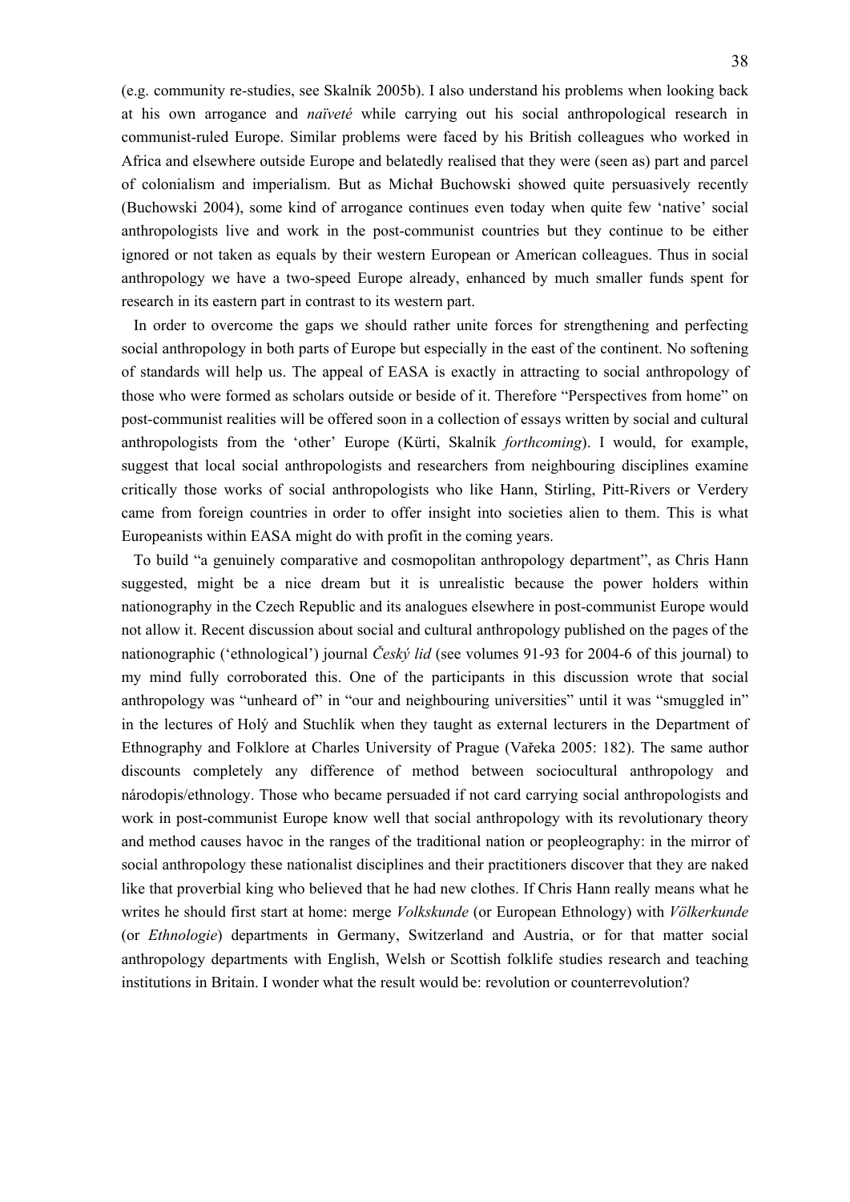(e.g. community re-studies, see Skalník 2005b). I also understand his problems when looking back at his own arrogance and *naïveté* while carrying out his social anthropological research in communist-ruled Europe. Similar problems were faced by his British colleagues who worked in Africa and elsewhere outside Europe and belatedly realised that they were (seen as) part and parcel of colonialism and imperialism. But as Michał Buchowski showed quite persuasively recently (Buchowski 2004), some kind of arrogance continues even today when quite few 'native' social anthropologists live and work in the post-communist countries but they continue to be either ignored or not taken as equals by their western European or American colleagues. Thus in social anthropology we have a two-speed Europe already, enhanced by much smaller funds spent for research in its eastern part in contrast to its western part.

In order to overcome the gaps we should rather unite forces for strengthening and perfecting social anthropology in both parts of Europe but especially in the east of the continent. No softening of standards will help us. The appeal of EASA is exactly in attracting to social anthropology of those who were formed as scholars outside or beside of it. Therefore "Perspectives from home" on post-communist realities will be offered soon in a collection of essays written by social and cultural anthropologists from the 'other' Europe (Kürti, Skalník *forthcoming*). I would, for example, suggest that local social anthropologists and researchers from neighbouring disciplines examine critically those works of social anthropologists who like Hann, Stirling, Pitt-Rivers or Verdery came from foreign countries in order to offer insight into societies alien to them. This is what Europeanists within EASA might do with profit in the coming years.

To build "a genuinely comparative and cosmopolitan anthropology department", as Chris Hann suggested, might be a nice dream but it is unrealistic because the power holders within nationography in the Czech Republic and its analogues elsewhere in post-communist Europe would not allow it. Recent discussion about social and cultural anthropology published on the pages of the nationographic ('ethnological') journal *Český lid* (see volumes 91-93 for 2004-6 of this journal) to my mind fully corroborated this. One of the participants in this discussion wrote that social anthropology was "unheard of" in "our and neighbouring universities" until it was "smuggled in" in the lectures of Holý and Stuchlík when they taught as external lecturers in the Department of Ethnography and Folklore at Charles University of Prague (Vařeka 2005: 182). The same author discounts completely any difference of method between sociocultural anthropology and národopis/ethnology. Those who became persuaded if not card carrying social anthropologists and work in post-communist Europe know well that social anthropology with its revolutionary theory and method causes havoc in the ranges of the traditional nation or peopleography: in the mirror of social anthropology these nationalist disciplines and their practitioners discover that they are naked like that proverbial king who believed that he had new clothes. If Chris Hann really means what he writes he should first start at home: merge *Volkskunde* (or European Ethnology) with *Völkerkunde* (or *Ethnologie*) departments in Germany, Switzerland and Austria, or for that matter social anthropology departments with English, Welsh or Scottish folklife studies research and teaching institutions in Britain. I wonder what the result would be: revolution or counterrevolution?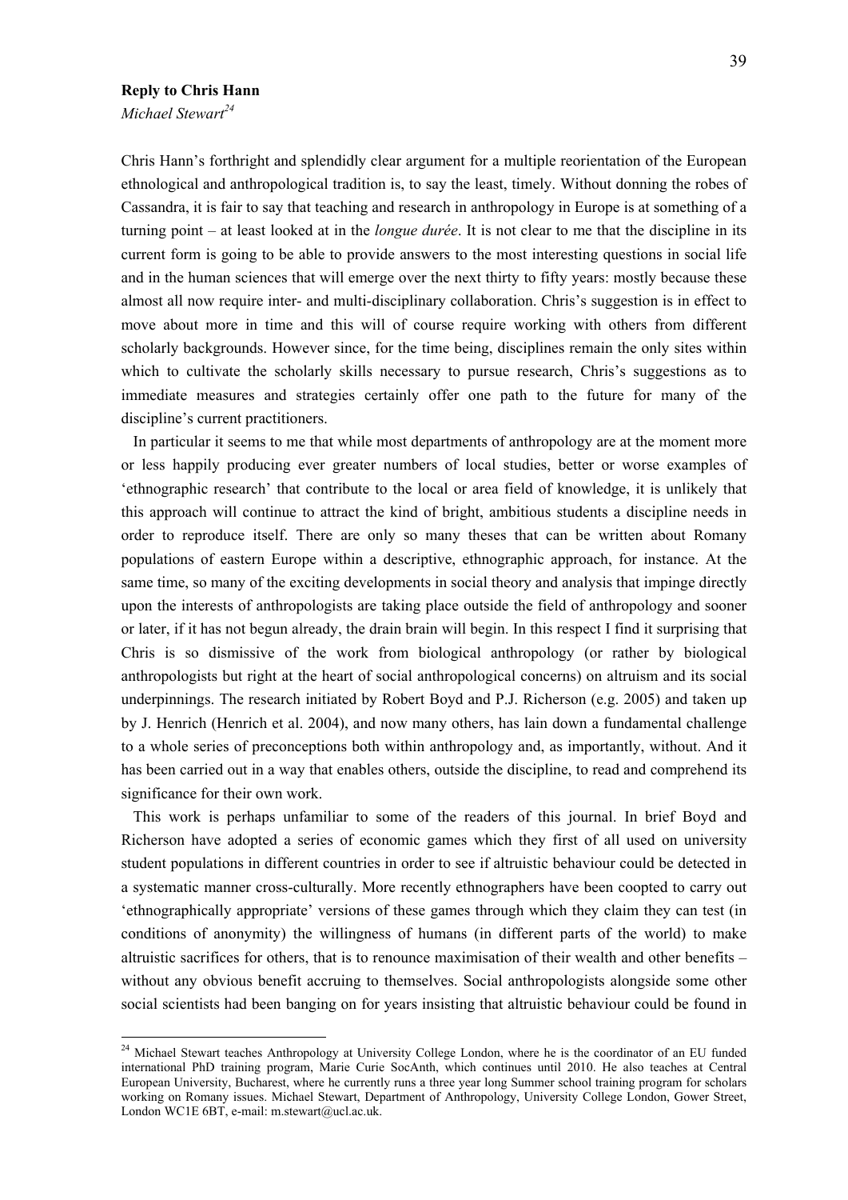**Reply to Chris Hann**

*Michael Stewart*[24]

Chris Hann's forthright and splendidly clear argument for a multiple reorientation of the European ethnological and anthropological tradition is, to say the least, timely. Without donning the robes of Cassandra, it is fair to say that teaching and research in anthropology in Europe is at something of a turning point – at least looked at in the *longue durée*. It is not clear to me that the discipline in its current form is going to be able to provide answers to the most interesting questions in social life and in the human sciences that will emerge over the next thirty to fifty years: mostly because these almost all now require inter- and multi-disciplinary collaboration. Chris's suggestion is in effect to move about more in time and this will of course require working with others from different scholarly backgrounds. However since, for the time being, disciplines remain the only sites within which to cultivate the scholarly skills necessary to pursue research, Chris's suggestions as to immediate measures and strategies certainly offer one path to the future for many of the discipline's current practitioners.

In particular it seems to me that while most departments of anthropology are at the moment more or less happily producing ever greater numbers of local studies, better or worse examples of 'ethnographic research' that contribute to the local or area field of knowledge, it is unlikely that this approach will continue to attract the kind of bright, ambitious students a discipline needs in order to reproduce itself. There are only so many theses that can be written about Romany populations of eastern Europe within a descriptive, ethnographic approach, for instance. At the same time, so many of the exciting developments in social theory and analysis that impinge directly upon the interests of anthropologists are taking place outside the field of anthropology and sooner or later, if it has not begun already, the drain brain will begin. In this respect I find it surprising that Chris is so dismissive of the work from biological anthropology (or rather by biological anthropologists but right at the heart of social anthropological concerns) on altruism and its social underpinnings. The research initiated by Robert Boyd and P.J. Richerson (e.g. 2005) and taken up by J. Henrich (Henrich et al. 2004), and now many others, has lain down a fundamental challenge to a whole series of preconceptions both within anthropology and, as importantly, without. And it has been carried out in a way that enables others, outside the discipline, to read and comprehend its significance for their own work.

This work is perhaps unfamiliar to some of the readers of this journal. In brief Boyd and Richerson have adopted a series of economic games which they first of all used on university student populations in different countries in order to see if altruistic behaviour could be detected in a systematic manner cross-culturally. More recently ethnographers have been coopted to carry out 'ethnographically appropriate' versions of these games through which they claim they can test (in conditions of anonymity) the willingness of humans (in different parts of the world) to make altruistic sacrifices for others, that is to renounce maximisation of their wealth and other benefits – without any obvious benefit accruing to themselves. Social anthropologists alongside some other social scientists had been banging on for years insisting that altruistic behaviour could be found in

---

[24] Michael Stewart teaches Anthropology at University College London, where he is the coordinator of an EU funded international PhD training program, Marie Curie SocAnth, which continues until 2010. He also teaches at Central European University, Bucharest, where he currently runs a three year long Summer school training program for scholars working on Romany issues. Michael Stewart, Department of Anthropology, University College London, Gower Street, London WC1E 6BT, e-mail: m.stewart@ucl.ac.uk.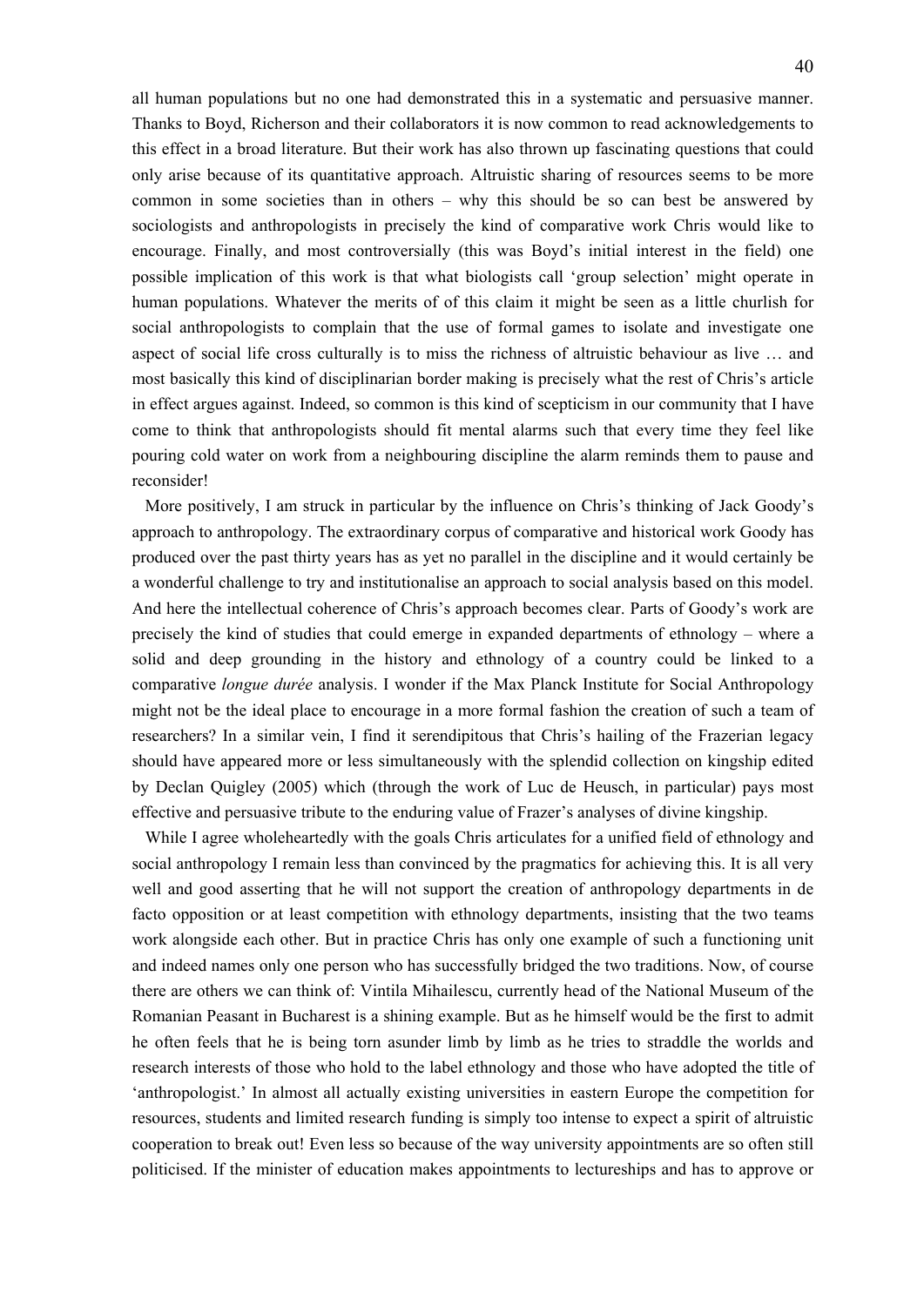all human populations but no one had demonstrated this in a systematic and persuasive manner. Thanks to Boyd, Richerson and their collaborators it is now common to read acknowledgements to this effect in a broad literature. But their work has also thrown up fascinating questions that could only arise because of its quantitative approach. Altruistic sharing of resources seems to be more common in some societies than in others – why this should be so can best be answered by sociologists and anthropologists in precisely the kind of comparative work Chris would like to encourage. Finally, and most controversially (this was Boyd's initial interest in the field) one possible implication of this work is that what biologists call 'group selection' might operate in human populations. Whatever the merits of of this claim it might be seen as a little churlish for social anthropologists to complain that the use of formal games to isolate and investigate one aspect of social life cross culturally is to miss the richness of altruistic behaviour as live … and most basically this kind of disciplinarian border making is precisely what the rest of Chris's article in effect argues against. Indeed, so common is this kind of scepticism in our community that I have come to think that anthropologists should fit mental alarms such that every time they feel like pouring cold water on work from a neighbouring discipline the alarm reminds them to pause and reconsider!

More positively, I am struck in particular by the influence on Chris's thinking of Jack Goody's approach to anthropology. The extraordinary corpus of comparative and historical work Goody has produced over the past thirty years has as yet no parallel in the discipline and it would certainly be a wonderful challenge to try and institutionalise an approach to social analysis based on this model. And here the intellectual coherence of Chris's approach becomes clear. Parts of Goody's work are precisely the kind of studies that could emerge in expanded departments of ethnology – where a solid and deep grounding in the history and ethnology of a country could be linked to a comparative *longue durée* analysis. I wonder if the Max Planck Institute for Social Anthropology might not be the ideal place to encourage in a more formal fashion the creation of such a team of researchers? In a similar vein, I find it serendipitous that Chris's hailing of the Frazerian legacy should have appeared more or less simultaneously with the splendid collection on kingship edited by Declan Quigley (2005) which (through the work of Luc de Heusch, in particular) pays most effective and persuasive tribute to the enduring value of Frazer's analyses of divine kingship.

While I agree wholeheartedly with the goals Chris articulates for a unified field of ethnology and social anthropology I remain less than convinced by the pragmatics for achieving this. It is all very well and good asserting that he will not support the creation of anthropology departments in de facto opposition or at least competition with ethnology departments, insisting that the two teams work alongside each other. But in practice Chris has only one example of such a functioning unit and indeed names only one person who has successfully bridged the two traditions. Now, of course there are others we can think of: Vintila Mihailescu, currently head of the National Museum of the Romanian Peasant in Bucharest is a shining example. But as he himself would be the first to admit he often feels that he is being torn asunder limb by limb as he tries to straddle the worlds and research interests of those who hold to the label ethnology and those who have adopted the title of 'anthropologist.' In almost all actually existing universities in eastern Europe the competition for resources, students and limited research funding is simply too intense to expect a spirit of altruistic cooperation to break out! Even less so because of the way university appointments are so often still politicised. If the minister of education makes appointments to lectureships and has to approve or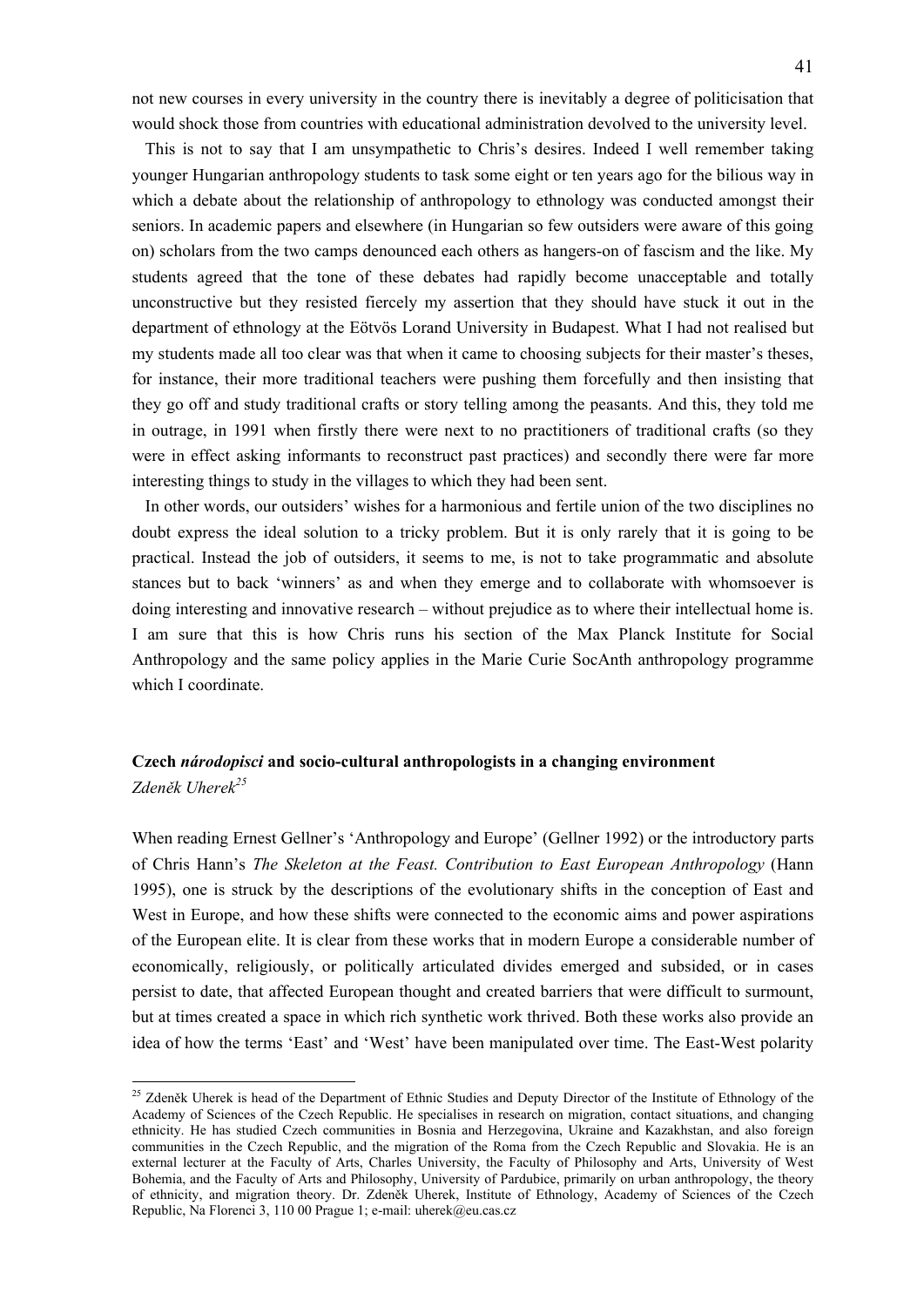not new courses in every university in the country there is inevitably a degree of politicisation that would shock those from countries with educational administration devolved to the university level.

This is not to say that I am unsympathetic to Chris's desires. Indeed I well remember taking younger Hungarian anthropology students to task some eight or ten years ago for the bilious way in which a debate about the relationship of anthropology to ethnology was conducted amongst their seniors. In academic papers and elsewhere (in Hungarian so few outsiders were aware of this going on) scholars from the two camps denounced each others as hangers-on of fascism and the like. My students agreed that the tone of these debates had rapidly become unacceptable and totally unconstructive but they resisted fiercely my assertion that they should have stuck it out in the department of ethnology at the Eötvös Lorand University in Budapest. What I had not realised but my students made all too clear was that when it came to choosing subjects for their master's theses, for instance, their more traditional teachers were pushing them forcefully and then insisting that they go off and study traditional crafts or story telling among the peasants. And this, they told me in outrage, in 1991 when firstly there were next to no practitioners of traditional crafts (so they were in effect asking informants to reconstruct past practices) and secondly there were far more interesting things to study in the villages to which they had been sent.

In other words, our outsiders' wishes for a harmonious and fertile union of the two disciplines no doubt express the ideal solution to a tricky problem. But it is only rarely that it is going to be practical. Instead the job of outsiders, it seems to me, is not to take programmatic and absolute stances but to back 'winners' as and when they emerge and to collaborate with whomsoever is doing interesting and innovative research – without prejudice as to where their intellectual home is. I am sure that this is how Chris runs his section of the Max Planck Institute for Social Anthropology and the same policy applies in the Marie Curie SocAnth anthropology programme which I coordinate.

## Czech *národopisci* and socio-cultural anthropologists in a changing environment

*Zdeněk Uherek*[25]

When reading Ernest Gellner's 'Anthropology and Europe' (Gellner 1992) or the introductory parts of Chris Hann's *The Skeleton at the Feast. Contribution to East European Anthropology* (Hann 1995), one is struck by the descriptions of the evolutionary shifts in the conception of East and West in Europe, and how these shifts were connected to the economic aims and power aspirations of the European elite. It is clear from these works that in modern Europe a considerable number of economically, religiously, or politically articulated divides emerged and subsided, or in cases persist to date, that affected European thought and created barriers that were difficult to surmount, but at times created a space in which rich synthetic work thrived. Both these works also provide an idea of how the terms 'East' and 'West' have been manipulated over time. The East-West polarity

[25] Zdeněk Uherek is head of the Department of Ethnic Studies and Deputy Director of the Institute of Ethnology of the Academy of Sciences of the Czech Republic. He specialises in research on migration, contact situations, and changing ethnicity. He has studied Czech communities in Bosnia and Herzegovina, Ukraine and Kazakhstan, and also foreign communities in the Czech Republic, and the migration of the Roma from the Czech Republic and Slovakia. He is an external lecturer at the Faculty of Arts, Charles University, the Faculty of Philosophy and Arts, University of West Bohemia, and the Faculty of Arts and Philosophy, University of Pardubice, primarily on urban anthropology, the theory of ethnicity, and migration theory. Dr. Zdeněk Uherek, Institute of Ethnology, Academy of Sciences of the Czech Republic, Na Florenci 3, 110 00 Prague 1; e-mail: uherek@eu.cas.cz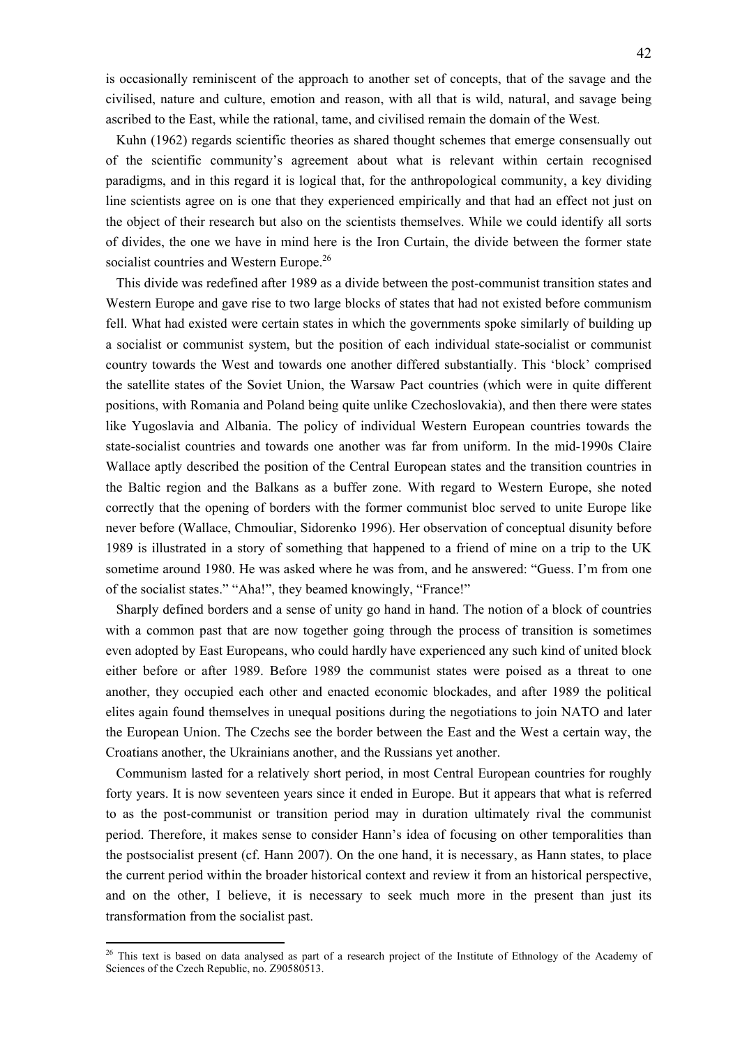is occasionally reminiscent of the approach to another set of concepts, that of the savage and the civilised, nature and culture, emotion and reason, with all that is wild, natural, and savage being ascribed to the East, while the rational, tame, and civilised remain the domain of the West.

Kuhn (1962) regards scientific theories as shared thought schemes that emerge consensually out of the scientific community's agreement about what is relevant within certain recognised paradigms, and in this regard it is logical that, for the anthropological community, a key dividing line scientists agree on is one that they experienced empirically and that had an effect not just on the object of their research but also on the scientists themselves. While we could identify all sorts of divides, the one we have in mind here is the Iron Curtain, the divide between the former state socialist countries and Western Europe.[26]

This divide was redefined after 1989 as a divide between the post-communist transition states and Western Europe and gave rise to two large blocks of states that had not existed before communism fell. What had existed were certain states in which the governments spoke similarly of building up a socialist or communist system, but the position of each individual state-socialist or communist country towards the West and towards one another differed substantially. This 'block' comprised the satellite states of the Soviet Union, the Warsaw Pact countries (which were in quite different positions, with Romania and Poland being quite unlike Czechoslovakia), and then there were states like Yugoslavia and Albania. The policy of individual Western European countries towards the state-socialist countries and towards one another was far from uniform. In the mid-1990s Claire Wallace aptly described the position of the Central European states and the transition countries in the Baltic region and the Balkans as a buffer zone. With regard to Western Europe, she noted correctly that the opening of borders with the former communist bloc served to unite Europe like never before (Wallace, Chmouliar, Sidorenko 1996). Her observation of conceptual disunity before 1989 is illustrated in a story of something that happened to a friend of mine on a trip to the UK sometime around 1980. He was asked where he was from, and he answered: "Guess. I'm from one of the socialist states." "Aha!", they beamed knowingly, "France!"

Sharply defined borders and a sense of unity go hand in hand. The notion of a block of countries with a common past that are now together going through the process of transition is sometimes even adopted by East Europeans, who could hardly have experienced any such kind of united block either before or after 1989. Before 1989 the communist states were poised as a threat to one another, they occupied each other and enacted economic blockades, and after 1989 the political elites again found themselves in unequal positions during the negotiations to join NATO and later the European Union. The Czechs see the border between the East and the West a certain way, the Croatians another, the Ukrainians another, and the Russians yet another.

Communism lasted for a relatively short period, in most Central European countries for roughly forty years. It is now seventeen years since it ended in Europe. But it appears that what is referred to as the post-communist or transition period may in duration ultimately rival the communist period. Therefore, it makes sense to consider Hann's idea of focusing on other temporalities than the postsocialist present (cf. Hann 2007). On the one hand, it is necessary, as Hann states, to place the current period within the broader historical context and review it from an historical perspective, and on the other, I believe, it is necessary to seek much more in the present than just its transformation from the socialist past.

---

[26] This text is based on data analysed as part of a research project of the Institute of Ethnology of the Academy of Sciences of the Czech Republic, no. Z90580513.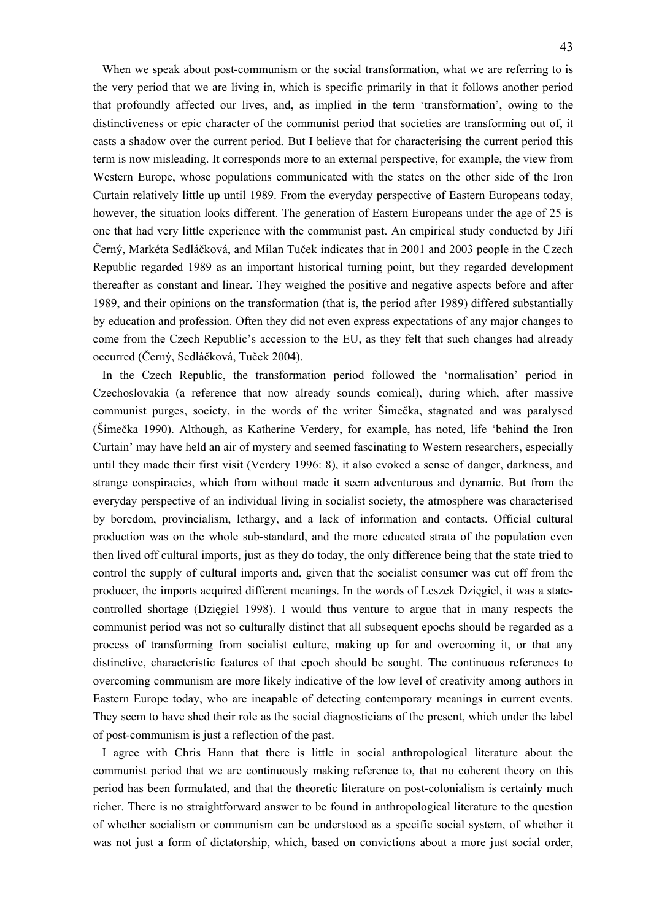When we speak about post-communism or the social transformation, what we are referring to is the very period that we are living in, which is specific primarily in that it follows another period that profoundly affected our lives, and, as implied in the term 'transformation', owing to the distinctiveness or epic character of the communist period that societies are transforming out of, it casts a shadow over the current period. But I believe that for characterising the current period this term is now misleading. It corresponds more to an external perspective, for example, the view from Western Europe, whose populations communicated with the states on the other side of the Iron Curtain relatively little up until 1989. From the everyday perspective of Eastern Europeans today, however, the situation looks different. The generation of Eastern Europeans under the age of 25 is one that had very little experience with the communist past. An empirical study conducted by Jiří Černý, Markéta Sedláčková, and Milan Tuček indicates that in 2001 and 2003 people in the Czech Republic regarded 1989 as an important historical turning point, but they regarded development thereafter as constant and linear. They weighed the positive and negative aspects before and after 1989, and their opinions on the transformation (that is, the period after 1989) differed substantially by education and profession. Often they did not even express expectations of any major changes to come from the Czech Republic's accession to the EU, as they felt that such changes had already occurred (Černý, Sedláčková, Tuček 2004).

In the Czech Republic, the transformation period followed the 'normalisation' period in Czechoslovakia (a reference that now already sounds comical), during which, after massive communist purges, society, in the words of the writer Šimečka, stagnated and was paralysed (Šimečka 1990). Although, as Katherine Verdery, for example, has noted, life 'behind the Iron Curtain' may have held an air of mystery and seemed fascinating to Western researchers, especially until they made their first visit (Verdery 1996: 8), it also evoked a sense of danger, darkness, and strange conspiracies, which from without made it seem adventurous and dynamic. But from the everyday perspective of an individual living in socialist society, the atmosphere was characterised by boredom, provincialism, lethargy, and a lack of information and contacts. Official cultural production was on the whole sub-standard, and the more educated strata of the population even then lived off cultural imports, just as they do today, the only difference being that the state tried to control the supply of cultural imports and, given that the socialist consumer was cut off from the producer, the imports acquired different meanings. In the words of Leszek Dzięgiel, it was a state-controlled shortage (Dzięgiel 1998). I would thus venture to argue that in many respects the communist period was not so culturally distinct that all subsequent epochs should be regarded as a process of transforming from socialist culture, making up for and overcoming it, or that any distinctive, characteristic features of that epoch should be sought. The continuous references to overcoming communism are more likely indicative of the low level of creativity among authors in Eastern Europe today, who are incapable of detecting contemporary meanings in current events. They seem to have shed their role as the social diagnosticians of the present, which under the label of post-communism is just a reflection of the past.

I agree with Chris Hann that there is little in social anthropological literature about the communist period that we are continuously making reference to, that no coherent theory on this period has been formulated, and that the theoretic literature on post-colonialism is certainly much richer. There is no straightforward answer to be found in anthropological literature to the question of whether socialism or communism can be understood as a specific social system, of whether it was not just a form of dictatorship, which, based on convictions about a more just social order,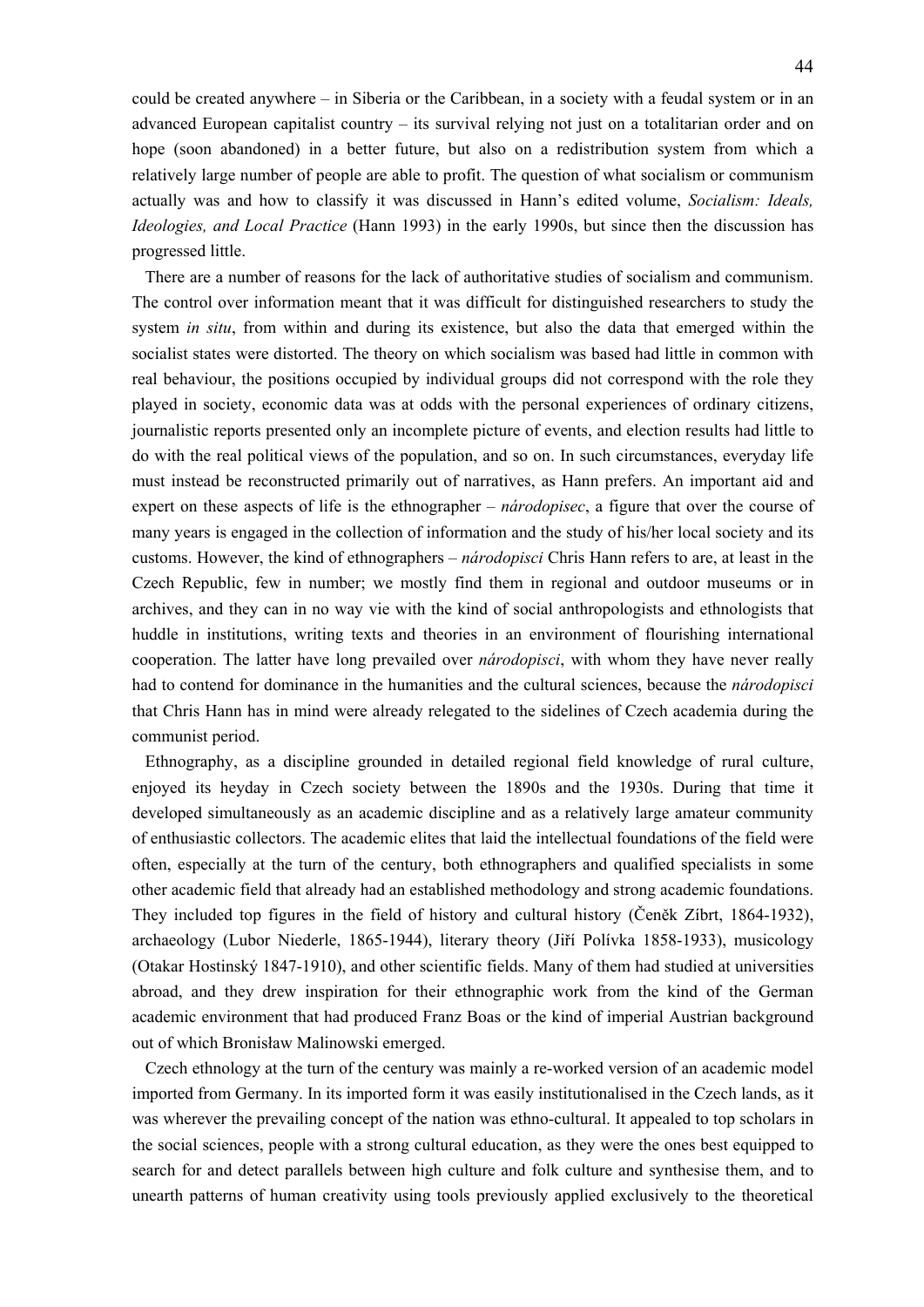could be created anywhere – in Siberia or the Caribbean, in a society with a feudal system or in an advanced European capitalist country – its survival relying not just on a totalitarian order and on hope (soon abandoned) in a better future, but also on a redistribution system from which a relatively large number of people are able to profit. The question of what socialism or communism actually was and how to classify it was discussed in Hann's edited volume, *Socialism: Ideals, Ideologies, and Local Practice* (Hann 1993) in the early 1990s, but since then the discussion has progressed little.

There are a number of reasons for the lack of authoritative studies of socialism and communism. The control over information meant that it was difficult for distinguished researchers to study the system *in situ*, from within and during its existence, but also the data that emerged within the socialist states were distorted. The theory on which socialism was based had little in common with real behaviour, the positions occupied by individual groups did not correspond with the role they played in society, economic data was at odds with the personal experiences of ordinary citizens, journalistic reports presented only an incomplete picture of events, and election results had little to do with the real political views of the population, and so on. In such circumstances, everyday life must instead be reconstructed primarily out of narratives, as Hann prefers. An important aid and expert on these aspects of life is the ethnographer – *národopisec*, a figure that over the course of many years is engaged in the collection of information and the study of his/her local society and its customs. However, the kind of ethnographers – *národopisci* Chris Hann refers to are, at least in the Czech Republic, few in number; we mostly find them in regional and outdoor museums or in archives, and they can in no way vie with the kind of social anthropologists and ethnologists that huddle in institutions, writing texts and theories in an environment of flourishing international cooperation. The latter have long prevailed over *národopisci*, with whom they have never really had to contend for dominance in the humanities and the cultural sciences, because the *národopisci* that Chris Hann has in mind were already relegated to the sidelines of Czech academia during the communist period.

Ethnography, as a discipline grounded in detailed regional field knowledge of rural culture, enjoyed its heyday in Czech society between the 1890s and the 1930s. During that time it developed simultaneously as an academic discipline and as a relatively large amateur community of enthusiastic collectors. The academic elites that laid the intellectual foundations of the field were often, especially at the turn of the century, both ethnographers and qualified specialists in some other academic field that already had an established methodology and strong academic foundations. They included top figures in the field of history and cultural history (Čeněk Zíbrt, 1864-1932), archaeology (Lubor Niederle, 1865-1944), literary theory (Jiří Polívka 1858-1933), musicology (Otakar Hostinský 1847-1910), and other scientific fields. Many of them had studied at universities abroad, and they drew inspiration for their ethnographic work from the kind of the German academic environment that had produced Franz Boas or the kind of imperial Austrian background out of which Bronisław Malinowski emerged.

Czech ethnology at the turn of the century was mainly a re-worked version of an academic model imported from Germany. In its imported form it was easily institutionalised in the Czech lands, as it was wherever the prevailing concept of the nation was ethno-cultural. It appealed to top scholars in the social sciences, people with a strong cultural education, as they were the ones best equipped to search for and detect parallels between high culture and folk culture and synthesise them, and to unearth patterns of human creativity using tools previously applied exclusively to the theoretical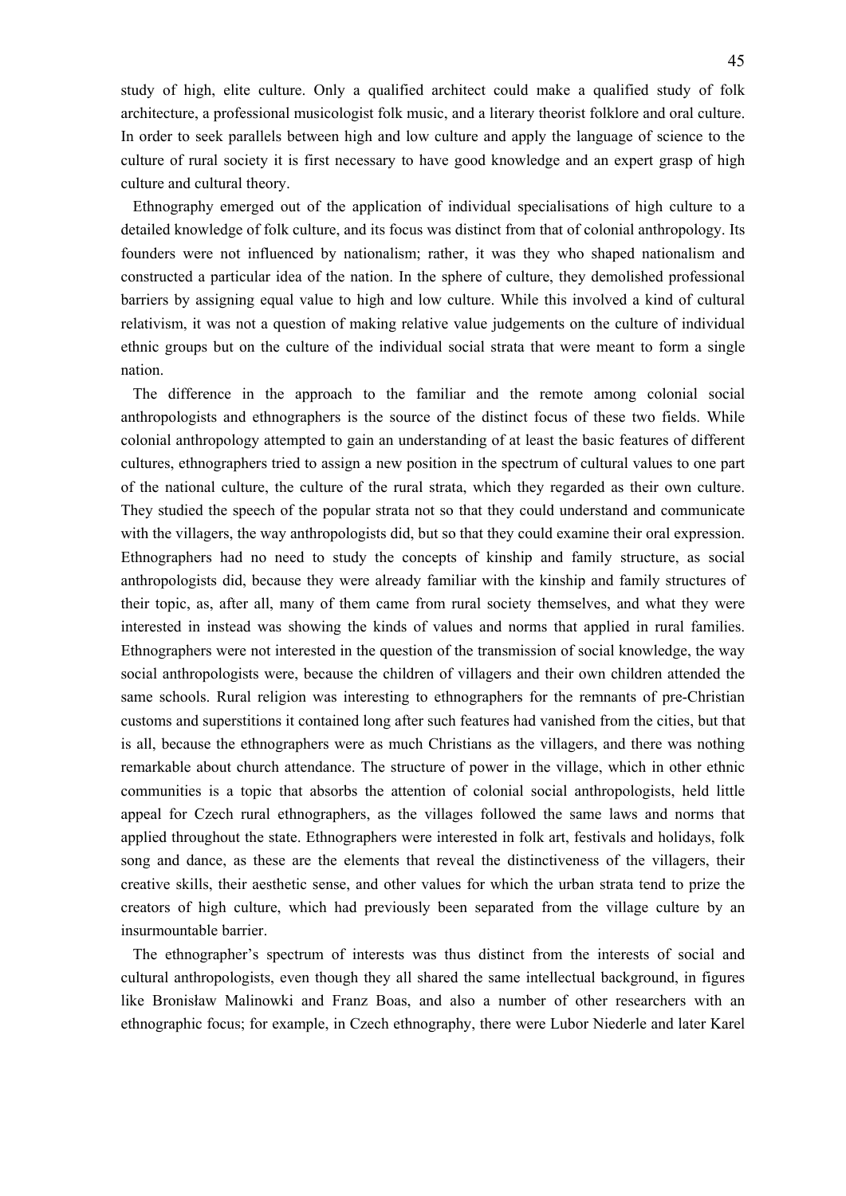study of high, elite culture. Only a qualified architect could make a qualified study of folk architecture, a professional musicologist folk music, and a literary theorist folklore and oral culture. In order to seek parallels between high and low culture and apply the language of science to the culture of rural society it is first necessary to have good knowledge and an expert grasp of high culture and cultural theory.

Ethnography emerged out of the application of individual specialisations of high culture to a detailed knowledge of folk culture, and its focus was distinct from that of colonial anthropology. Its founders were not influenced by nationalism; rather, it was they who shaped nationalism and constructed a particular idea of the nation. In the sphere of culture, they demolished professional barriers by assigning equal value to high and low culture. While this involved a kind of cultural relativism, it was not a question of making relative value judgements on the culture of individual ethnic groups but on the culture of the individual social strata that were meant to form a single nation.

The difference in the approach to the familiar and the remote among colonial social anthropologists and ethnographers is the source of the distinct focus of these two fields. While colonial anthropology attempted to gain an understanding of at least the basic features of different cultures, ethnographers tried to assign a new position in the spectrum of cultural values to one part of the national culture, the culture of the rural strata, which they regarded as their own culture. They studied the speech of the popular strata not so that they could understand and communicate with the villagers, the way anthropologists did, but so that they could examine their oral expression. Ethnographers had no need to study the concepts of kinship and family structure, as social anthropologists did, because they were already familiar with the kinship and family structures of their topic, as, after all, many of them came from rural society themselves, and what they were interested in instead was showing the kinds of values and norms that applied in rural families. Ethnographers were not interested in the question of the transmission of social knowledge, the way social anthropologists were, because the children of villagers and their own children attended the same schools. Rural religion was interesting to ethnographers for the remnants of pre-Christian customs and superstitions it contained long after such features had vanished from the cities, but that is all, because the ethnographers were as much Christians as the villagers, and there was nothing remarkable about church attendance. The structure of power in the village, which in other ethnic communities is a topic that absorbs the attention of colonial social anthropologists, held little appeal for Czech rural ethnographers, as the villages followed the same laws and norms that applied throughout the state. Ethnographers were interested in folk art, festivals and holidays, folk song and dance, as these are the elements that reveal the distinctiveness of the villagers, their creative skills, their aesthetic sense, and other values for which the urban strata tend to prize the creators of high culture, which had previously been separated from the village culture by an insurmountable barrier.

The ethnographer's spectrum of interests was thus distinct from the interests of social and cultural anthropologists, even though they all shared the same intellectual background, in figures like Bronisław Malinowski and Franz Boas, and also a number of other researchers with an ethnographic focus; for example, in Czech ethnography, there were Lubor Niederle and later Karel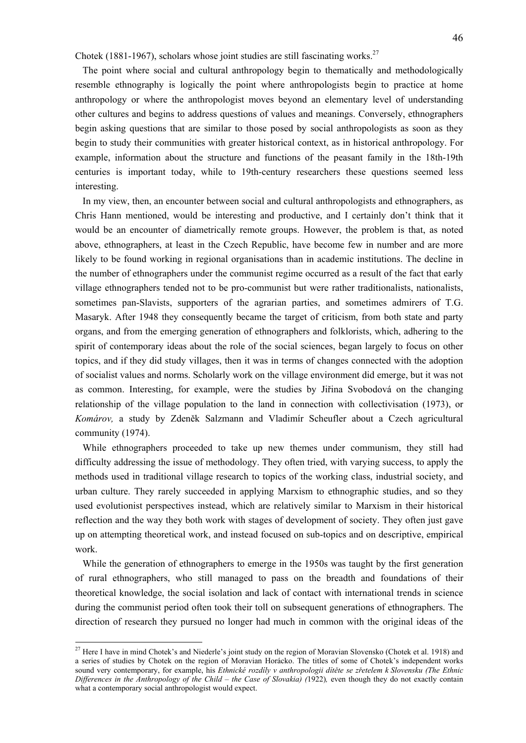Chotek (1881-1967), scholars whose joint studies are still fascinating works.[27]

The point where social and cultural anthropology begin to thematically and methodologically resemble ethnography is logically the point where anthropologists begin to practice at home anthropology or where the anthropologist moves beyond an elementary level of understanding other cultures and begins to address questions of values and meanings. Conversely, ethnographers begin asking questions that are similar to those posed by social anthropologists as soon as they begin to study their communities with greater historical context, as in historical anthropology. For example, information about the structure and functions of the peasant family in the 18th-19th centuries is important today, while to 19th-century researchers these questions seemed less interesting.

In my view, then, an encounter between social and cultural anthropologists and ethnographers, as Chris Hann mentioned, would be interesting and productive, and I certainly don't think that it would be an encounter of diametrically remote groups. However, the problem is that, as noted above, ethnographers, at least in the Czech Republic, have become few in number and are more likely to be found working in regional organisations than in academic institutions. The decline in the number of ethnographers under the communist regime occurred as a result of the fact that early village ethnographers tended not to be pro-communist but were rather traditionalists, nationalists, sometimes pan-Slavists, supporters of the agrarian parties, and sometimes admirers of T.G. Masaryk. After 1948 they consequently became the target of criticism, from both state and party organs, and from the emerging generation of ethnographers and folklorists, which, adhering to the spirit of contemporary ideas about the role of the social sciences, began largely to focus on other topics, and if they did study villages, then it was in terms of changes connected with the adoption of socialist values and norms. Scholarly work on the village environment did emerge, but it was not as common. Interesting, for example, were the studies by Jiřina Svobodová on the changing relationship of the village population to the land in connection with collectivisation (1973), or *Komárov,* a study by Zdeněk Salzmann and Vladimír Scheufler about a Czech agricultural community (1974).

While ethnographers proceeded to take up new themes under communism, they still had difficulty addressing the issue of methodology. They often tried, with varying success, to apply the methods used in traditional village research to topics of the working class, industrial society, and urban culture. They rarely succeeded in applying Marxism to ethnographic studies, and so they used evolutionist perspectives instead, which are relatively similar to Marxism in their historical reflection and the way they both work with stages of development of society. They often just gave up on attempting theoretical work, and instead focused on sub-topics and on descriptive, empirical work.

While the generation of ethnographers to emerge in the 1950s was taught by the first generation of rural ethnographers, who still managed to pass on the breadth and foundations of their theoretical knowledge, the social isolation and lack of contact with international trends in science during the communist period often took their toll on subsequent generations of ethnographers. The direction of research they pursued no longer had much in common with the original ideas of the

---

[27] Here I have in mind Chotek's and Niederle's joint study on the region of Moravian Slovensko (Chotek et al. 1918) and a series of studies by Chotek on the region of Moravian Horácko. The titles of some of Chotek's independent works sound very contemporary, for example, his *Ethnické rozdíly v anthropologii dítěte se zřetelem k Slovensku (The Ethnic Differences in the Anthropology of the Child – the Case of Slovakia) (*1922)*,* even though they do not exactly contain what a contemporary social anthropologist would expect.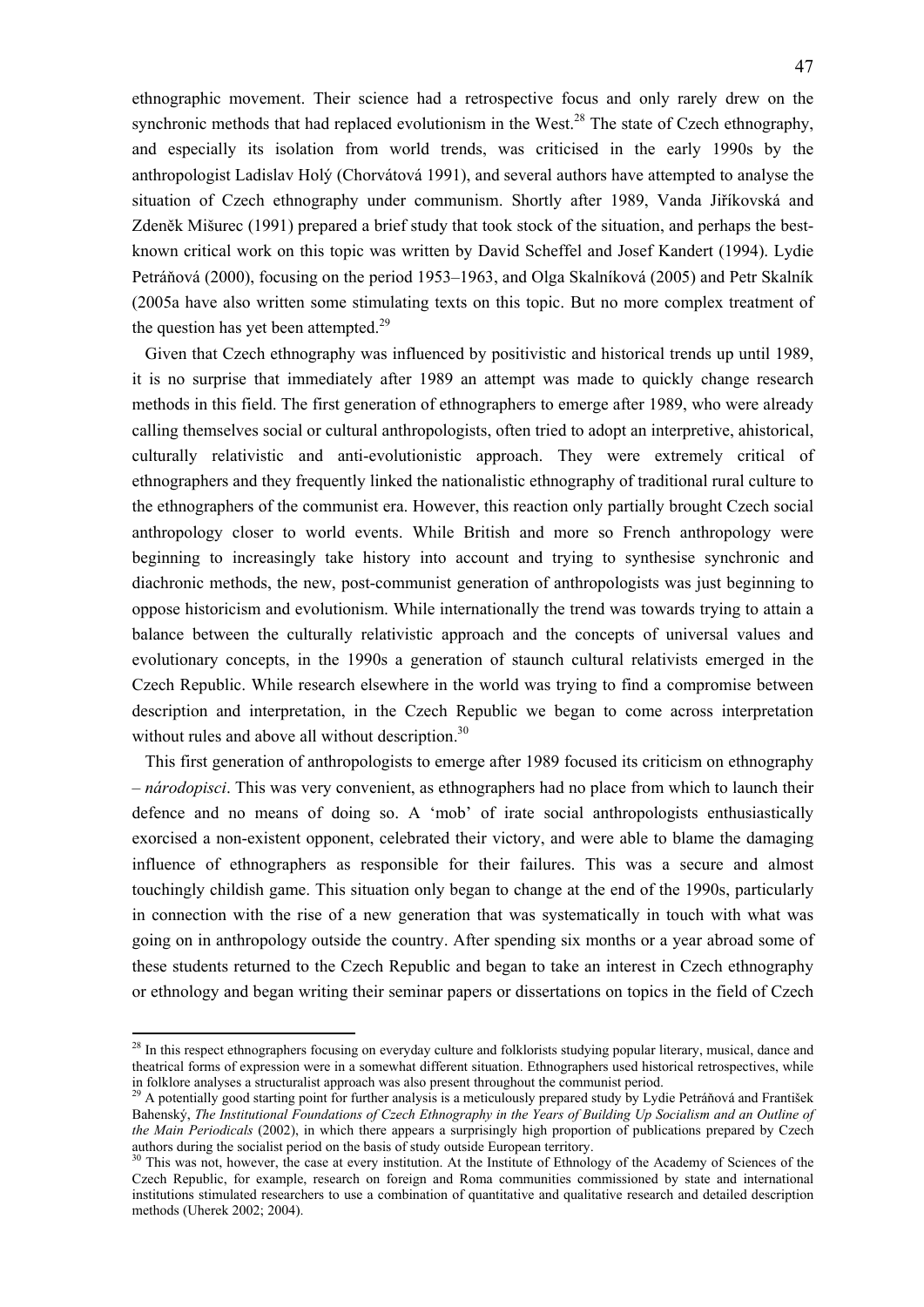ethnographic movement. Their science had a retrospective focus and only rarely drew on the synchronic methods that had replaced evolutionism in the West.[28] The state of Czech ethnography, and especially its isolation from world trends, was criticised in the early 1990s by the anthropologist Ladislav Holý (Chorvátová 1991), and several authors have attempted to analyse the situation of Czech ethnography under communism. Shortly after 1989, Vanda Jiříkovská and Zdeněk Mišurec (1991) prepared a brief study that took stock of the situation, and perhaps the best-known critical work on this topic was written by David Scheffel and Josef Kandert (1994). Lydie Petráňová (2000), focusing on the period 1953–1963, and Olga Skalníková (2005) and Petr Skalník (2005a have also written some stimulating texts on this topic. But no more complex treatment of the question has yet been attempted.[29]

Given that Czech ethnography was influenced by positivistic and historical trends up until 1989, it is no surprise that immediately after 1989 an attempt was made to quickly change research methods in this field. The first generation of ethnographers to emerge after 1989, who were already calling themselves social or cultural anthropologists, often tried to adopt an interpretive, ahistorical, culturally relativistic and anti-evolutionistic approach. They were extremely critical of ethnographers and they frequently linked the nationalistic ethnography of traditional rural culture to the ethnographers of the communist era. However, this reaction only partially brought Czech social anthropology closer to world events. While British and more so French anthropology were beginning to increasingly take history into account and trying to synthesise synchronic and diachronic methods, the new, post-communist generation of anthropologists was just beginning to oppose historicism and evolutionism. While internationally the trend was towards trying to attain a balance between the culturally relativistic approach and the concepts of universal values and evolutionary concepts, in the 1990s a generation of staunch cultural relativists emerged in the Czech Republic. While research elsewhere in the world was trying to find a compromise between description and interpretation, in the Czech Republic we began to come across interpretation without rules and above all without description.[30]

This first generation of anthropologists to emerge after 1989 focused its criticism on ethnography – *národopisci*. This was very convenient, as ethnographers had no place from which to launch their defence and no means of doing so. A 'mob' of irate social anthropologists enthusiastically exorcised a non-existent opponent, celebrated their victory, and were able to blame the damaging influence of ethnographers as responsible for their failures. This was a secure and almost touchingly childish game. This situation only began to change at the end of the 1990s, particularly in connection with the rise of a new generation that was systematically in touch with what was going on in anthropology outside the country. After spending six months or a year abroad some of these students returned to the Czech Republic and began to take an interest in Czech ethnography or ethnology and began writing their seminar papers or dissertations on topics in the field of Czech

---

[28] In this respect ethnographers focusing on everyday culture and folklorists studying popular literary, musical, dance and theatrical forms of expression were in a somewhat different situation. Ethnographers used historical retrospectives, while in folklore analyses a structuralist approach was also present throughout the communist period.

[29] A potentially good starting point for further analysis is a meticulously prepared study by Lydie Petráňová and František Bahenský, *The Institutional Foundations of Czech Ethnography in the Years of Building Up Socialism and an Outline of the Main Periodicals* (2002), in which there appears a surprisingly high proportion of publications prepared by Czech authors during the socialist period on the basis of study outside European territory.

[30] This was not, however, the case at every institution. At the Institute of Ethnology of the Academy of Sciences of the Czech Republic, for example, research on foreign and Roma communities commissioned by state and international institutions stimulated researchers to use a combination of quantitative and qualitative research and detailed description methods (Uherek 2002; 2004).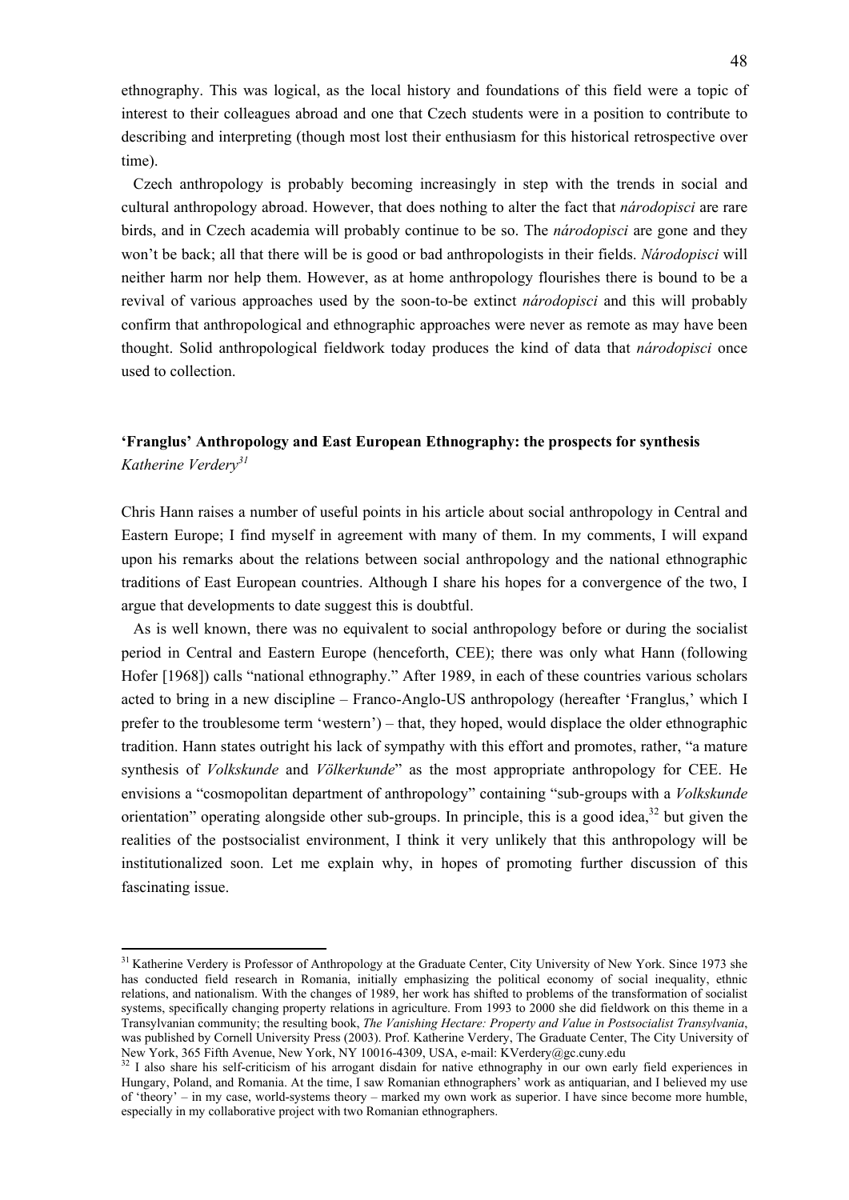ethnography. This was logical, as the local history and foundations of this field were a topic of interest to their colleagues abroad and one that Czech students were in a position to contribute to describing and interpreting (though most lost their enthusiasm for this historical retrospective over time).

Czech anthropology is probably becoming increasingly in step with the trends in social and cultural anthropology abroad. However, that does nothing to alter the fact that *národopisci* are rare birds, and in Czech academia will probably continue to be so. The *národopisci* are gone and they won't be back; all that there will be is good or bad anthropologists in their fields. *Národopisci* will neither harm nor help them. However, as at home anthropology flourishes there is bound to be a revival of various approaches used by the soon-to-be extinct *národopisci* and this will probably confirm that anthropological and ethnographic approaches were never as remote as may have been thought. Solid anthropological fieldwork today produces the kind of data that *národopisci* once used to collection.

## 'Franglus' Anthropology and East European Ethnography: the prospects for synthesis

*Katherine Verdery*[31]

Chris Hann raises a number of useful points in his article about social anthropology in Central and Eastern Europe; I find myself in agreement with many of them. In my comments, I will expand upon his remarks about the relations between social anthropology and the national ethnographic traditions of East European countries. Although I share his hopes for a convergence of the two, I argue that developments to date suggest this is doubtful.

As is well known, there was no equivalent to social anthropology before or during the socialist period in Central and Eastern Europe (henceforth, CEE); there was only what Hann (following Hofer [1968]) calls "national ethnography." After 1989, in each of these countries various scholars acted to bring in a new discipline – Franco-Anglo-US anthropology (hereafter 'Franglus,' which I prefer to the troublesome term 'western') – that, they hoped, would displace the older ethnographic tradition. Hann states outright his lack of sympathy with this effort and promotes, rather, "a mature synthesis of *Volkskunde* and *Völkerkunde*" as the most appropriate anthropology for CEE. He envisions a "cosmopolitan department of anthropology" containing "sub-groups with a *Volkskunde* orientation" operating alongside other sub-groups. In principle, this is a good idea,[32] but given the realities of the postsocialist environment, I think it very unlikely that this anthropology will be institutionalized soon. Let me explain why, in hopes of promoting further discussion of this fascinating issue.

---

[31] Katherine Verdery is Professor of Anthropology at the Graduate Center, City University of New York. Since 1973 she has conducted field research in Romania, initially emphasizing the political economy of social inequality, ethnic relations, and nationalism. With the changes of 1989, her work has shifted to problems of the transformation of socialist systems, specifically changing property relations in agriculture. From 1993 to 2000 she did fieldwork on this theme in a Transylvanian community; the resulting book, *The Vanishing Hectare: Property and Value in Postsocialist Transylvania*, was published by Cornell University Press (2003). Prof. Katherine Verdery, The Graduate Center, The City University of New York, 365 Fifth Avenue, New York, NY 10016-4309, USA, e-mail: KVerdery@gc.cuny.edu

[32] I also share his self-criticism of his arrogant disdain for native ethnography in our own early field experiences in Hungary, Poland, and Romania. At the time, I saw Romanian ethnographers' work as antiquarian, and I believed my use of 'theory' – in my case, world-systems theory – marked my own work as superior. I have since become more humble, especially in my collaborative project with two Romanian ethnographers.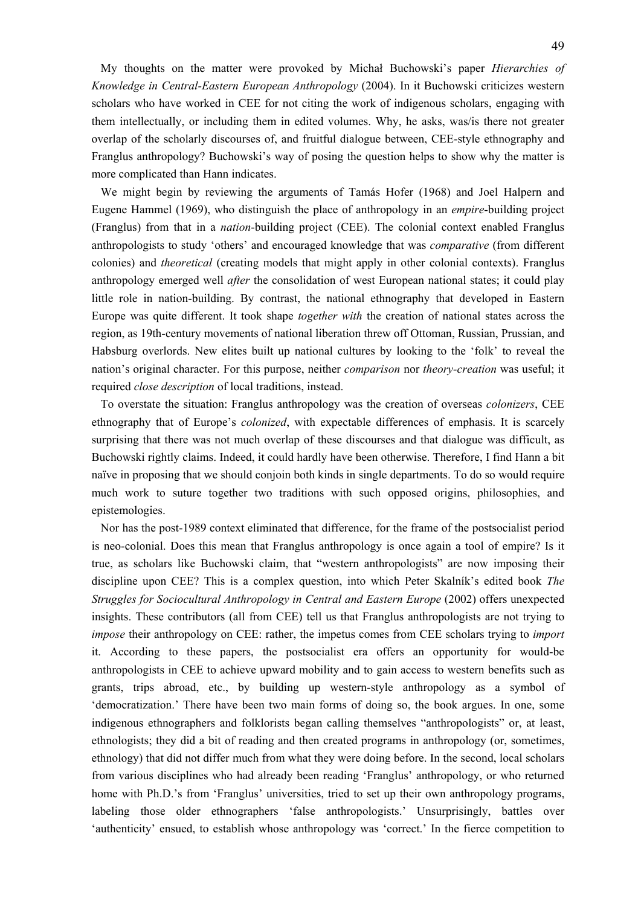My thoughts on the matter were provoked by Michał Buchowski's paper *Hierarchies of Knowledge in Central-Eastern European Anthropology* (2004). In it Buchowski criticizes western scholars who have worked in CEE for not citing the work of indigenous scholars, engaging with them intellectually, or including them in edited volumes. Why, he asks, was/is there not greater overlap of the scholarly discourses of, and fruitful dialogue between, CEE-style ethnography and Franglus anthropology? Buchowski's way of posing the question helps to show why the matter is more complicated than Hann indicates.

We might begin by reviewing the arguments of Tamás Hofer (1968) and Joel Halpern and Eugene Hammel (1969), who distinguish the place of anthropology in an *empire*-building project (Franglus) from that in a *nation*-building project (CEE). The colonial context enabled Franglus anthropologists to study 'others' and encouraged knowledge that was *comparative* (from different colonies) and *theoretical* (creating models that might apply in other colonial contexts). Franglus anthropology emerged well *after* the consolidation of west European national states; it could play little role in nation-building. By contrast, the national ethnography that developed in Eastern Europe was quite different. It took shape *together with* the creation of national states across the region, as 19th-century movements of national liberation threw off Ottoman, Russian, Prussian, and Habsburg overlords. New elites built up national cultures by looking to the 'folk' to reveal the nation's original character. For this purpose, neither *comparison* nor *theory-creation* was useful; it required *close description* of local traditions, instead.

To overstate the situation: Franglus anthropology was the creation of overseas *colonizers*, CEE ethnography that of Europe's *colonized*, with expectable differences of emphasis. It is scarcely surprising that there was not much overlap of these discourses and that dialogue was difficult, as Buchowski rightly claims. Indeed, it could hardly have been otherwise. Therefore, I find Hann a bit naïve in proposing that we should conjoin both kinds in single departments. To do so would require much work to suture together two traditions with such opposed origins, philosophies, and epistemologies.

Nor has the post-1989 context eliminated that difference, for the frame of the postsocialist period is neo-colonial. Does this mean that Franglus anthropology is once again a tool of empire? Is it true, as scholars like Buchowski claim, that "western anthropologists" are now imposing their discipline upon CEE? This is a complex question, into which Peter Skalník's edited book *The Struggles for Sociocultural Anthropology in Central and Eastern Europe* (2002) offers unexpected insights. These contributors (all from CEE) tell us that Franglus anthropologists are not trying to *impose* their anthropology on CEE: rather, the impetus comes from CEE scholars trying to *import* it. According to these papers, the postsocialist era offers an opportunity for would-be anthropologists in CEE to achieve upward mobility and to gain access to western benefits such as grants, trips abroad, etc., by building up western-style anthropology as a symbol of 'democratization.' There have been two main forms of doing so, the book argues. In one, some indigenous ethnographers and folklorists began calling themselves "anthropologists" or, at least, ethnologists; they did a bit of reading and then created programs in anthropology (or, sometimes, ethnology) that did not differ much from what they were doing before. In the second, local scholars from various disciplines who had already been reading 'Franglus' anthropology, or who returned home with Ph.D.'s from 'Franglus' universities, tried to set up their own anthropology programs, labeling those older ethnographers 'false anthropologists.' Unsurprisingly, battles over 'authenticity' ensued, to establish whose anthropology was 'correct.' In the fierce competition to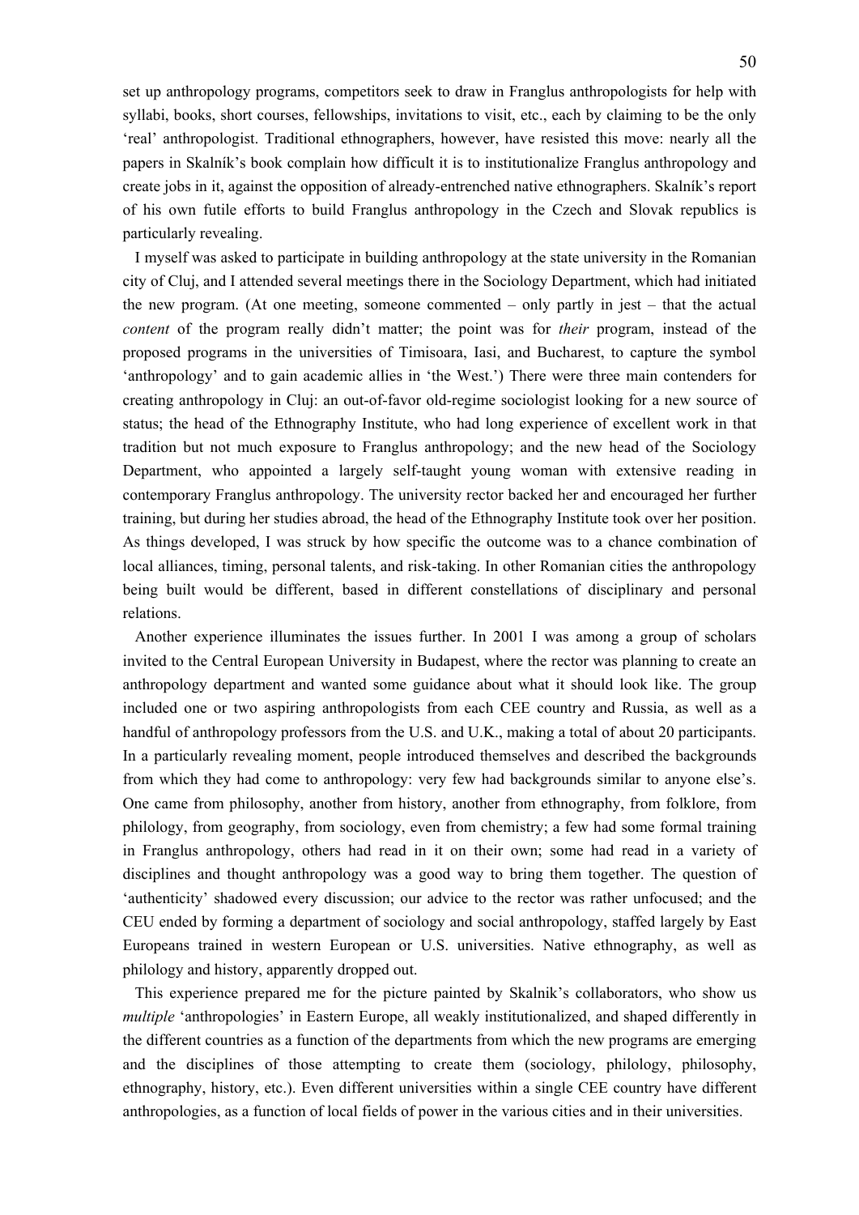set up anthropology programs, competitors seek to draw in Franglus anthropologists for help with syllabi, books, short courses, fellowships, invitations to visit, etc., each by claiming to be the only 'real' anthropologist. Traditional ethnographers, however, have resisted this move: nearly all the papers in Skalník's book complain how difficult it is to institutionalize Franglus anthropology and create jobs in it, against the opposition of already-entrenched native ethnographers. Skalník's report of his own futile efforts to build Franglus anthropology in the Czech and Slovak republics is particularly revealing.

I myself was asked to participate in building anthropology at the state university in the Romanian city of Cluj, and I attended several meetings there in the Sociology Department, which had initiated the new program. (At one meeting, someone commented – only partly in jest – that the actual *content* of the program really didn't matter; the point was for *their* program, instead of the proposed programs in the universities of Timisoara, Iasi, and Bucharest, to capture the symbol 'anthropology' and to gain academic allies in 'the West.') There were three main contenders for creating anthropology in Cluj: an out-of-favor old-regime sociologist looking for a new source of status; the head of the Ethnography Institute, who had long experience of excellent work in that tradition but not much exposure to Franglus anthropology; and the new head of the Sociology Department, who appointed a largely self-taught young woman with extensive reading in contemporary Franglus anthropology. The university rector backed her and encouraged her further training, but during her studies abroad, the head of the Ethnography Institute took over her position. As things developed, I was struck by how specific the outcome was to a chance combination of local alliances, timing, personal talents, and risk-taking. In other Romanian cities the anthropology being built would be different, based in different constellations of disciplinary and personal relations.

Another experience illuminates the issues further. In 2001 I was among a group of scholars invited to the Central European University in Budapest, where the rector was planning to create an anthropology department and wanted some guidance about what it should look like. The group included one or two aspiring anthropologists from each CEE country and Russia, as well as a handful of anthropology professors from the U.S. and U.K., making a total of about 20 participants. In a particularly revealing moment, people introduced themselves and described the backgrounds from which they had come to anthropology: very few had backgrounds similar to anyone else's. One came from philosophy, another from history, another from ethnography, from folklore, from philology, from geography, from sociology, even from chemistry; a few had some formal training in Franglus anthropology, others had read in it on their own; some had read in a variety of disciplines and thought anthropology was a good way to bring them together. The question of 'authenticity' shadowed every discussion; our advice to the rector was rather unfocused; and the CEU ended by forming a department of sociology and social anthropology, staffed largely by East Europeans trained in western European or U.S. universities. Native ethnography, as well as philology and history, apparently dropped out.

This experience prepared me for the picture painted by Skalnik's collaborators, who show us *multiple* 'anthropologies' in Eastern Europe, all weakly institutionalized, and shaped differently in the different countries as a function of the departments from which the new programs are emerging and the disciplines of those attempting to create them (sociology, philology, philosophy, ethnography, history, etc.). Even different universities within a single CEE country have different anthropologies, as a function of local fields of power in the various cities and in their universities.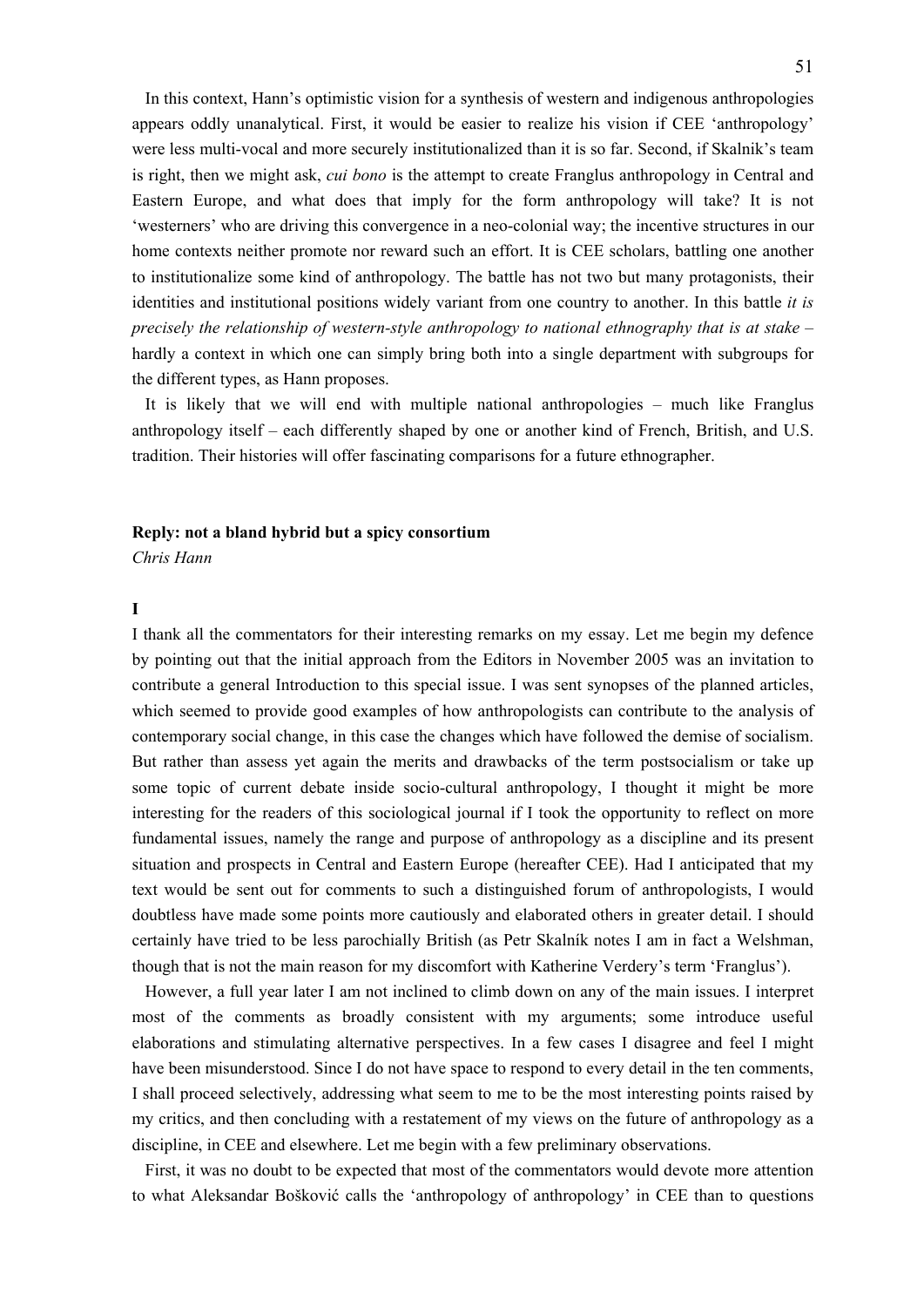In this context, Hann's optimistic vision for a synthesis of western and indigenous anthropologies appears oddly unanalytical. First, it would be easier to realize his vision if CEE 'anthropology' were less multi-vocal and more securely institutionalized than it is so far. Second, if Skalnik's team is right, then we might ask, *cui bono* is the attempt to create Franglus anthropology in Central and Eastern Europe, and what does that imply for the form anthropology will take? It is not 'westerners' who are driving this convergence in a neo-colonial way; the incentive structures in our home contexts neither promote nor reward such an effort. It is CEE scholars, battling one another to institutionalize some kind of anthropology. The battle has not two but many protagonists, their identities and institutional positions widely variant from one country to another. In this battle *it is precisely the relationship of western-style anthropology to national ethnography that is at stake* – hardly a context in which one can simply bring both into a single department with subgroups for the different types, as Hann proposes.

It is likely that we will end with multiple national anthropologies – much like Franglus anthropology itself – each differently shaped by one or another kind of French, British, and U.S. tradition. Their histories will offer fascinating comparisons for a future ethnographer.

**Reply: not a bland hybrid but a spicy consortium**

*Chris Hann*

**I**

I thank all the commentators for their interesting remarks on my essay. Let me begin my defence by pointing out that the initial approach from the Editors in November 2005 was an invitation to contribute a general Introduction to this special issue. I was sent synopses of the planned articles, which seemed to provide good examples of how anthropologists can contribute to the analysis of contemporary social change, in this case the changes which have followed the demise of socialism. But rather than assess yet again the merits and drawbacks of the term postsocialism or take up some topic of current debate inside socio-cultural anthropology, I thought it might be more interesting for the readers of this sociological journal if I took the opportunity to reflect on more fundamental issues, namely the range and purpose of anthropology as a discipline and its present situation and prospects in Central and Eastern Europe (hereafter CEE). Had I anticipated that my text would be sent out for comments to such a distinguished forum of anthropologists, I would doubtless have made some points more cautiously and elaborated others in greater detail. I should certainly have tried to be less parochially British (as Petr Skalník notes I am in fact a Welshman, though that is not the main reason for my discomfort with Katherine Verdery's term 'Franglus').

However, a full year later I am not inclined to climb down on any of the main issues. I interpret most of the comments as broadly consistent with my arguments; some introduce useful elaborations and stimulating alternative perspectives. In a few cases I disagree and feel I might have been misunderstood. Since I do not have space to respond to every detail in the ten comments, I shall proceed selectively, addressing what seem to me to be the most interesting points raised by my critics, and then concluding with a restatement of my views on the future of anthropology as a discipline, in CEE and elsewhere. Let me begin with a few preliminary observations.

First, it was no doubt to be expected that most of the commentators would devote more attention to what Aleksandar Bošković calls the 'anthropology of anthropology' in CEE than to questions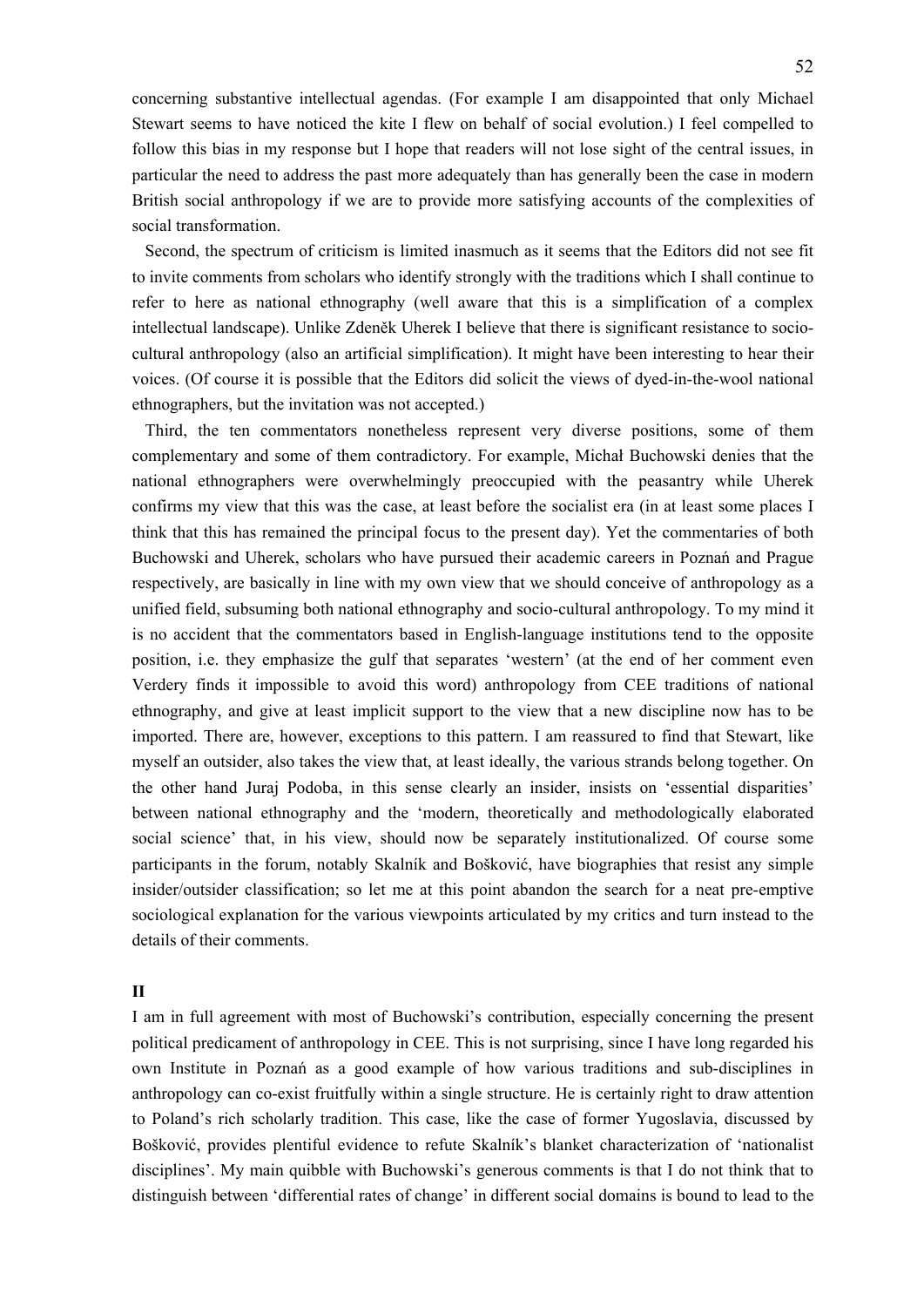concerning substantive intellectual agendas. (For example I am disappointed that only Michael Stewart seems to have noticed the kite I flew on behalf of social evolution.) I feel compelled to follow this bias in my response but I hope that readers will not lose sight of the central issues, in particular the need to address the past more adequately than has generally been the case in modern British social anthropology if we are to provide more satisfying accounts of the complexities of social transformation.

Second, the spectrum of criticism is limited inasmuch as it seems that the Editors did not see fit to invite comments from scholars who identify strongly with the traditions which I shall continue to refer to here as national ethnography (well aware that this is a simplification of a complex intellectual landscape). Unlike Zdeněk Uherek I believe that there is significant resistance to socio-cultural anthropology (also an artificial simplification). It might have been interesting to hear their voices. (Of course it is possible that the Editors did solicit the views of dyed-in-the-wool national ethnographers, but the invitation was not accepted.)

Third, the ten commentators nonetheless represent very diverse positions, some of them complementary and some of them contradictory. For example, Michał Buchowski denies that the national ethnographers were overwhelmingly preoccupied with the peasantry while Uherek confirms my view that this was the case, at least before the socialist era (in at least some places I think that this has remained the principal focus to the present day). Yet the commentaries of both Buchowski and Uherek, scholars who have pursued their academic careers in Poznań and Prague respectively, are basically in line with my own view that we should conceive of anthropology as a unified field, subsuming both national ethnography and socio-cultural anthropology. To my mind it is no accident that the commentators based in English-language institutions tend to the opposite position, i.e. they emphasize the gulf that separates 'western' (at the end of her comment even Verdery finds it impossible to avoid this word) anthropology from CEE traditions of national ethnography, and give at least implicit support to the view that a new discipline now has to be imported. There are, however, exceptions to this pattern. I am reassured to find that Stewart, like myself an outsider, also takes the view that, at least ideally, the various strands belong together. On the other hand Juraj Podoba, in this sense clearly an insider, insists on 'essential disparities' between national ethnography and the 'modern, theoretically and methodologically elaborated social science' that, in his view, should now be separately institutionalized. Of course some participants in the forum, notably Skalník and Bošković, have biographies that resist any simple insider/outsider classification; so let me at this point abandon the search for a neat pre-emptive sociological explanation for the various viewpoints articulated by my critics and turn instead to the details of their comments.

## II

I am in full agreement with most of Buchowski's contribution, especially concerning the present political predicament of anthropology in CEE. This is not surprising, since I have long regarded his own Institute in Poznań as a good example of how various traditions and sub-disciplines in anthropology can co-exist fruitfully within a single structure. He is certainly right to draw attention to Poland's rich scholarly tradition. This case, like the case of former Yugoslavia, discussed by Bošković, provides plentiful evidence to refute Skalník's blanket characterization of 'nationalist disciplines'. My main quibble with Buchowski's generous comments is that I do not think that to distinguish between 'differential rates of change' in different social domains is bound to lead to the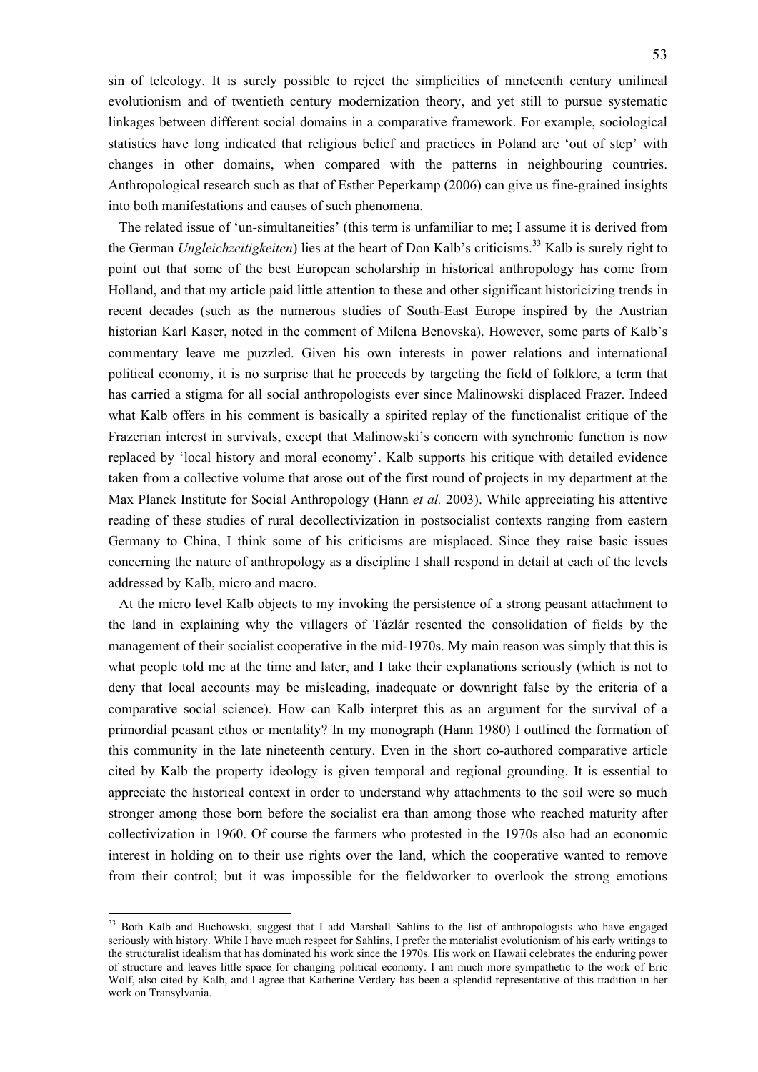sin of teleology. It is surely possible to reject the simplicities of nineteenth century unilineal evolutionism and of twentieth century modernization theory, and yet still to pursue systematic linkages between different social domains in a comparative framework. For example, sociological statistics have long indicated that religious belief and practices in Poland are 'out of step' with changes in other domains, when compared with the patterns in neighbouring countries. Anthropological research such as that of Esther Peperkamp (2006) can give us fine-grained insights into both manifestations and causes of such phenomena.

The related issue of 'un-simultaneities' (this term is unfamiliar to me; I assume it is derived from the German *Ungleichzeitigkeiten*) lies at the heart of Don Kalb's criticisms.[33] Kalb is surely right to point out that some of the best European scholarship in historical anthropology has come from Holland, and that my article paid little attention to these and other significant historicizing trends in recent decades (such as the numerous studies of South-East Europe inspired by the Austrian historian Karl Kaser, noted in the comment of Milena Benovska). However, some parts of Kalb's commentary leave me puzzled. Given his own interests in power relations and international political economy, it is no surprise that he proceeds by targeting the field of folklore, a term that has carried a stigma for all social anthropologists ever since Malinowski displaced Frazer. Indeed what Kalb offers in his comment is basically a spirited replay of the functionalist critique of the Frazerian interest in survivals, except that Malinowski's concern with synchronic function is now replaced by 'local history and moral economy'. Kalb supports his critique with detailed evidence taken from a collective volume that arose out of the first round of projects in my department at the Max Planck Institute for Social Anthropology (Hann *et al.* 2003). While appreciating his attentive reading of these studies of rural decollectivization in postsocialist contexts ranging from eastern Germany to China, I think some of his criticisms are misplaced. Since they raise basic issues concerning the nature of anthropology as a discipline I shall respond in detail at each of the levels addressed by Kalb, micro and macro.

At the micro level Kalb objects to my invoking the persistence of a strong peasant attachment to the land in explaining why the villagers of Tázlár resented the consolidation of fields by the management of their socialist cooperative in the mid-1970s. My main reason was simply that this is what people told me at the time and later, and I take their explanations seriously (which is not to deny that local accounts may be misleading, inadequate or downright false by the criteria of a comparative social science). How can Kalb interpret this as an argument for the survival of a primordial peasant ethos or mentality? In my monograph (Hann 1980) I outlined the formation of this community in the late nineteenth century. Even in the short co-authored comparative article cited by Kalb the property ideology is given temporal and regional grounding. It is essential to appreciate the historical context in order to understand why attachments to the soil were so much stronger among those born before the socialist era than among those who reached maturity after collectivization in 1960. Of course the farmers who protested in the 1970s also had an economic interest in holding on to their use rights over the land, which the cooperative wanted to remove from their control; but it was impossible for the fieldworker to overlook the strong emotions

[33] Both Kalb and Buchowski, suggest that I add Marshall Sahlins to the list of anthropologists who have engaged seriously with history. While I have much respect for Sahlins, I prefer the materialist evolutionism of his early writings to the structuralist idealism that has dominated his work since the 1970s. His work on Hawaii celebrates the enduring power of structure and leaves little space for changing political economy. I am much more sympathetic to the work of Eric Wolf, also cited by Kalb, and I agree that Katherine Verdery has been a splendid representative of this tradition in her work on Transylvania.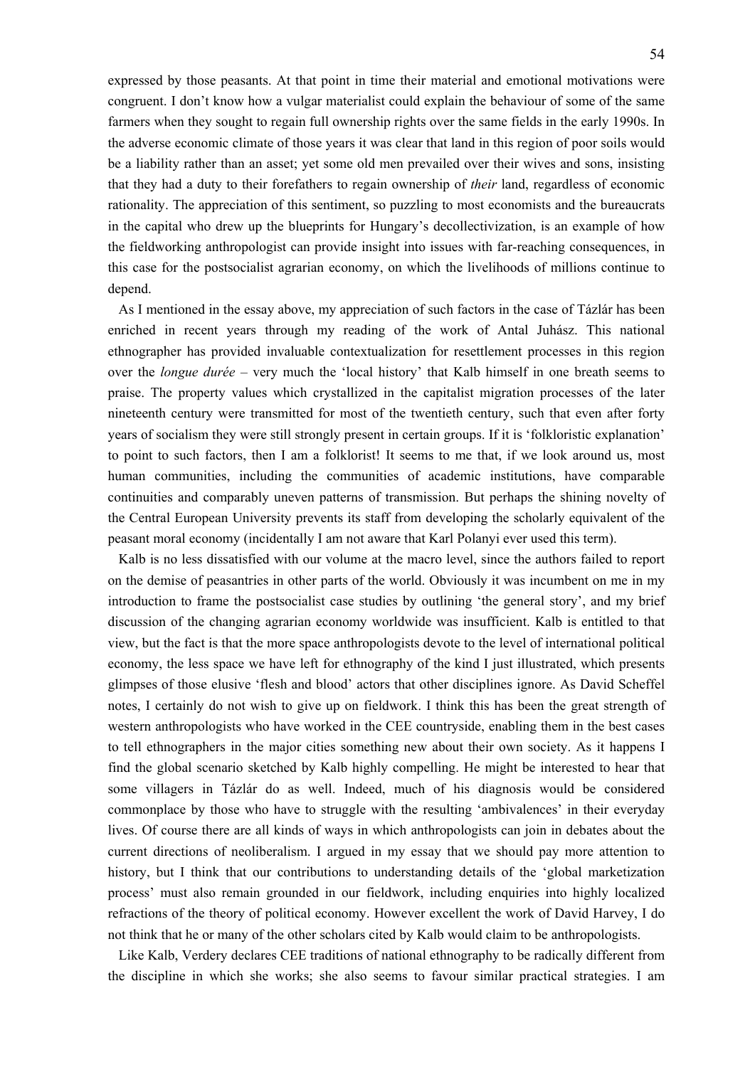expressed by those peasants. At that point in time their material and emotional motivations were congruent. I don't know how a vulgar materialist could explain the behaviour of some of the same farmers when they sought to regain full ownership rights over the same fields in the early 1990s. In the adverse economic climate of those years it was clear that land in this region of poor soils would be a liability rather than an asset; yet some old men prevailed over their wives and sons, insisting that they had a duty to their forefathers to regain ownership of *their* land, regardless of economic rationality. The appreciation of this sentiment, so puzzling to most economists and the bureaucrats in the capital who drew up the blueprints for Hungary's decollectivization, is an example of how the fieldworking anthropologist can provide insight into issues with far-reaching consequences, in this case for the postsocialist agrarian economy, on which the livelihoods of millions continue to depend.

As I mentioned in the essay above, my appreciation of such factors in the case of Tázlár has been enriched in recent years through my reading of the work of Antal Juhász. This national ethnographer has provided invaluable contextualization for resettlement processes in this region over the *longue durée* – very much the 'local history' that Kalb himself in one breath seems to praise. The property values which crystallized in the capitalist migration processes of the later nineteenth century were transmitted for most of the twentieth century, such that even after forty years of socialism they were still strongly present in certain groups. If it is 'folkloristic explanation' to point to such factors, then I am a folklorist! It seems to me that, if we look around us, most human communities, including the communities of academic institutions, have comparable continuities and comparably uneven patterns of transmission. But perhaps the shining novelty of the Central European University prevents its staff from developing the scholarly equivalent of the peasant moral economy (incidentally I am not aware that Karl Polanyi ever used this term).

Kalb is no less dissatisfied with our volume at the macro level, since the authors failed to report on the demise of peasantries in other parts of the world. Obviously it was incumbent on me in my introduction to frame the postsocialist case studies by outlining 'the general story', and my brief discussion of the changing agrarian economy worldwide was insufficient. Kalb is entitled to that view, but the fact is that the more space anthropologists devote to the level of international political economy, the less space we have left for ethnography of the kind I just illustrated, which presents glimpses of those elusive 'flesh and blood' actors that other disciplines ignore. As David Scheffel notes, I certainly do not wish to give up on fieldwork. I think this has been the great strength of western anthropologists who have worked in the CEE countryside, enabling them in the best cases to tell ethnographers in the major cities something new about their own society. As it happens I find the global scenario sketched by Kalb highly compelling. He might be interested to hear that some villagers in Tázlár do as well. Indeed, much of his diagnosis would be considered commonplace by those who have to struggle with the resulting 'ambivalences' in their everyday lives. Of course there are all kinds of ways in which anthropologists can join in debates about the current directions of neoliberalism. I argued in my essay that we should pay more attention to history, but I think that our contributions to understanding details of the 'global marketization process' must also remain grounded in our fieldwork, including enquiries into highly localized refractions of the theory of political economy. However excellent the work of David Harvey, I do not think that he or many of the other scholars cited by Kalb would claim to be anthropologists.

Like Kalb, Verdery declares CEE traditions of national ethnography to be radically different from the discipline in which she works; she also seems to favour similar practical strategies. I am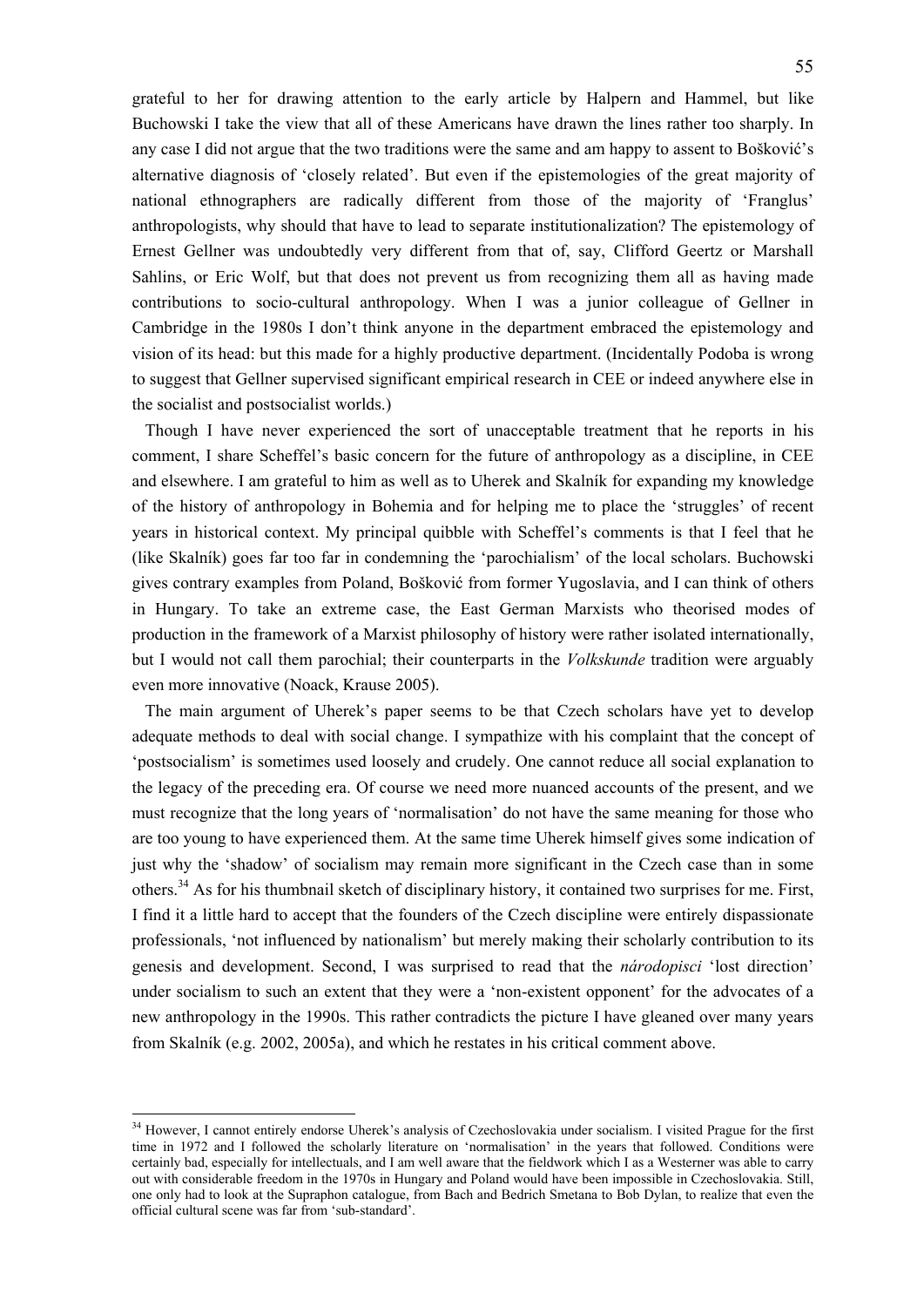grateful to her for drawing attention to the early article by Halpern and Hammel, but like Buchowski I take the view that all of these Americans have drawn the lines rather too sharply. In any case I did not argue that the two traditions were the same and am happy to assent to Bošković's alternative diagnosis of 'closely related'. But even if the epistemologies of the great majority of national ethnographers are radically different from those of the majority of 'Franglus' anthropologists, why should that have to lead to separate institutionalization? The epistemology of Ernest Gellner was undoubtedly very different from that of, say, Clifford Geertz or Marshall Sahlins, or Eric Wolf, but that does not prevent us from recognizing them all as having made contributions to socio-cultural anthropology. When I was a junior colleague of Gellner in Cambridge in the 1980s I don't think anyone in the department embraced the epistemology and vision of its head: but this made for a highly productive department. (Incidentally Podoba is wrong to suggest that Gellner supervised significant empirical research in CEE or indeed anywhere else in the socialist and postsocialist worlds.)

Though I have never experienced the sort of unacceptable treatment that he reports in his comment, I share Scheffel's basic concern for the future of anthropology as a discipline, in CEE and elsewhere. I am grateful to him as well as to Uherek and Skalník for expanding my knowledge of the history of anthropology in Bohemia and for helping me to place the 'struggles' of recent years in historical context. My principal quibble with Scheffel's comments is that I feel that he (like Skalník) goes far too far in condemning the 'parochialism' of the local scholars. Buchowski gives contrary examples from Poland, Bošković from former Yugoslavia, and I can think of others in Hungary. To take an extreme case, the East German Marxists who theorised modes of production in the framework of a Marxist philosophy of history were rather isolated internationally, but I would not call them parochial; their counterparts in the *Volkskunde* tradition were arguably even more innovative (Noack, Krause 2005).

The main argument of Uherek's paper seems to be that Czech scholars have yet to develop adequate methods to deal with social change. I sympathize with his complaint that the concept of 'postsocialism' is sometimes used loosely and crudely. One cannot reduce all social explanation to the legacy of the preceding era. Of course we need more nuanced accounts of the present, and we must recognize that the long years of 'normalisation' do not have the same meaning for those who are too young to have experienced them. At the same time Uherek himself gives some indication of just why the 'shadow' of socialism may remain more significant in the Czech case than in some others.[34] As for his thumbnail sketch of disciplinary history, it contained two surprises for me. First, I find it a little hard to accept that the founders of the Czech discipline were entirely dispassionate professionals, 'not influenced by nationalism' but merely making their scholarly contribution to its genesis and development. Second, I was surprised to read that the *národopisci* 'lost direction' under socialism to such an extent that they were a 'non-existent opponent' for the advocates of a new anthropology in the 1990s. This rather contradicts the picture I have gleaned over many years from Skalník (e.g. 2002, 2005a), and which he restates in his critical comment above.

[34] However, I cannot entirely endorse Uherek's analysis of Czechoslovakia under socialism. I visited Prague for the first time in 1972 and I followed the scholarly literature on 'normalisation' in the years that followed. Conditions were certainly bad, especially for intellectuals, and I am well aware that the fieldwork which I as a Westerner was able to carry out with considerable freedom in the 1970s in Hungary and Poland would have been impossible in Czechoslovakia. Still, one only had to look at the Supraphon catalogue, from Bach and Bedrich Smetana to Bob Dylan, to realize that even the official cultural scene was far from 'sub-standard'.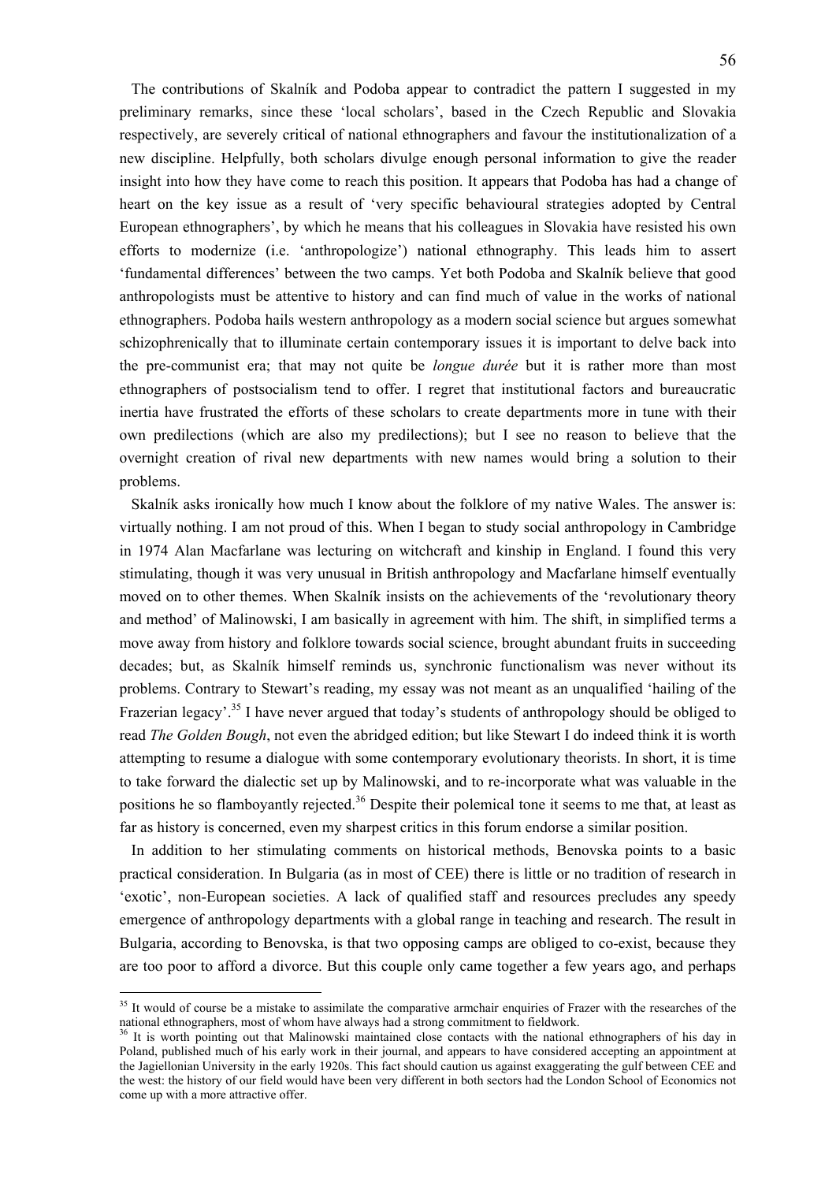The contributions of Skalník and Podoba appear to contradict the pattern I suggested in my preliminary remarks, since these 'local scholars', based in the Czech Republic and Slovakia respectively, are severely critical of national ethnographers and favour the institutionalization of a new discipline. Helpfully, both scholars divulge enough personal information to give the reader insight into how they have come to reach this position. It appears that Podoba has had a change of heart on the key issue as a result of 'very specific behavioural strategies adopted by Central European ethnographers', by which he means that his colleagues in Slovakia have resisted his own efforts to modernize (i.e. 'anthropologize') national ethnography. This leads him to assert 'fundamental differences' between the two camps. Yet both Podoba and Skalník believe that good anthropologists must be attentive to history and can find much of value in the works of national ethnographers. Podoba hails western anthropology as a modern social science but argues somewhat schizophrenically that to illuminate certain contemporary issues it is important to delve back into the pre-communist era; that may not quite be *longue durée* but it is rather more than most ethnographers of postsocialism tend to offer. I regret that institutional factors and bureaucratic inertia have frustrated the efforts of these scholars to create departments more in tune with their own predilections (which are also my predilections); but I see no reason to believe that the overnight creation of rival new departments with new names would bring a solution to their problems.

Skalník asks ironically how much I know about the folklore of my native Wales. The answer is: virtually nothing. I am not proud of this. When I began to study social anthropology in Cambridge in 1974 Alan Macfarlane was lecturing on witchcraft and kinship in England. I found this very stimulating, though it was very unusual in British anthropology and Macfarlane himself eventually moved on to other themes. When Skalník insists on the achievements of the 'revolutionary theory and method' of Malinowski, I am basically in agreement with him. The shift, in simplified terms a move away from history and folklore towards social science, brought abundant fruits in succeeding decades; but, as Skalník himself reminds us, synchronic functionalism was never without its problems. Contrary to Stewart's reading, my essay was not meant as an unqualified 'hailing of the Frazerian legacy'.[35] I have never argued that today's students of anthropology should be obliged to read *The Golden Bough*, not even the abridged edition; but like Stewart I do indeed think it is worth attempting to resume a dialogue with some contemporary evolutionary theorists. In short, it is time to take forward the dialectic set up by Malinowski, and to re-incorporate what was valuable in the positions he so flamboyantly rejected.[36] Despite their polemical tone it seems to me that, at least as far as history is concerned, even my sharpest critics in this forum endorse a similar position.

In addition to her stimulating comments on historical methods, Benovska points to a basic practical consideration. In Bulgaria (as in most of CEE) there is little or no tradition of research in 'exotic', non-European societies. A lack of qualified staff and resources precludes any speedy emergence of anthropology departments with a global range in teaching and research. The result in Bulgaria, according to Benovska, is that two opposing camps are obliged to co-exist, because they are too poor to afford a divorce. But this couple only came together a few years ago, and perhaps

---

[35] It would of course be a mistake to assimilate the comparative armchair enquiries of Frazer with the researches of the national ethnographers, most of whom have always had a strong commitment to fieldwork.

[36] It is worth pointing out that Malinowski maintained close contacts with the national ethnographers of his day in Poland, published much of his early work in their journal, and appears to have considered accepting an appointment at the Jagiellonian University in the early 1920s. This fact should caution us against exaggerating the gulf between CEE and the west: the history of our field would have been very different in both sectors had the London School of Economics not come up with a more attractive offer.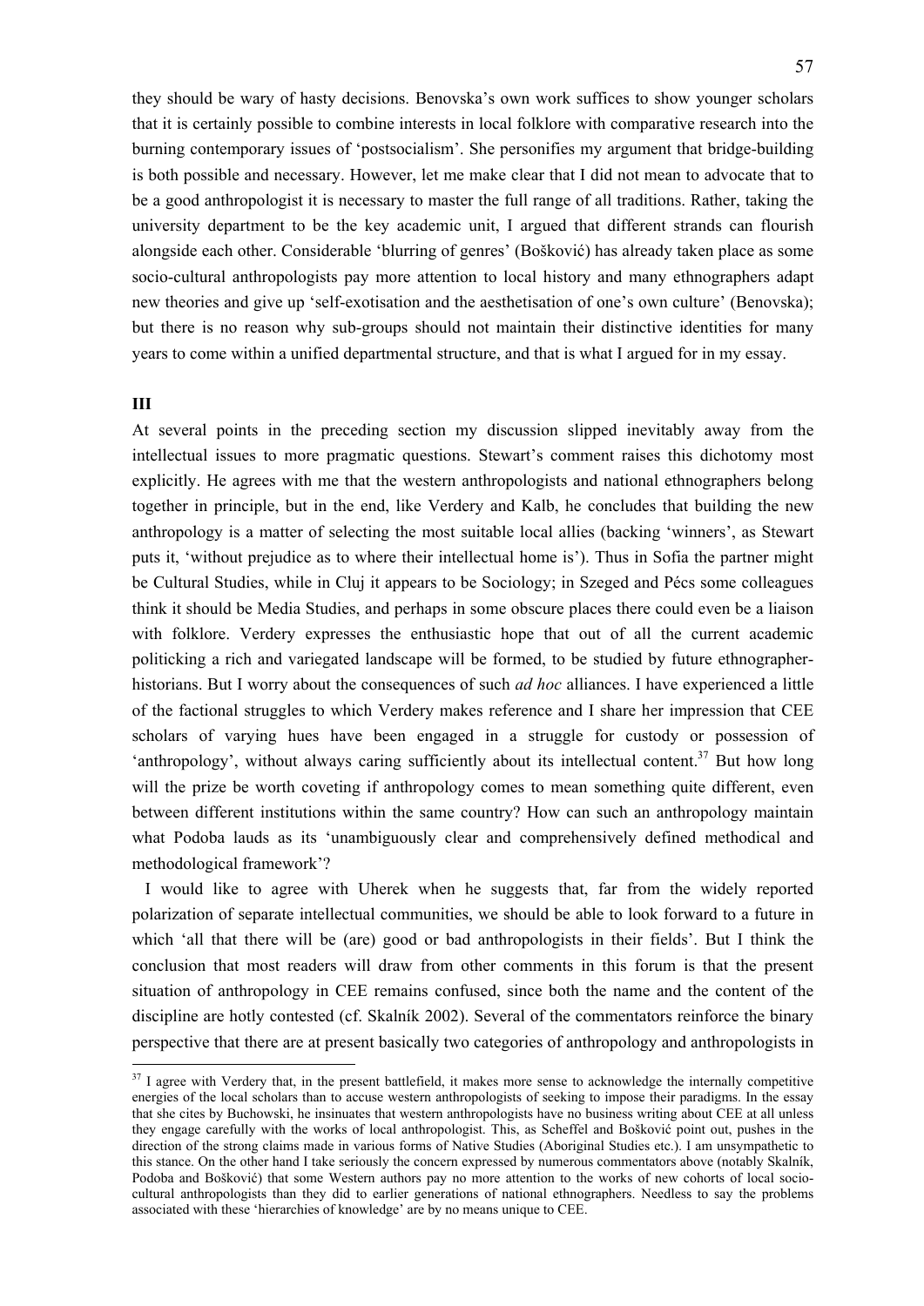they should be wary of hasty decisions. Benovska's own work suffices to show younger scholars that it is certainly possible to combine interests in local folklore with comparative research into the burning contemporary issues of 'postsocialism'. She personifies my argument that bridge-building is both possible and necessary. However, let me make clear that I did not mean to advocate that to be a good anthropologist it is necessary to master the full range of all traditions. Rather, taking the university department to be the key academic unit, I argued that different strands can flourish alongside each other. Considerable 'blurring of genres' (Bošković) has already taken place as some socio-cultural anthropologists pay more attention to local history and many ethnographers adapt new theories and give up 'self-exotisation and the aesthetisation of one's own culture' (Benovska); but there is no reason why sub-groups should not maintain their distinctive identities for many years to come within a unified departmental structure, and that is what I argued for in my essay.

## III

At several points in the preceding section my discussion slipped inevitably away from the intellectual issues to more pragmatic questions. Stewart's comment raises this dichotomy most explicitly. He agrees with me that the western anthropologists and national ethnographers belong together in principle, but in the end, like Verdery and Kalb, he concludes that building the new anthropology is a matter of selecting the most suitable local allies (backing 'winners', as Stewart puts it, 'without prejudice as to where their intellectual home is'). Thus in Sofia the partner might be Cultural Studies, while in Cluj it appears to be Sociology; in Szeged and Pécs some colleagues think it should be Media Studies, and perhaps in some obscure places there could even be a liaison with folklore. Verdery expresses the enthusiastic hope that out of all the current academic politicking a rich and variegated landscape will be formed, to be studied by future ethnographer-historians. But I worry about the consequences of such *ad hoc* alliances. I have experienced a little of the factional struggles to which Verdery makes reference and I share her impression that CEE scholars of varying hues have been engaged in a struggle for custody or possession of 'anthropology', without always caring sufficiently about its intellectual content.[37] But how long will the prize be worth coveting if anthropology comes to mean something quite different, even between different institutions within the same country? How can such an anthropology maintain what Podoba lauds as its 'unambiguously clear and comprehensively defined methodical and methodological framework'?

I would like to agree with Uherek when he suggests that, far from the widely reported polarization of separate intellectual communities, we should be able to look forward to a future in which 'all that there will be (are) good or bad anthropologists in their fields'. But I think the conclusion that most readers will draw from other comments in this forum is that the present situation of anthropology in CEE remains confused, since both the name and the content of the discipline are hotly contested (cf. Skalník 2002). Several of the commentators reinforce the binary perspective that there are at present basically two categories of anthropology and anthropologists in

---

[37] I agree with Verdery that, in the present battlefield, it makes more sense to acknowledge the internally competitive energies of the local scholars than to accuse western anthropologists of seeking to impose their paradigms. In the essay that she cites by Buchowski, he insinuates that western anthropologists have no business writing about CEE at all unless they engage carefully with the works of local anthropologist. This, as Scheffel and Bošković point out, pushes in the direction of the strong claims made in various forms of Native Studies (Aboriginal Studies etc.). I am unsympathetic to this stance. On the other hand I take seriously the concern expressed by numerous commentators above (notably Skalník, Podoba and Bošković) that some Western authors pay no more attention to the works of new cohorts of local socio-cultural anthropologists than they did to earlier generations of national ethnographers. Needless to say the problems associated with these 'hierarchies of knowledge' are by no means unique to CEE.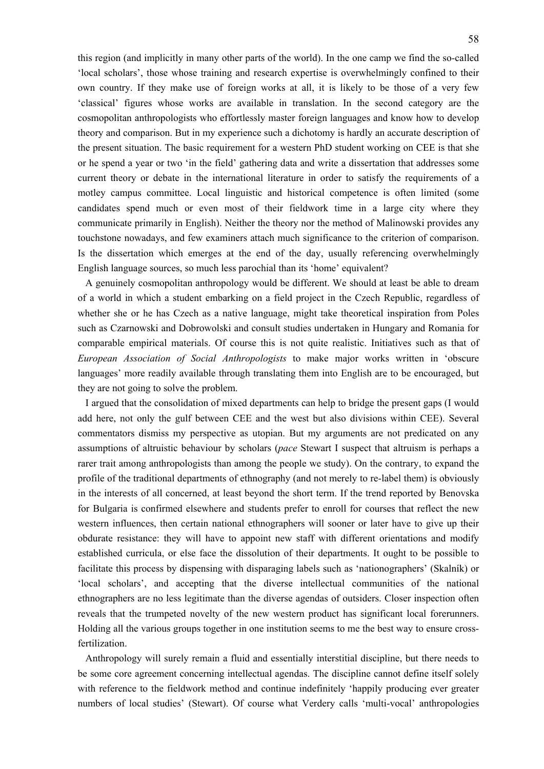this region (and implicitly in many other parts of the world). In the one camp we find the so-called 'local scholars', those whose training and research expertise is overwhelmingly confined to their own country. If they make use of foreign works at all, it is likely to be those of a very few 'classical' figures whose works are available in translation. In the second category are the cosmopolitan anthropologists who effortlessly master foreign languages and know how to develop theory and comparison. But in my experience such a dichotomy is hardly an accurate description of the present situation. The basic requirement for a western PhD student working on CEE is that she or he spend a year or two 'in the field' gathering data and write a dissertation that addresses some current theory or debate in the international literature in order to satisfy the requirements of a motley campus committee. Local linguistic and historical competence is often limited (some candidates spend much or even most of their fieldwork time in a large city where they communicate primarily in English). Neither the theory nor the method of Malinowski provides any touchstone nowadays, and few examiners attach much significance to the criterion of comparison. Is the dissertation which emerges at the end of the day, usually referencing overwhelmingly English language sources, so much less parochial than its 'home' equivalent?

A genuinely cosmopolitan anthropology would be different. We should at least be able to dream of a world in which a student embarking on a field project in the Czech Republic, regardless of whether she or he has Czech as a native language, might take theoretical inspiration from Poles such as Czarnowski and Dobrowolski and consult studies undertaken in Hungary and Romania for comparable empirical materials. Of course this is not quite realistic. Initiatives such as that of *European Association of Social Anthropologists* to make major works written in 'obscure languages' more readily available through translating them into English are to be encouraged, but they are not going to solve the problem.

I argued that the consolidation of mixed departments can help to bridge the present gaps (I would add here, not only the gulf between CEE and the west but also divisions within CEE). Several commentators dismiss my perspective as utopian. But my arguments are not predicated on any assumptions of altruistic behaviour by scholars (*pace* Stewart I suspect that altruism is perhaps a rarer trait among anthropologists than among the people we study). On the contrary, to expand the profile of the traditional departments of ethnography (and not merely to re-label them) is obviously in the interests of all concerned, at least beyond the short term. If the trend reported by Benovska for Bulgaria is confirmed elsewhere and students prefer to enroll for courses that reflect the new western influences, then certain national ethnographers will sooner or later have to give up their obdurate resistance: they will have to appoint new staff with different orientations and modify established curricula, or else face the dissolution of their departments. It ought to be possible to facilitate this process by dispensing with disparaging labels such as 'nationographers' (Skalník) or 'local scholars', and accepting that the diverse intellectual communities of the national ethnographers are no less legitimate than the diverse agendas of outsiders. Closer inspection often reveals that the trumpeted novelty of the new western product has significant local forerunners. Holding all the various groups together in one institution seems to me the best way to ensure cross-fertilization.

Anthropology will surely remain a fluid and essentially interstitial discipline, but there needs to be some core agreement concerning intellectual agendas. The discipline cannot define itself solely with reference to the fieldwork method and continue indefinitely 'happily producing ever greater numbers of local studies' (Stewart). Of course what Verdery calls 'multi-vocal' anthropologies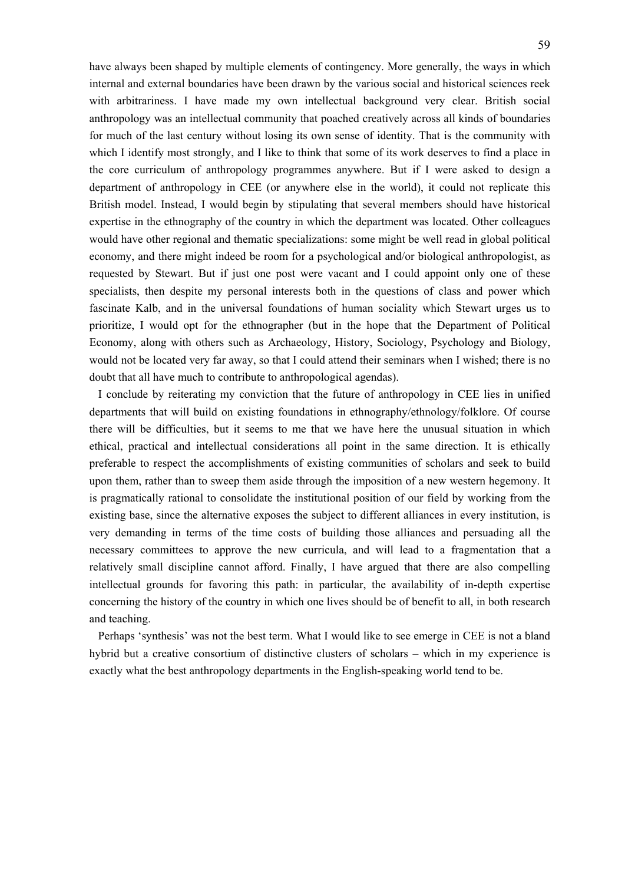have always been shaped by multiple elements of contingency. More generally, the ways in which internal and external boundaries have been drawn by the various social and historical sciences reek with arbitrariness. I have made my own intellectual background very clear. British social anthropology was an intellectual community that poached creatively across all kinds of boundaries for much of the last century without losing its own sense of identity. That is the community with which I identify most strongly, and I like to think that some of its work deserves to find a place in the core curriculum of anthropology programmes anywhere. But if I were asked to design a department of anthropology in CEE (or anywhere else in the world), it could not replicate this British model. Instead, I would begin by stipulating that several members should have historical expertise in the ethnography of the country in which the department was located. Other colleagues would have other regional and thematic specializations: some might be well read in global political economy, and there might indeed be room for a psychological and/or biological anthropologist, as requested by Stewart. But if just one post were vacant and I could appoint only one of these specialists, then despite my personal interests both in the questions of class and power which fascinate Kalb, and in the universal foundations of human sociality which Stewart urges us to prioritize, I would opt for the ethnographer (but in the hope that the Department of Political Economy, along with others such as Archaeology, History, Sociology, Psychology and Biology, would not be located very far away, so that I could attend their seminars when I wished; there is no doubt that all have much to contribute to anthropological agendas).

I conclude by reiterating my conviction that the future of anthropology in CEE lies in unified departments that will build on existing foundations in ethnography/ethnology/folklore. Of course there will be difficulties, but it seems to me that we have here the unusual situation in which ethical, practical and intellectual considerations all point in the same direction. It is ethically preferable to respect the accomplishments of existing communities of scholars and seek to build upon them, rather than to sweep them aside through the imposition of a new western hegemony. It is pragmatically rational to consolidate the institutional position of our field by working from the existing base, since the alternative exposes the subject to different alliances in every institution, is very demanding in terms of the time costs of building those alliances and persuading all the necessary committees to approve the new curricula, and will lead to a fragmentation that a relatively small discipline cannot afford. Finally, I have argued that there are also compelling intellectual grounds for favoring this path: in particular, the availability of in-depth expertise concerning the history of the country in which one lives should be of benefit to all, in both research and teaching.

Perhaps 'synthesis' was not the best term. What I would like to see emerge in CEE is not a bland hybrid but a creative consortium of distinctive clusters of scholars – which in my experience is exactly what the best anthropology departments in the English-speaking world tend to be.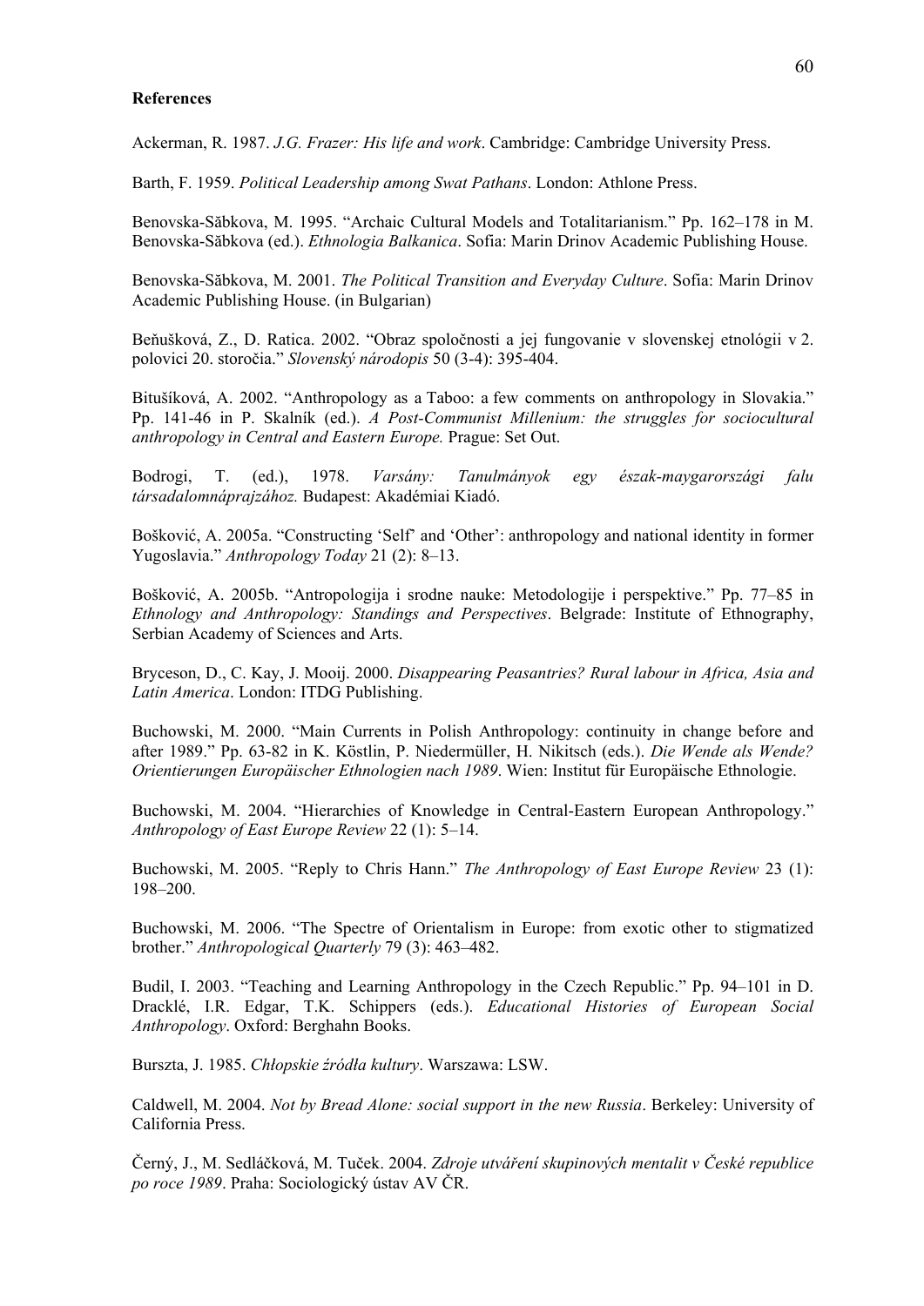**References**

Ackerman, R. 1987. *J.G. Frazer: His life and work*. Cambridge: Cambridge University Press.

Barth, F. 1959. *Political Leadership among Swat Pathans*. London: Athlone Press.

Benovska-Săbkova, M. 1995. "Archaic Cultural Models and Totalitarianism." Pp. 162–178 in M. Benovska-Săbkova (ed.). *Ethnologia Balkanica*. Sofia: Marin Drinov Academic Publishing House.

Benovska-Săbkova, M. 2001. *The Political Transition and Everyday Culture*. Sofia: Marin Drinov Academic Publishing House. (in Bulgarian)

Beňušková, Z., D. Ratica. 2002. "Obraz spoločnosti a jej fungovanie v slovenskej etnológii v 2. polovici 20. storočia." *Slovenský národopis* 50 (3-4): 395-404.

Bitušíková, A. 2002. "Anthropology as a Taboo: a few comments on anthropology in Slovakia." Pp. 141-46 in P. Skalník (ed.). *A Post-Communist Millenium: the struggles for sociocultural anthropology in Central and Eastern Europe.* Prague: Set Out.

Bodrogi, T. (ed.), 1978. *Varsány: Tanulmányok egy észak-maygarországi falu társadalomnáprajzához.* Budapest: Akadémiai Kiadó.

Bošković, A. 2005a. "Constructing 'Self' and 'Other': anthropology and national identity in former Yugoslavia." *Anthropology Today* 21 (2): 8–13.

Bošković, A. 2005b. "Antropologija i srodne nauke: Metodologije i perspektive." Pp. 77–85 in *Ethnology and Anthropology: Standings and Perspectives*. Belgrade: Institute of Ethnography, Serbian Academy of Sciences and Arts.

Bryceson, D., C. Kay, J. Mooij. 2000. *Disappearing Peasantries? Rural labour in Africa, Asia and Latin America*. London: ITDG Publishing.

Buchowski, M. 2000. "Main Currents in Polish Anthropology: continuity in change before and after 1989." Pp. 63-82 in K. Köstlin, P. Niedermüller, H. Nikitsch (eds.). *Die Wende als Wende? Orientierungen Europäischer Ethnologien nach 1989*. Wien: Institut für Europäische Ethnologie.

Buchowski, M. 2004. "Hierarchies of Knowledge in Central-Eastern European Anthropology." *Anthropology of East Europe Review* 22 (1): 5–14.

Buchowski, M. 2005. "Reply to Chris Hann." *The Anthropology of East Europe Review* 23 (1): 198–200.

Buchowski, M. 2006. "The Spectre of Orientalism in Europe: from exotic other to stigmatized brother." *Anthropological Quarterly* 79 (3): 463–482.

Budil, I. 2003. "Teaching and Learning Anthropology in the Czech Republic." Pp. 94–101 in D. Dracklé, I.R. Edgar, T.K. Schippers (eds.). *Educational Histories of European Social Anthropology*. Oxford: Berghahn Books.

Burszta, J. 1985. *Chłopskie źródła kultury*. Warszawa: LSW.

Caldwell, M. 2004. *Not by Bread Alone: social support in the new Russia*. Berkeley: University of California Press.

Černý, J., M. Sedláčková, M. Tuček. 2004. *Zdroje utváření skupinových mentalit v České republice po roce 1989*. Praha: Sociologický ústav AV ČR.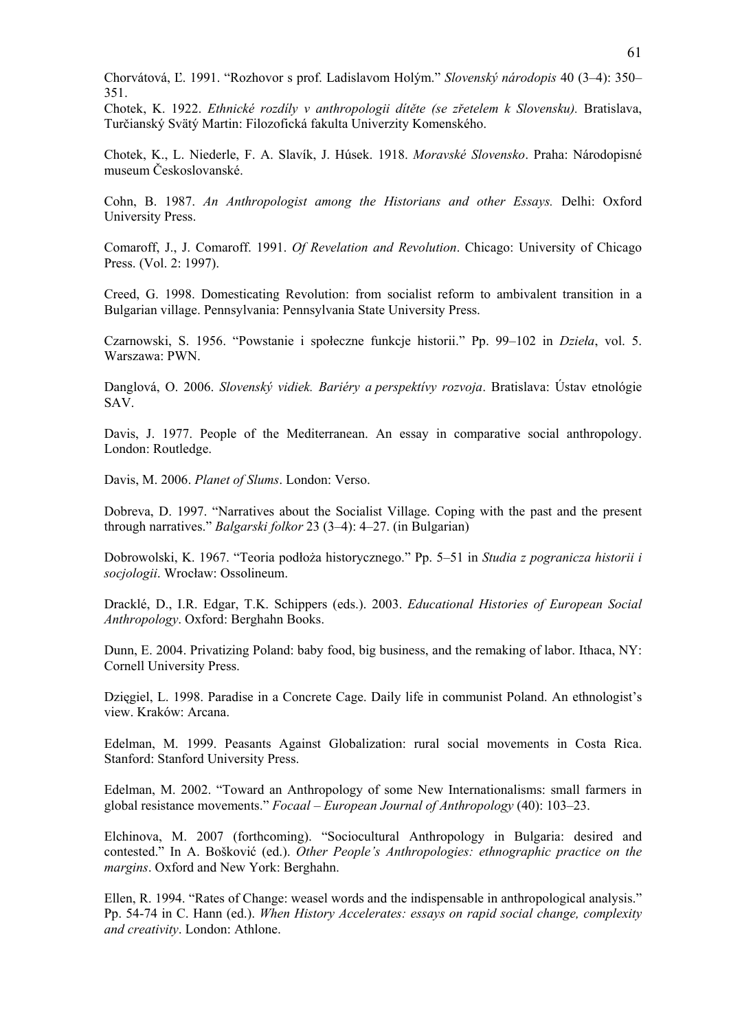Chorvátová, Ľ. 1991. "Rozhovor s prof. Ladislavom Holým." *Slovenský národopis* 40 (3–4): 350–351.

Chotek, K. 1922. *Ethnické rozdíly v anthropologii dítěte (se zřetelem k Slovensku).* Bratislava, Turčianský Svätý Martin: Filozofická fakulta Univerzity Komenského.

Chotek, K., L. Niederle, F. A. Slavík, J. Húsek. 1918. *Moravské Slovensko*. Praha: Národopisné museum Československé.

Cohn, B. 1987. *An Anthropologist among the Historians and other Essays.* Delhi: Oxford University Press.

Comaroff, J., J. Comaroff. 1991. *Of Revelation and Revolution*. Chicago: University of Chicago Press. (Vol. 2: 1997).

Creed, G. 1998. Domesticating Revolution: from socialist reform to ambivalent transition in a Bulgarian village. Pennsylvania: Pennsylvania State University Press.

Czarnowski, S. 1956. "Powstanie i społeczne funkcje historii." Pp. 99–102 in *Dzieła*, vol. 5. Warszawa: PWN.

Danglová, O. 2006. *Slovenský vidiek. Bariéry a perspektívy rozvoja*. Bratislava: Ústav etnológie SAV.

Davis, J. 1977. People of the Mediterranean. An essay in comparative social anthropology. London: Routledge.

Davis, M. 2006. *Planet of Slums*. London: Verso.

Dobreva, D. 1997. "Narratives about the Socialist Village. Coping with the past and the present through narratives." *Balgarski folkor* 23 (3–4): 4–27. (in Bulgarian)

Dobrowolski, K. 1967. "Teoria podłoża historycznego." Pp. 5–51 in *Studia z pogranicza historii i socjologii*. Wrocław: Ossolineum.

Dracklé, D., I.R. Edgar, T.K. Schippers (eds.). 2003. *Educational Histories of European Social Anthropology*. Oxford: Berghahn Books.

Dunn, E. 2004. Privatizing Poland: baby food, big business, and the remaking of labor. Ithaca, NY: Cornell University Press.

Dzięgiel, L. 1998. Paradise in a Concrete Cage. Daily life in communist Poland. An ethnologist's view. Kraków: Arcana.

Edelman, M. 1999. Peasants Against Globalization: rural social movements in Costa Rica. Stanford: Stanford University Press.

Edelman, M. 2002. "Toward an Anthropology of some New Internationalisms: small farmers in global resistance movements." *Focaal – European Journal of Anthropology* (40): 103–23.

Elchinova, M. 2007 (forthcoming). "Sociocultural Anthropology in Bulgaria: desired and contested." In A. Bošković (ed.). *Other People's Anthropologies: ethnographic practice on the margins*. Oxford and New York: Berghahn.

Ellen, R. 1994. "Rates of Change: weasel words and the indispensable in anthropological analysis." Pp. 54-74 in C. Hann (ed.). *When History Accelerates: essays on rapid social change, complexity and creativity*. London: Athlone.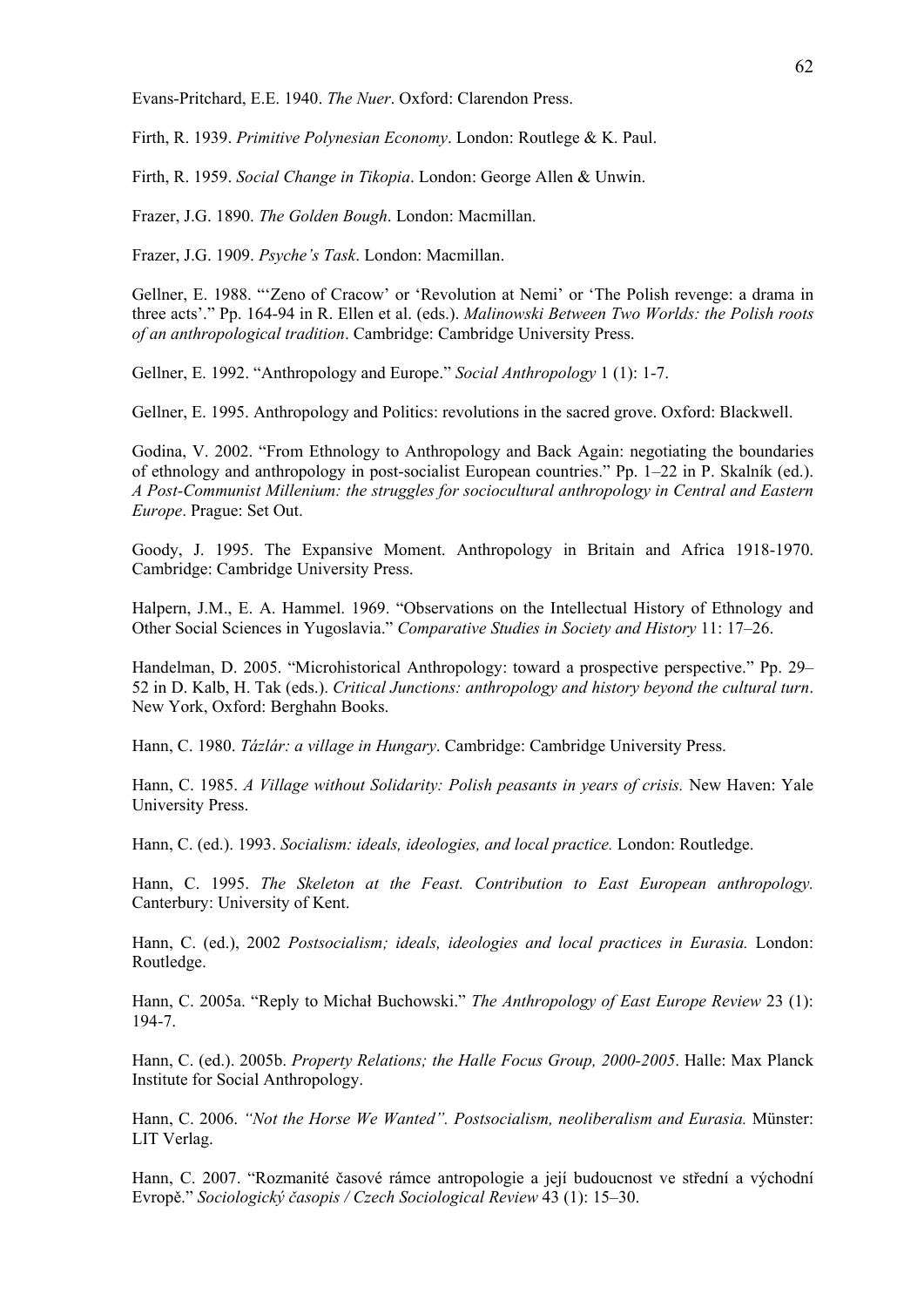Evans-Pritchard, E.E. 1940. *The Nuer*. Oxford: Clarendon Press.

Firth, R. 1939. *Primitive Polynesian Economy*. London: Routlege & K. Paul.

Firth, R. 1959. *Social Change in Tikopia*. London: George Allen & Unwin.

Frazer, J.G. 1890. *The Golden Bough*. London: Macmillan.

Frazer, J.G. 1909. *Psyche's Task*. London: Macmillan.

Gellner, E. 1988. "'Zeno of Cracow' or 'Revolution at Nemi' or 'The Polish revenge: a drama in three acts'." Pp. 164-94 in R. Ellen et al. (eds.). *Malinowski Between Two Worlds: the Polish roots of an anthropological tradition*. Cambridge: Cambridge University Press.

Gellner, E. 1992. "Anthropology and Europe." *Social Anthropology* 1 (1): 1-7.

Gellner, E. 1995. Anthropology and Politics: revolutions in the sacred grove. Oxford: Blackwell.

Godina, V. 2002. "From Ethnology to Anthropology and Back Again: negotiating the boundaries of ethnology and anthropology in post-socialist European countries." Pp. 1–22 in P. Skalník (ed.). *A Post-Communist Millenium: the struggles for sociocultural anthropology in Central and Eastern Europe*. Prague: Set Out.

Goody, J. 1995. The Expansive Moment. Anthropology in Britain and Africa 1918-1970. Cambridge: Cambridge University Press.

Halpern, J.M., E. A. Hammel. 1969. "Observations on the Intellectual History of Ethnology and Other Social Sciences in Yugoslavia." *Comparative Studies in Society and History* 11: 17–26.

Handelman, D. 2005. "Microhistorical Anthropology: toward a prospective perspective." Pp. 29–52 in D. Kalb, H. Tak (eds.). *Critical Junctions: anthropology and history beyond the cultural turn*. New York, Oxford: Berghahn Books.

Hann, C. 1980. *Tázlár: a village in Hungary*. Cambridge: Cambridge University Press.

Hann, C. 1985. *A Village without Solidarity: Polish peasants in years of crisis.* New Haven: Yale University Press.

Hann, C. (ed.). 1993. *Socialism: ideals, ideologies, and local practice.* London: Routledge.

Hann, C. 1995. *The Skeleton at the Feast. Contribution to East European anthropology.* Canterbury: University of Kent.

Hann, C. (ed.), 2002 *Postsocialism; ideals, ideologies and local practices in Eurasia.* London: Routledge.

Hann, C. 2005a. "Reply to Michał Buchowski." *The Anthropology of East Europe Review* 23 (1): 194-7.

Hann, C. (ed.). 2005b. *Property Relations; the Halle Focus Group, 2000-2005*. Halle: Max Planck Institute for Social Anthropology.

Hann, C. 2006. *"Not the Horse We Wanted". Postsocialism, neoliberalism and Eurasia.* Münster: LIT Verlag.

Hann, C. 2007. "Rozmanité časové rámce antropologie a její budoucnost ve střední a východní Evropě." *Sociologický časopis / Czech Sociological Review* 43 (1): 15–30.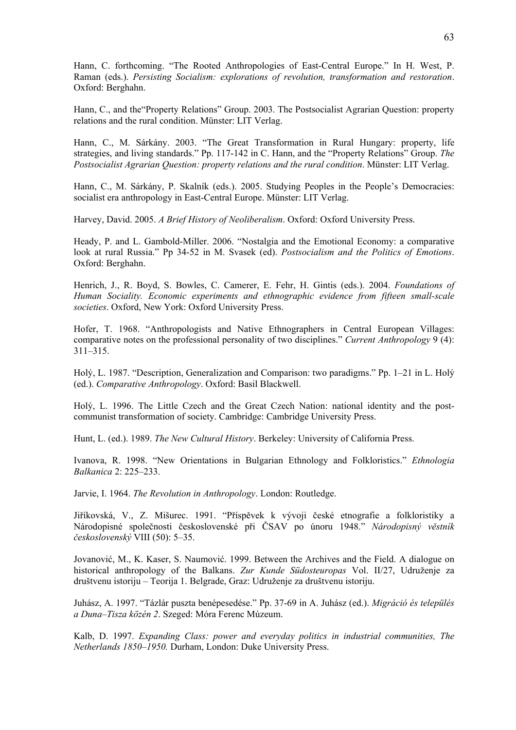Hann, C. forthcoming. "The Rooted Anthropologies of East-Central Europe." In H. West, P. Raman (eds.). *Persisting Socialism: explorations of revolution, transformation and restoration*. Oxford: Berghahn.

Hann, C., and the"Property Relations" Group. 2003. The Postsocialist Agrarian Question: property relations and the rural condition. Münster: LIT Verlag.

Hann, C., M. Sárkány. 2003. "The Great Transformation in Rural Hungary: property, life strategies, and living standards." Pp. 117-142 in C. Hann, and the "Property Relations" Group. *The Postsocialist Agrarian Question: property relations and the rural condition*. Münster: LIT Verlag.

Hann, C., M. Sárkány, P. Skalník (eds.). 2005. Studying Peoples in the People's Democracies: socialist era anthropology in East-Central Europe. Münster: LIT Verlag.

Harvey, David. 2005. *A Brief History of Neoliberalism*. Oxford: Oxford University Press.

Heady, P. and L. Gambold-Miller. 2006. "Nostalgia and the Emotional Economy: a comparative look at rural Russia." Pp 34-52 in M. Svasek (ed). *Postsocialism and the Politics of Emotions*. Oxford: Berghahn.

Henrich, J., R. Boyd, S. Bowles, C. Camerer, E. Fehr, H. Gintis (eds.). 2004. *Foundations of Human Sociality. Economic experiments and ethnographic evidence from fifteen small-scale societies*. Oxford, New York: Oxford University Press.

Hofer, T. 1968. "Anthropologists and Native Ethnographers in Central European Villages: comparative notes on the professional personality of two disciplines." *Current Anthropology* 9 (4): 311–315.

Holý, L. 1987. "Description, Generalization and Comparison: two paradigms." Pp. 1–21 in L. Holý (ed.). *Comparative Anthropology*. Oxford: Basil Blackwell.

Holý, L. 1996. The Little Czech and the Great Czech Nation: national identity and the post-communist transformation of society. Cambridge: Cambridge University Press.

Hunt, L. (ed.). 1989. *The New Cultural History*. Berkeley: University of California Press.

Ivanova, R. 1998. "New Orientations in Bulgarian Ethnology and Folkloristics." *Ethnologia Balkanica* 2: 225–233.

Jarvie, I. 1964. *The Revolution in Anthropology*. London: Routledge.

Jiříkovská, V., Z. Mišurec. 1991. "Příspěvek k vývoji české etnografie a folkloristiky a Národopisné společnosti československé při ČSAV po únoru 1948." *Národopisný věstník československý* VIII (50): 5–35.

Jovanović, M., K. Kaser, S. Naumović. 1999. Between the Archives and the Field. A dialogue on historical anthropology of the Balkans. *Zur Kunde Südosteuropas* Vol. II/27, Udruženje za društvenu istoriju – Teorija 1. Belgrade, Graz: Udruženje za društvenu istoriju.

Juhász, A. 1997. "Tázlár puszta benépesedése." Pp. 37-69 in A. Juhász (ed.). *Migráció és település a Duna–Tisza közén 2*. Szeged: Móra Ferenc Múzeum.

Kalb, D. 1997. *Expanding Class: power and everyday politics in industrial communities, The Netherlands 1850–1950.* Durham, London: Duke University Press.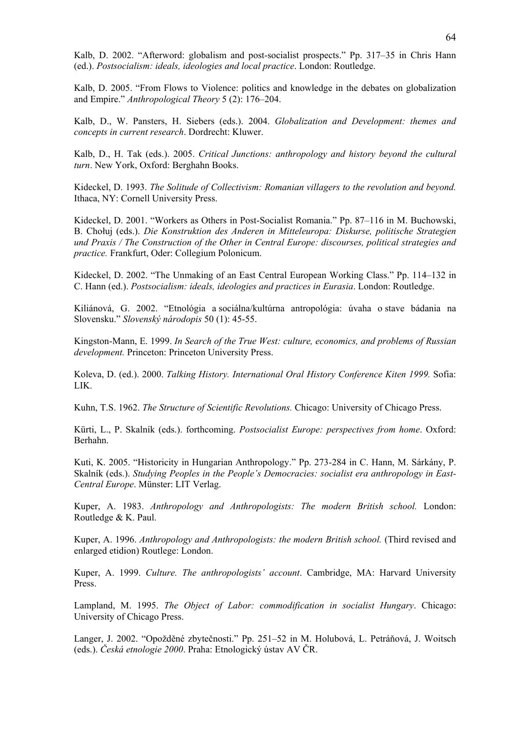Kalb, D. 2002. "Afterword: globalism and post-socialist prospects." Pp. 317–35 in Chris Hann (ed.). *Postsocialism: ideals, ideologies and local practice*. London: Routledge.

Kalb, D. 2005. "From Flows to Violence: politics and knowledge in the debates on globalization and Empire." *Anthropological Theory* 5 (2): 176–204.

Kalb, D., W. Pansters, H. Siebers (eds.). 2004. *Globalization and Development: themes and concepts in current research*. Dordrecht: Kluwer.

Kalb, D., H. Tak (eds.). 2005. *Critical Junctions: anthropology and history beyond the cultural turn*. New York, Oxford: Berghahn Books.

Kideckel, D. 1993. *The Solitude of Collectivism: Romanian villagers to the revolution and beyond.* Ithaca, NY: Cornell University Press.

Kideckel, D. 2001. "Workers as Others in Post-Socialist Romania." Pp. 87–116 in M. Buchowski, B. Chołuj (eds.). *Die Konstruktion des Anderen in Mitteleuropa: Diskurse, politische Strategien und Praxis / The Construction of the Other in Central Europe: discourses, political strategies and practice.* Frankfurt, Oder: Collegium Polonicum.

Kideckel, D. 2002. "The Unmaking of an East Central European Working Class." Pp. 114–132 in C. Hann (ed.). *Postsocialism: ideals, ideologies and practices in Eurasia*. London: Routledge.

Kiliánová, G. 2002. "Etnológia a sociálna/kultúrna antropológia: úvaha o stave bádania na Slovensku." *Slovenský národopis* 50 (1): 45-55.

Kingston-Mann, E. 1999. *In Search of the True West: culture, economics, and problems of Russian development.* Princeton: Princeton University Press.

Koleva, D. (ed.). 2000. *Talking History. International Oral History Conference Kiten 1999.* Sofia: LIK.

Kuhn, T.S. 1962. *The Structure of Scientific Revolutions.* Chicago: University of Chicago Press.

Kürti, L., P. Skalník (eds.). forthcoming. *Postsocialist Europe: perspectives from home*. Oxford: Berhahn.

Kuti, K. 2005. "Historicity in Hungarian Anthropology." Pp. 273-284 in C. Hann, M. Sárkány, P. Skalník (eds.). *Studying Peoples in the People's Democracies: socialist era anthropology in East-Central Europe*. Münster: LIT Verlag.

Kuper, A. 1983. *Anthropology and Anthropologists: The modern British school.* London: Routledge & K. Paul.

Kuper, A. 1996. *Anthropology and Anthropologists: the modern British school.* (Third revised and enlarged etidion) Routlege: London.

Kuper, A. 1999. *Culture. The anthropologists' account*. Cambridge, MA: Harvard University Press.

Lampland, M. 1995. *The Object of Labor: commodification in socialist Hungary*. Chicago: University of Chicago Press.

Langer, J. 2002. "Opožděné zbytečnosti." Pp. 251–52 in M. Holubová, L. Petráňová, J. Woitsch (eds.). *Česká etnologie 2000*. Praha: Etnologický ústav AV ČR.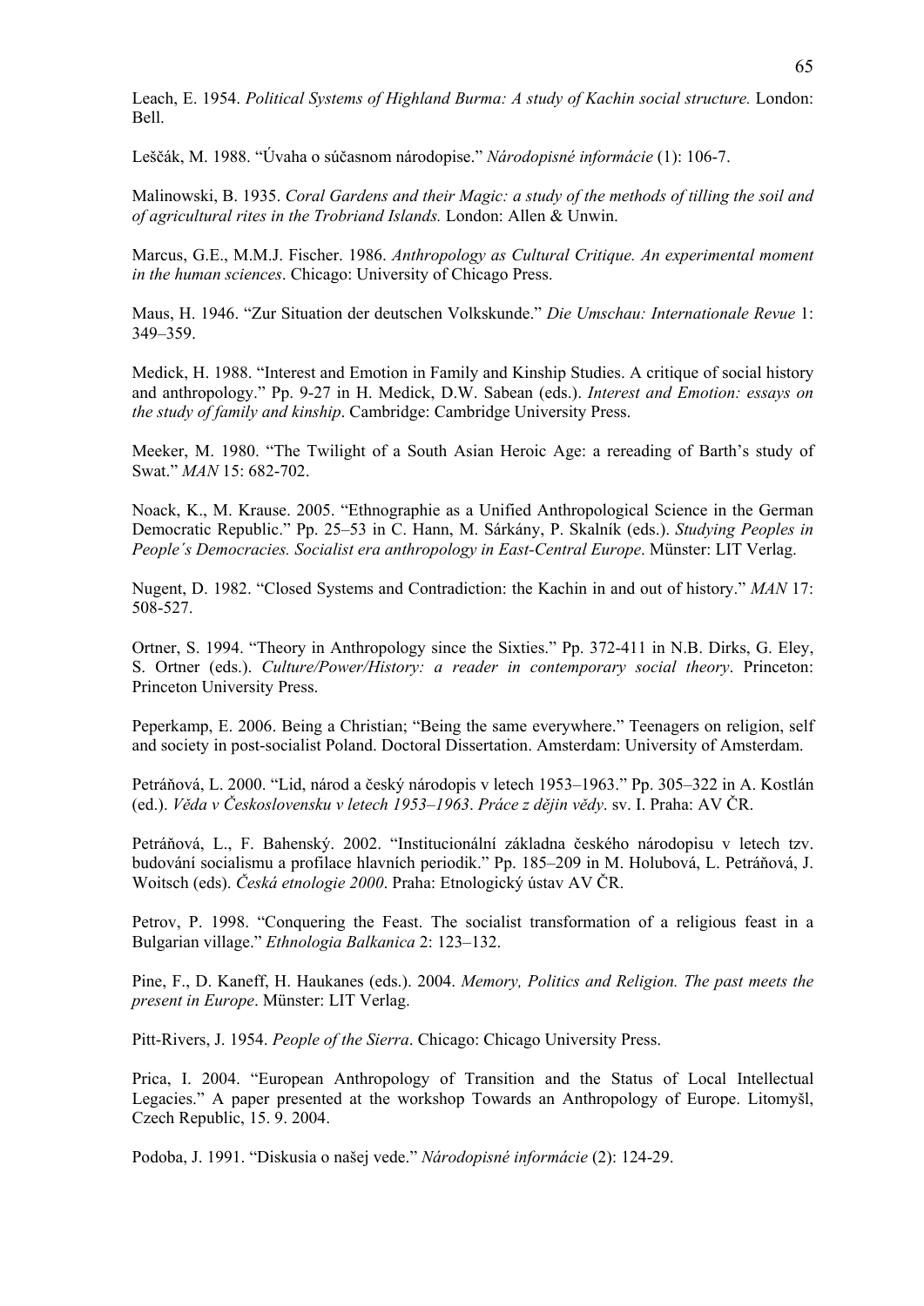Leach, E. 1954. *Political Systems of Highland Burma: A study of Kachin social structure.* London: Bell.

Leščák, M. 1988. "Úvaha o súčasnom národopise." *Národopisné informácie* (1): 106-7.

Malinowski, B. 1935. *Coral Gardens and their Magic: a study of the methods of tilling the soil and of agricultural rites in the Trobriand Islands.* London: Allen & Unwin.

Marcus, G.E., M.M.J. Fischer. 1986. *Anthropology as Cultural Critique. An experimental moment in the human sciences*. Chicago: University of Chicago Press.

Maus, H. 1946. "Zur Situation der deutschen Volkskunde." *Die Umschau: Internationale Revue* 1: 349–359.

Medick, H. 1988. "Interest and Emotion in Family and Kinship Studies. A critique of social history and anthropology." Pp. 9-27 in H. Medick, D.W. Sabean (eds.). *Interest and Emotion: essays on the study of family and kinship*. Cambridge: Cambridge University Press.

Meeker, M. 1980. "The Twilight of a South Asian Heroic Age: a rereading of Barth's study of Swat." *MAN* 15: 682-702.

Noack, K., M. Krause. 2005. "Ethnographie as a Unified Anthropological Science in the German Democratic Republic." Pp. 25–53 in C. Hann, M. Sárkány, P. Skalník (eds.). *Studying Peoples in People´s Democracies. Socialist era anthropology in East-Central Europe*. Münster: LIT Verlag.

Nugent, D. 1982. "Closed Systems and Contradiction: the Kachin in and out of history." *MAN* 17: 508-527.

Ortner, S. 1994. "Theory in Anthropology since the Sixties." Pp. 372-411 in N.B. Dirks, G. Eley, S. Ortner (eds.). *Culture/Power/History: a reader in contemporary social theory*. Princeton: Princeton University Press.

Peperkamp, E. 2006. Being a Christian; "Being the same everywhere." Teenagers on religion, self and society in post-socialist Poland. Doctoral Dissertation. Amsterdam: University of Amsterdam.

Petráňová, L. 2000. "Lid, národ a český národopis v letech 1953–1963." Pp. 305–322 in A. Kostlán (ed.). *Věda v Československu v letech 1953–1963*. *Práce z dějin vědy*. sv. I. Praha: AV ČR.

Petráňová, L., F. Bahenský. 2002. "Institucionální základna českého národopisu v letech tzv. budování socialismu a profilace hlavních periodik." Pp. 185–209 in M. Holubová, L. Petráňová, J. Woitsch (eds). *Česká etnologie 2000*. Praha: Etnologický ústav AV ČR.

Petrov, P. 1998. "Conquering the Feast. The socialist transformation of a religious feast in a Bulgarian village." *Ethnologia Balkanica* 2: 123–132.

Pine, F., D. Kaneff, H. Haukanes (eds.). 2004. *Memory, Politics and Religion. The past meets the present in Europe*. Münster: LIT Verlag.

Pitt-Rivers, J. 1954. *People of the Sierra*. Chicago: Chicago University Press.

Prica, I. 2004. "European Anthropology of Transition and the Status of Local Intellectual Legacies." A paper presented at the workshop Towards an Anthropology of Europe. Litomyšl, Czech Republic, 15. 9. 2004.

Podoba, J. 1991. "Diskusia o našej vede." *Národopisné informácie* (2): 124-29.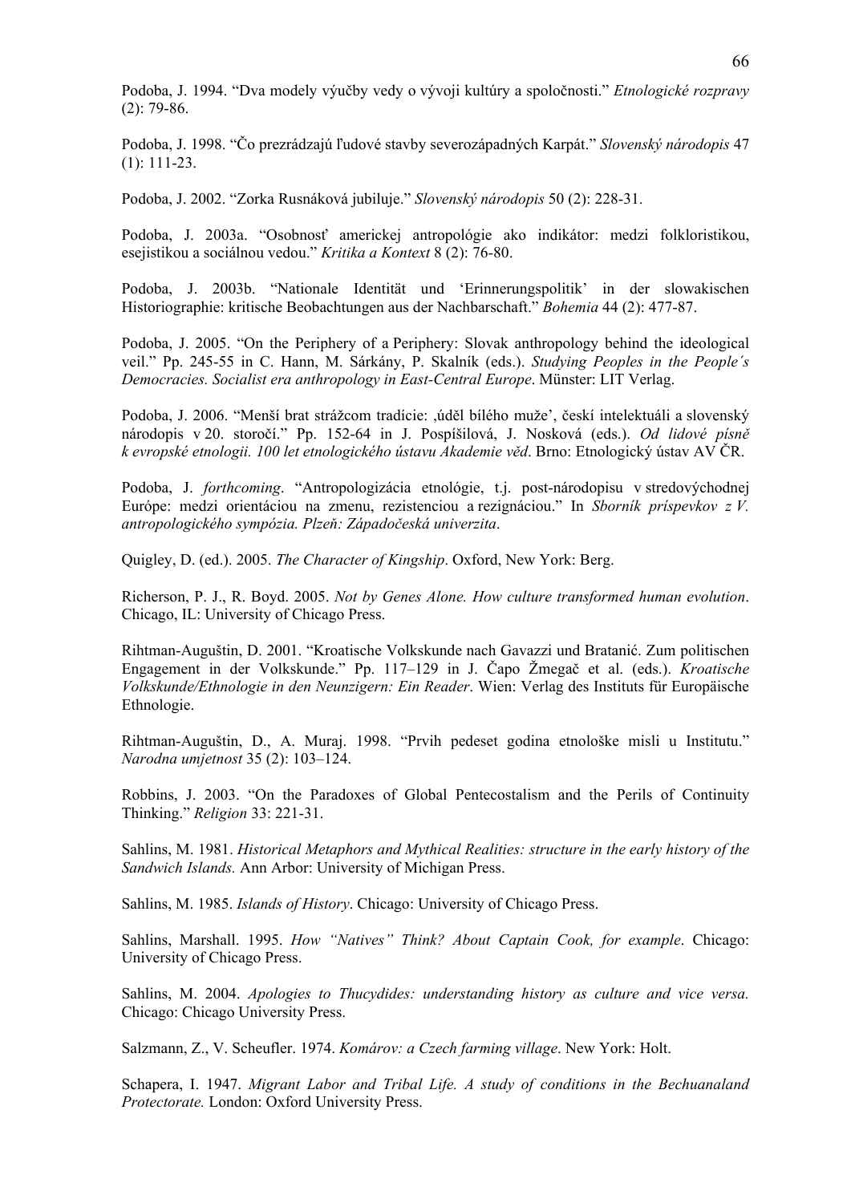Podoba, J. 1994. “Dva modely výučby vedy o vývoji kultúry a spoločnosti.” *Etnologické rozpravy* (2): 79-86.

Podoba, J. 1998. “Čo prezrádzajú ľudové stavby severozápadných Karpát.” *Slovenský národopis* 47 (1): 111-23.

Podoba, J. 2002. “Zorka Rusnáková jubiluje.” *Slovenský národopis* 50 (2): 228-31.

Podoba, J. 2003a. “Osobnosť americkej antropológie ako indikátor: medzi folkloristikou, esejistikou a sociálnou vedou.” *Kritika a Kontext* 8 (2): 76-80.

Podoba, J. 2003b. “Nationale Identität und ‘Erinnerungspolitik’ in der slowakischen Historiographie: kritische Beobachtungen aus der Nachbarschaft.” *Bohemia* 44 (2): 477-87.

Podoba, J. 2005. “On the Periphery of a Periphery: Slovak anthropology behind the ideological veil.” Pp. 245-55 in C. Hann, M. Sárkány, P. Skalník (eds.). *Studying Peoples in the People´s Democracies. Socialist era anthropology in East-Central Europe*. Münster: LIT Verlag.

Podoba, J. 2006. “Menší brat strážcom tradície: ‚úděl bílého muže’, českí intelektuáli a slovenský národopis v 20. storočí.” Pp. 152-64 in J. Pospíšilová, J. Nosková (eds.). *Od lidové písně k evropské etnologii. 100 let etnologického ústavu Akademie věd*. Brno: Etnologický ústav AV ČR.

Podoba, J. *forthcoming*. “Antropologizácia etnológie, t.j. post-národopisu v stredovýchodnej Európe: medzi orientáciou na zmenu, rezistenciou a rezignáciou.” In *Sborník príspevkov z V. antropologického sympózia. Plzeň: Západočeská univerzita*.

Quigley, D. (ed.). 2005. *The Character of Kingship*. Oxford, New York: Berg.

Richerson, P. J., R. Boyd. 2005. *Not by Genes Alone. How culture transformed human evolution*. Chicago, IL: University of Chicago Press.

Rihtman-Auguštin, D. 2001. “Kroatische Volkskunde nach Gavazzi und Bratanić. Zum politischen Engagement in der Volkskunde.” Pp. 117–129 in J. Čapo Žmegač et al. (eds.). *Kroatische Volkskunde/Ethnologie in den Neunzigern: Ein Reader*. Wien: Verlag des Instituts für Europäische Ethnologie.

Rihtman-Auguštin, D., A. Muraj. 1998. “Prvih pedeset godina etnološke misli u Institutu.” *Narodna umjetnost* 35 (2): 103–124.

Robbins, J. 2003. “On the Paradoxes of Global Pentecostalism and the Perils of Continuity Thinking.” *Religion* 33: 221-31.

Sahlins, M. 1981. *Historical Metaphors and Mythical Realities: structure in the early history of the Sandwich Islands.* Ann Arbor: University of Michigan Press.

Sahlins, M. 1985. *Islands of History*. Chicago: University of Chicago Press.

Sahlins, Marshall. 1995. *How “Natives” Think? About Captain Cook, for example*. Chicago: University of Chicago Press.

Sahlins, M. 2004. *Apologies to Thucydides: understanding history as culture and vice versa.* Chicago: Chicago University Press.

Salzmann, Z., V. Scheufler. 1974. *Komárov: a Czech farming village*. New York: Holt.

Schapera, I. 1947. *Migrant Labor and Tribal Life. A study of conditions in the Bechuanaland Protectorate.* London: Oxford University Press.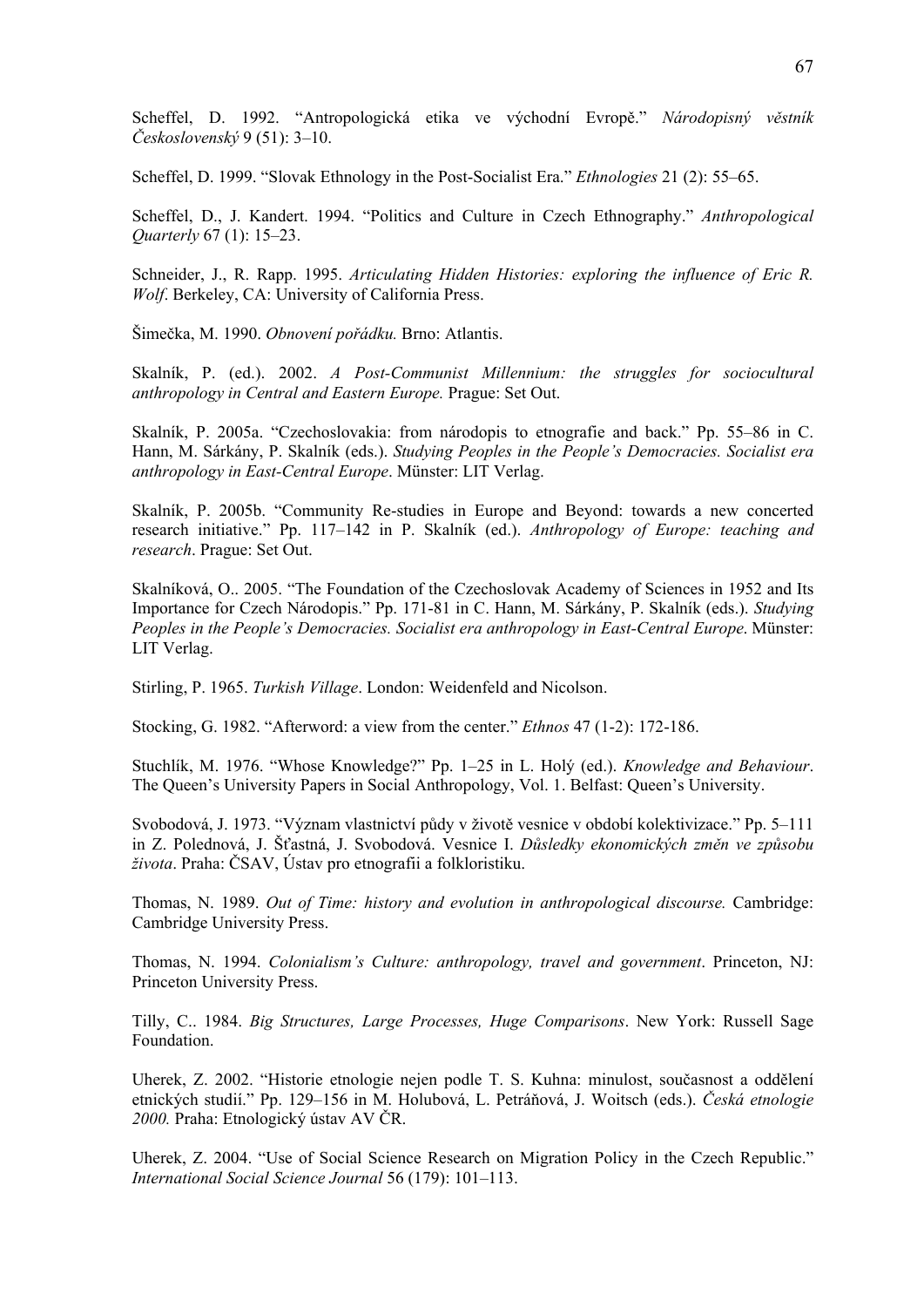Scheffel, D. 1992. "Antropologická etika ve východní Evropě." *Národopisný věstník Československý* 9 (51): 3–10.

Scheffel, D. 1999. "Slovak Ethnology in the Post-Socialist Era." *Ethnologies* 21 (2): 55–65.

Scheffel, D., J. Kandert. 1994. "Politics and Culture in Czech Ethnography." *Anthropological Quarterly* 67 (1): 15–23.

Schneider, J., R. Rapp. 1995. *Articulating Hidden Histories: exploring the influence of Eric R. Wolf*. Berkeley, CA: University of California Press.

Šimečka, M. 1990. *Obnovení pořádku.* Brno: Atlantis.

Skalník, P. (ed.). 2002. *A Post-Communist Millennium: the struggles for sociocultural anthropology in Central and Eastern Europe.* Prague: Set Out.

Skalník, P. 2005a. "Czechoslovakia: from národopis to etnografie and back." Pp. 55–86 in C. Hann, M. Sárkány, P. Skalník (eds.). *Studying Peoples in the People's Democracies. Socialist era anthropology in East-Central Europe*. Münster: LIT Verlag.

Skalník, P. 2005b. "Community Re-studies in Europe and Beyond: towards a new concerted research initiative." Pp. 117–142 in P. Skalník (ed.). *Anthropology of Europe: teaching and research*. Prague: Set Out.

Skalníková, O.. 2005. "The Foundation of the Czechoslovak Academy of Sciences in 1952 and Its Importance for Czech Národopis." Pp. 171-81 in C. Hann, M. Sárkány, P. Skalník (eds.). *Studying Peoples in the People's Democracies. Socialist era anthropology in East-Central Europe*. Münster: LIT Verlag.

Stirling, P. 1965. *Turkish Village*. London: Weidenfeld and Nicolson.

Stocking, G. 1982. "Afterword: a view from the center." *Ethnos* 47 (1-2): 172-186.

Stuchlík, M. 1976. "Whose Knowledge?" Pp. 1–25 in L. Holý (ed.). *Knowledge and Behaviour*. The Queen's University Papers in Social Anthropology, Vol. 1. Belfast: Queen's University.

Svobodová, J. 1973. "Význam vlastnictví půdy v životě vesnice v období kolektivizace." Pp. 5–111 in Z. Polednová, J. Šťastná, J. Svobodová. Vesnice I. *Důsledky ekonomických změn ve způsobu života*. Praha: ČSAV, Ústav pro etnografii a folkloristiku.

Thomas, N. 1989. *Out of Time: history and evolution in anthropological discourse.* Cambridge: Cambridge University Press.

Thomas, N. 1994. *Colonialism's Culture: anthropology, travel and government*. Princeton, NJ: Princeton University Press.

Tilly, C.. 1984. *Big Structures, Large Processes, Huge Comparisons*. New York: Russell Sage Foundation.

Uherek, Z. 2002. "Historie etnologie nejen podle T. S. Kuhna: minulost, současnost a oddělení etnických studií." Pp. 129–156 in M. Holubová, L. Petráňová, J. Woitsch (eds.). *Česká etnologie 2000.* Praha: Etnologický ústav AV ČR.

Uherek, Z. 2004. "Use of Social Science Research on Migration Policy in the Czech Republic." *International Social Science Journal* 56 (179): 101–113.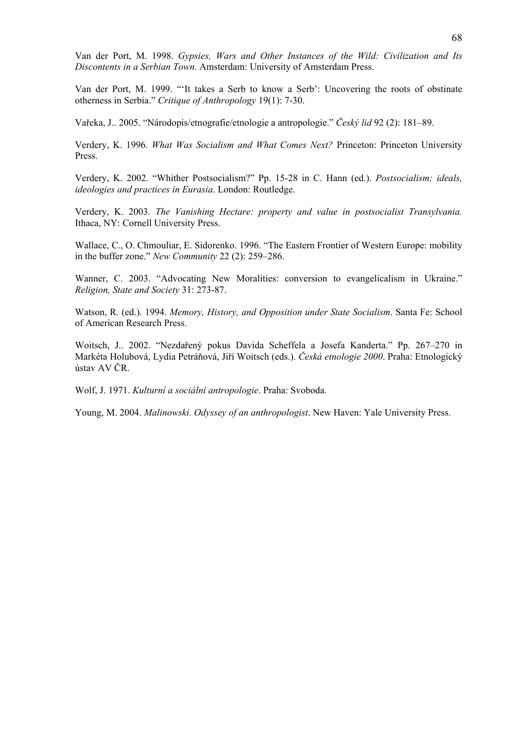Van der Port, M. 1998. *Gypsies, Wars and Other Instances of the Wild: Civilization and Its Discontents in a Serbian Town.* Amsterdam: University of Amsterdam Press.

Van der Port, M. 1999. "'It takes a Serb to know a Serb': Uncovering the roots of obstinate otherness in Serbia." *Critique of Anthropology* 19(1): 7-30.

Vařeka, J.. 2005. "Národopis/etnografie/etnologie a antropologie." *Český lid* 92 (2): 181–89.

Verdery, K. 1996. *What Was Socialism and What Comes Next?* Princeton: Princeton University Press.

Verdery, K. 2002. "Whither Postsocialism?" Pp. 15-28 in C. Hann (ed.). *Postsocialism; ideals, ideologies and practices in Eurasia*. London: Routledge.

Verdery, K. 2003. *The Vanishing Hectare: property and value in postsocialist Transylvania.* Ithaca, NY: Cornell University Press.

Wallace, C., O. Chmouliar, E. Sidorenko. 1996. "The Eastern Frontier of Western Europe: mobility in the buffer zone." *New Community* 22 (2): 259–286.

Wanner, C. 2003. "Advocating New Moralities: conversion to evangelicalism in Ukraine." *Religion, State and Society* 31: 273-87.

Watson, R. (ed.). 1994. *Memory, History, and Opposition under State Socialism*. Santa Fe: School of American Research Press.

Woitsch, J.. 2002. "Nezdařený pokus Davida Scheffela a Josefa Kanderta." Pp. 267–270 in Markéta Holubová, Lydia Petráňová, Jiří Woitsch (eds.). *Česká etnologie 2000*. Praha: Etnologický ústav AV ČR.

Wolf, J. 1971. *Kulturní a sociální antropologie*. Praha: Svoboda.

Young, M. 2004. *Malinowski. Odyssey of an anthropologist*. New Haven: Yale University Press.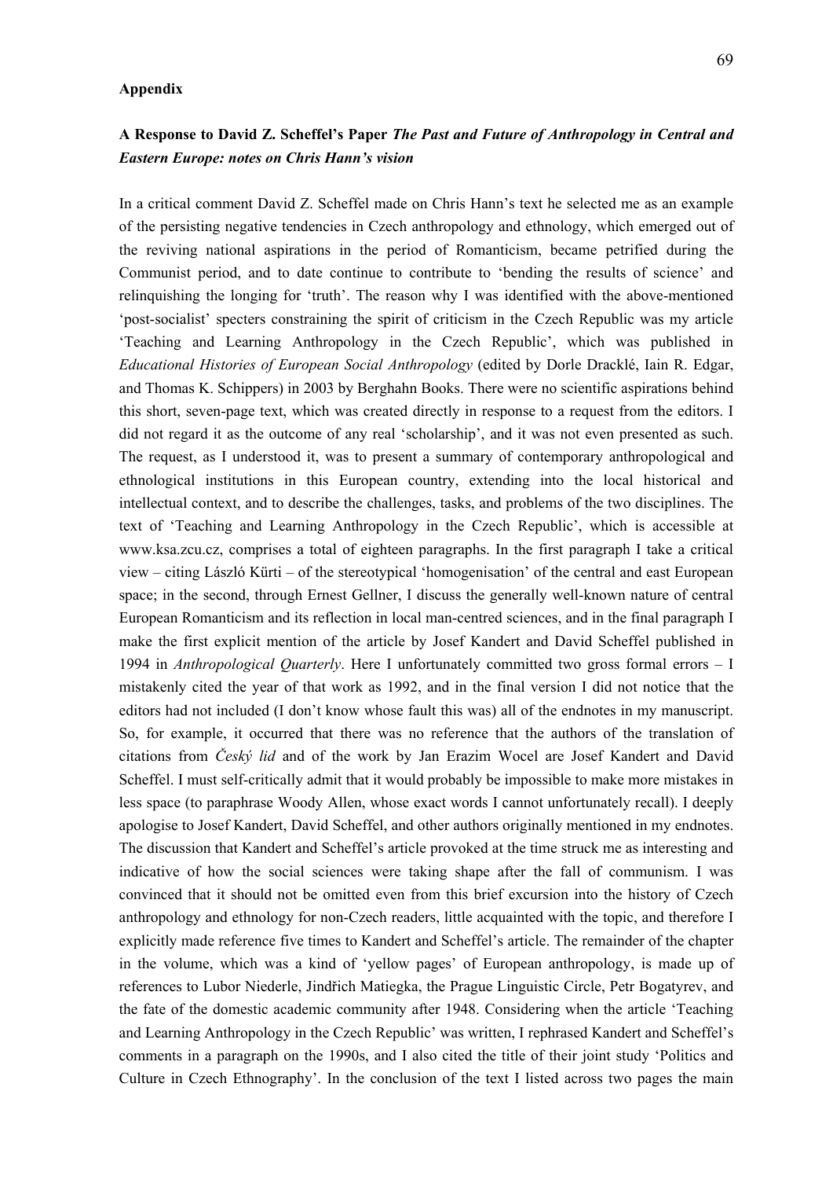**Appendix**

## A Response to David Z. Scheffel's Paper *The Past and Future of Anthropology in Central and Eastern Europe: notes on Chris Hann's vision*

In a critical comment David Z. Scheffel made on Chris Hann's text he selected me as an example of the persisting negative tendencies in Czech anthropology and ethnology, which emerged out of the reviving national aspirations in the period of Romanticism, became petrified during the Communist period, and to date continue to contribute to 'bending the results of science' and relinquishing the longing for 'truth'. The reason why I was identified with the above-mentioned 'post-socialist' specters constraining the spirit of criticism in the Czech Republic was my article 'Teaching and Learning Anthropology in the Czech Republic', which was published in *Educational Histories of European Social Anthropology* (edited by Dorle Dracklé, Iain R. Edgar, and Thomas K. Schippers) in 2003 by Berghahn Books. There were no scientific aspirations behind this short, seven-page text, which was created directly in response to a request from the editors. I did not regard it as the outcome of any real 'scholarship', and it was not even presented as such. The request, as I understood it, was to present a summary of contemporary anthropological and ethnological institutions in this European country, extending into the local historical and intellectual context, and to describe the challenges, tasks, and problems of the two disciplines. The text of 'Teaching and Learning Anthropology in the Czech Republic', which is accessible at www.ksa.zcu.cz, comprises a total of eighteen paragraphs. In the first paragraph I take a critical view – citing László Kürti – of the stereotypical 'homogenisation' of the central and east European space; in the second, through Ernest Gellner, I discuss the generally well-known nature of central European Romanticism and its reflection in local man-centred sciences, and in the final paragraph I make the first explicit mention of the article by Josef Kandert and David Scheffel published in 1994 in *Anthropological Quarterly*. Here I unfortunately committed two gross formal errors – I mistakenly cited the year of that work as 1992, and in the final version I did not notice that the editors had not included (I don't know whose fault this was) all of the endnotes in my manuscript. So, for example, it occurred that there was no reference that the authors of the translation of citations from *Český lid* and of the work by Jan Erazim Wocel are Josef Kandert and David Scheffel. I must self-critically admit that it would probably be impossible to make more mistakes in less space (to paraphrase Woody Allen, whose exact words I cannot unfortunately recall). I deeply apologise to Josef Kandert, David Scheffel, and other authors originally mentioned in my endnotes. The discussion that Kandert and Scheffel's article provoked at the time struck me as interesting and indicative of how the social sciences were taking shape after the fall of communism. I was convinced that it should not be omitted even from this brief excursion into the history of Czech anthropology and ethnology for non-Czech readers, little acquainted with the topic, and therefore I explicitly made reference five times to Kandert and Scheffel's article. The remainder of the chapter in the volume, which was a kind of 'yellow pages' of European anthropology, is made up of references to Lubor Niederle, Jindřich Matiegka, the Prague Linguistic Circle, Petr Bogatyrev, and the fate of the domestic academic community after 1948. Considering when the article 'Teaching and Learning Anthropology in the Czech Republic' was written, I rephrased Kandert and Scheffel's comments in a paragraph on the 1990s, and I also cited the title of their joint study 'Politics and Culture in Czech Ethnography'. In the conclusion of the text I listed across two pages the main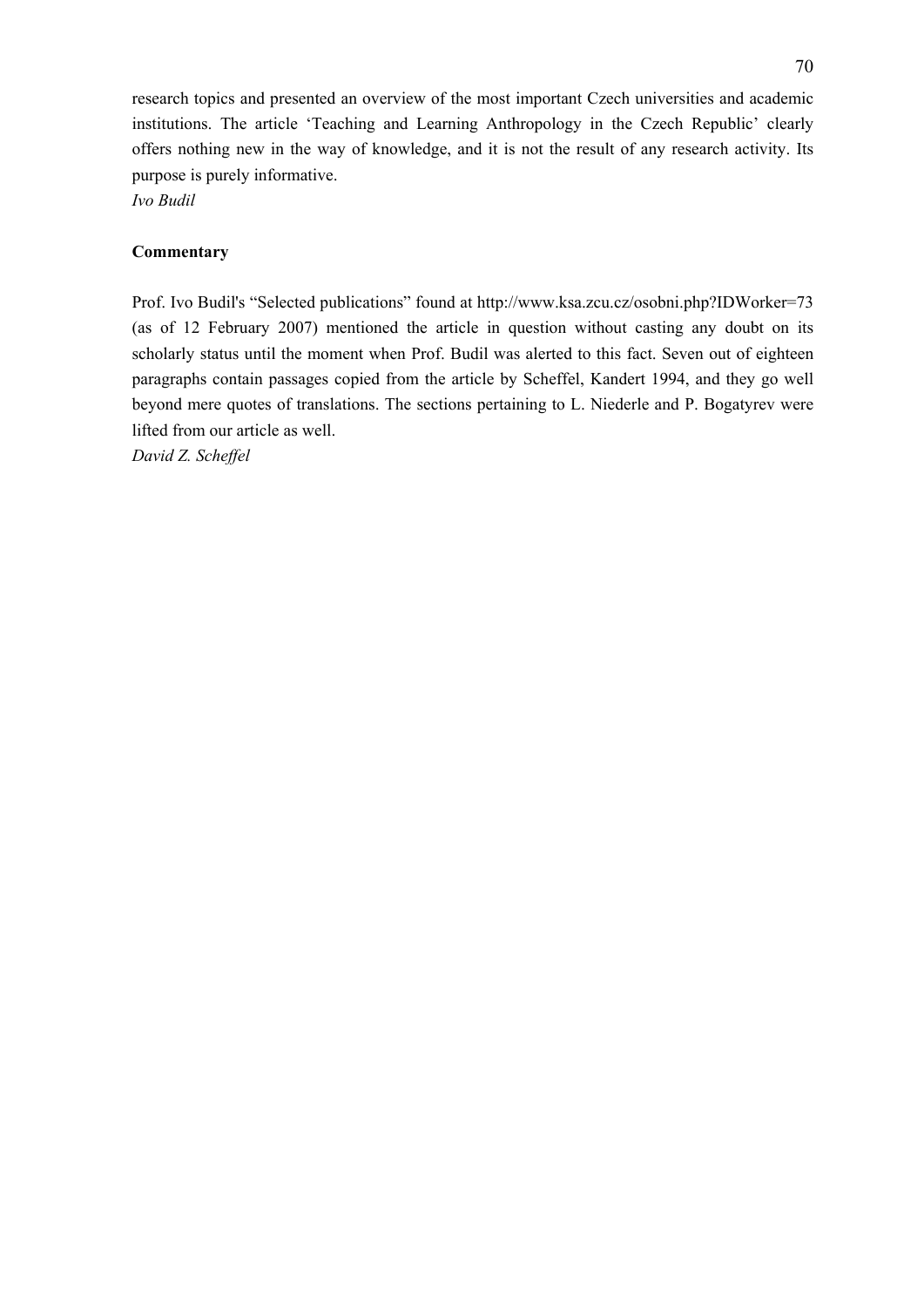research topics and presented an overview of the most important Czech universities and academic institutions. The article 'Teaching and Learning Anthropology in the Czech Republic' clearly offers nothing new in the way of knowledge, and it is not the result of any research activity. Its purpose is purely informative.

*Ivo Budil*

**Commentary**

Prof. Ivo Budil's "Selected publications" found at http://www.ksa.zcu.cz/osobni.php?IDWorker=73 (as of 12 February 2007) mentioned the article in question without casting any doubt on its scholarly status until the moment when Prof. Budil was alerted to this fact. Seven out of eighteen paragraphs contain passages copied from the article by Scheffel, Kandert 1994, and they go well beyond mere quotes of translations. The sections pertaining to L. Niederle and P. Bogatyrev were lifted from our article as well.

*David Z. Scheffel*